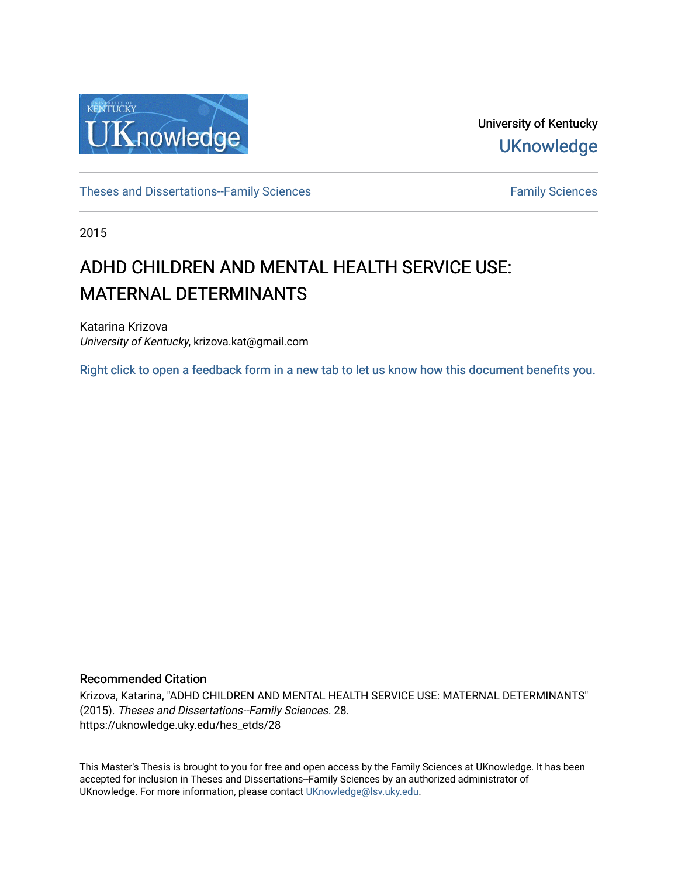University of Kentucky

UKnowledge

Theses and Dissertations--Family Sciences

Family Sciences

2015

# ADHD CHILDREN AND MENTAL HEALTH SERVICE USE: MATERNAL DETERMINANTS

Katarina Krizova
*University of Kentucky*, krizova.kat@gmail.com

Right click to open a feedback form in a new tab to let us know how this document benefits you.

## Recommended Citation

Krizova, Katarina, "ADHD CHILDREN AND MENTAL HEALTH SERVICE USE: MATERNAL DETERMINANTS" (2015). *Theses and Dissertations--Family Sciences*. 28.
https://uknowledge.uky.edu/hes_etds/28

This Master's Thesis is brought to you for free and open access by the Family Sciences at UKnowledge. It has been accepted for inclusion in Theses and Dissertations--Family Sciences by an authorized administrator of UKnowledge. For more information, please contact UKnowledge@lsv.uky.edu.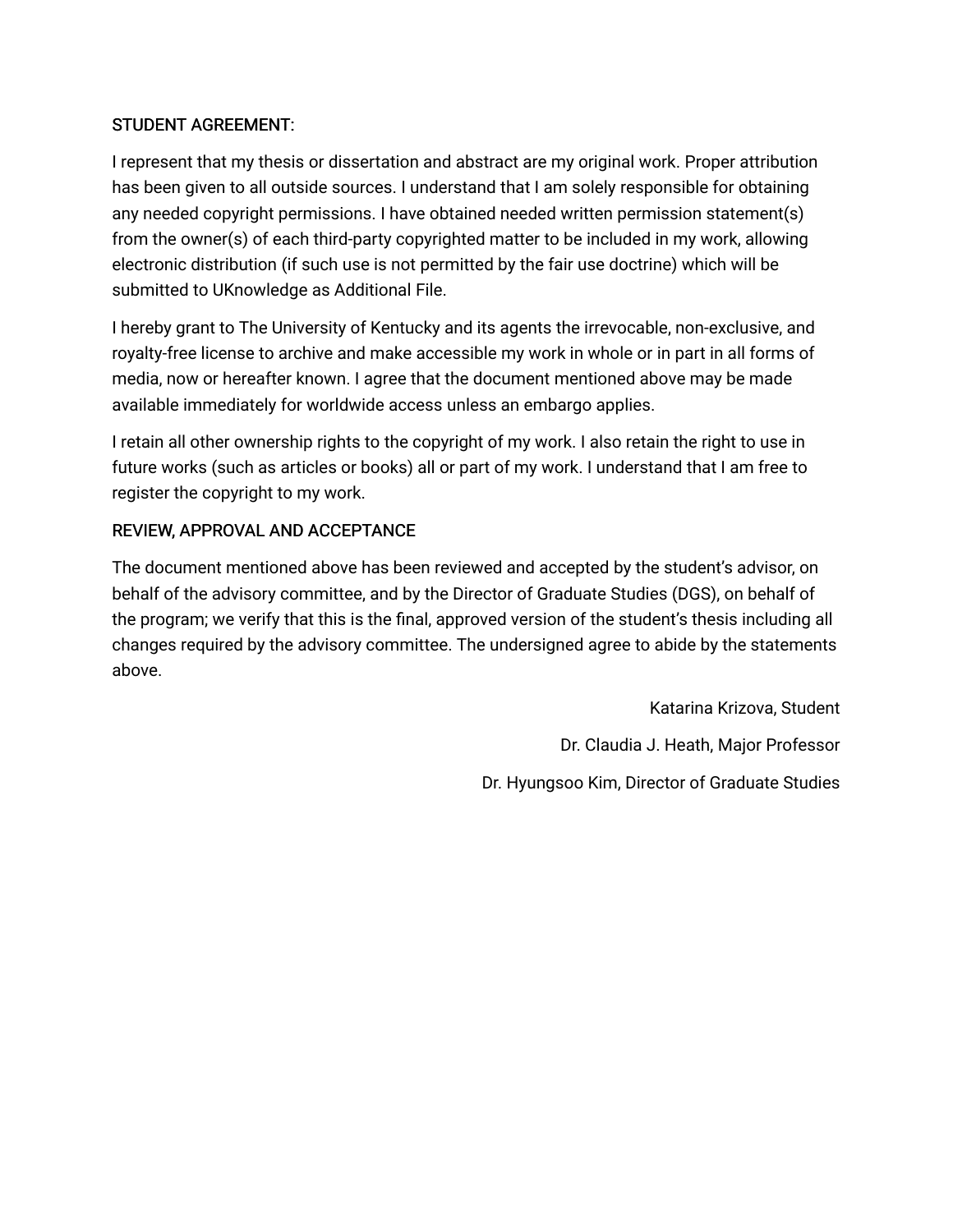STUDENT AGREEMENT:

I represent that my thesis or dissertation and abstract are my original work. Proper attribution has been given to all outside sources. I understand that I am solely responsible for obtaining any needed copyright permissions. I have obtained needed written permission statement(s) from the owner(s) of each third-party copyrighted matter to be included in my work, allowing electronic distribution (if such use is not permitted by the fair use doctrine) which will be submitted to UKnowledge as Additional File.

I hereby grant to The University of Kentucky and its agents the irrevocable, non-exclusive, and royalty-free license to archive and make accessible my work in whole or in part in all forms of media, now or hereafter known. I agree that the document mentioned above may be made available immediately for worldwide access unless an embargo applies.

I retain all other ownership rights to the copyright of my work. I also retain the right to use in future works (such as articles or books) all or part of my work. I understand that I am free to register the copyright to my work.

REVIEW, APPROVAL AND ACCEPTANCE

The document mentioned above has been reviewed and accepted by the student's advisor, on behalf of the advisory committee, and by the Director of Graduate Studies (DGS), on behalf of the program; we verify that this is the final, approved version of the student's thesis including all changes required by the advisory committee. The undersigned agree to abide by the statements above.

Katarina Krizova, Student

Dr. Claudia J. Heath, Major Professor

Dr. Hyungsoo Kim, Director of Graduate Studies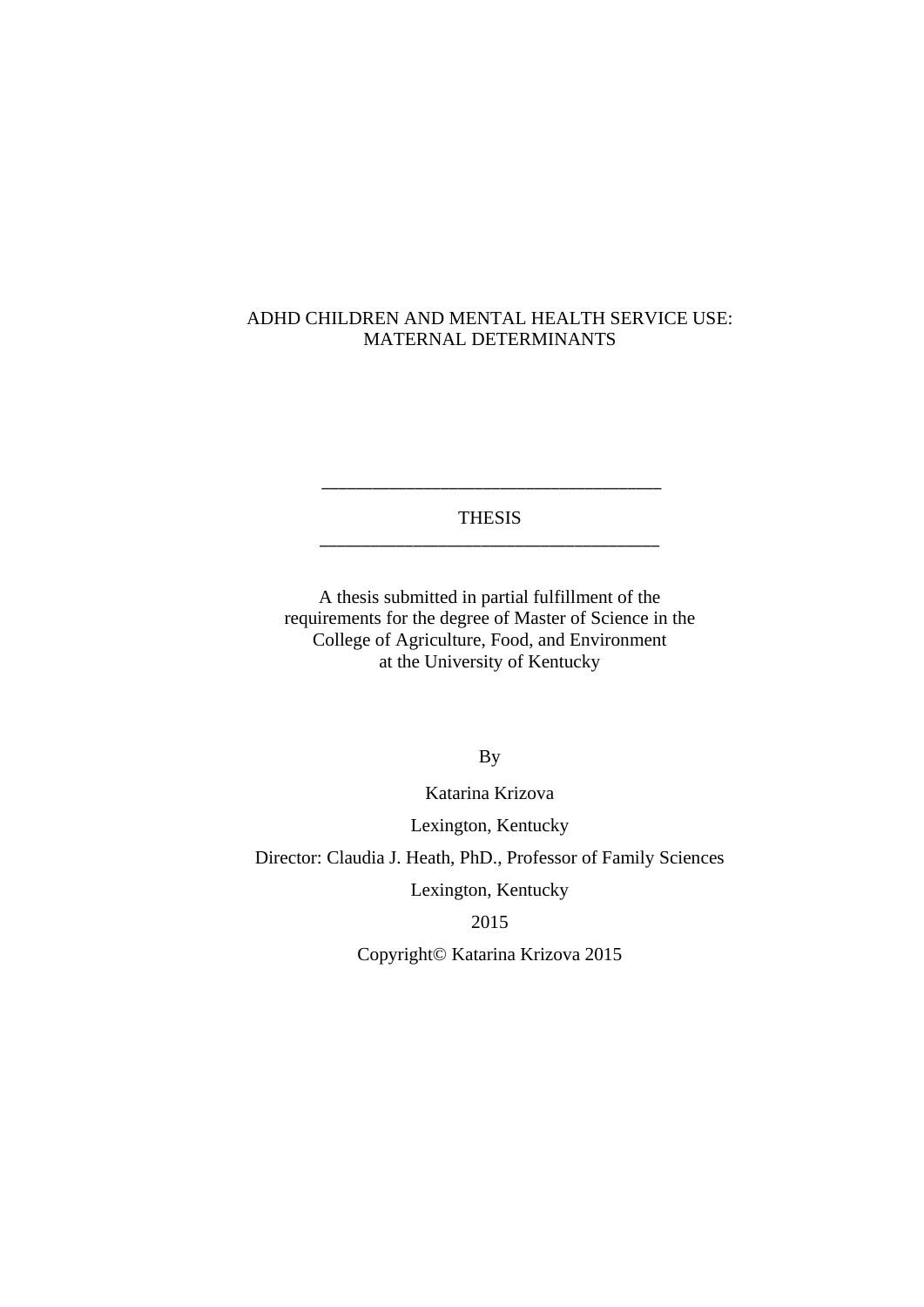# ADHD CHILDREN AND MENTAL HEALTH SERVICE USE: MATERNAL DETERMINANTS

---

THESIS

---

A thesis submitted in partial fulfillment of the requirements for the degree of Master of Science in the College of Agriculture, Food, and Environment at the University of Kentucky

By

Katarina Krizova

Lexington, Kentucky

Director: Claudia J. Heath, PhD., Professor of Family Sciences

Lexington, Kentucky

2015

Copyright© Katarina Krizova 2015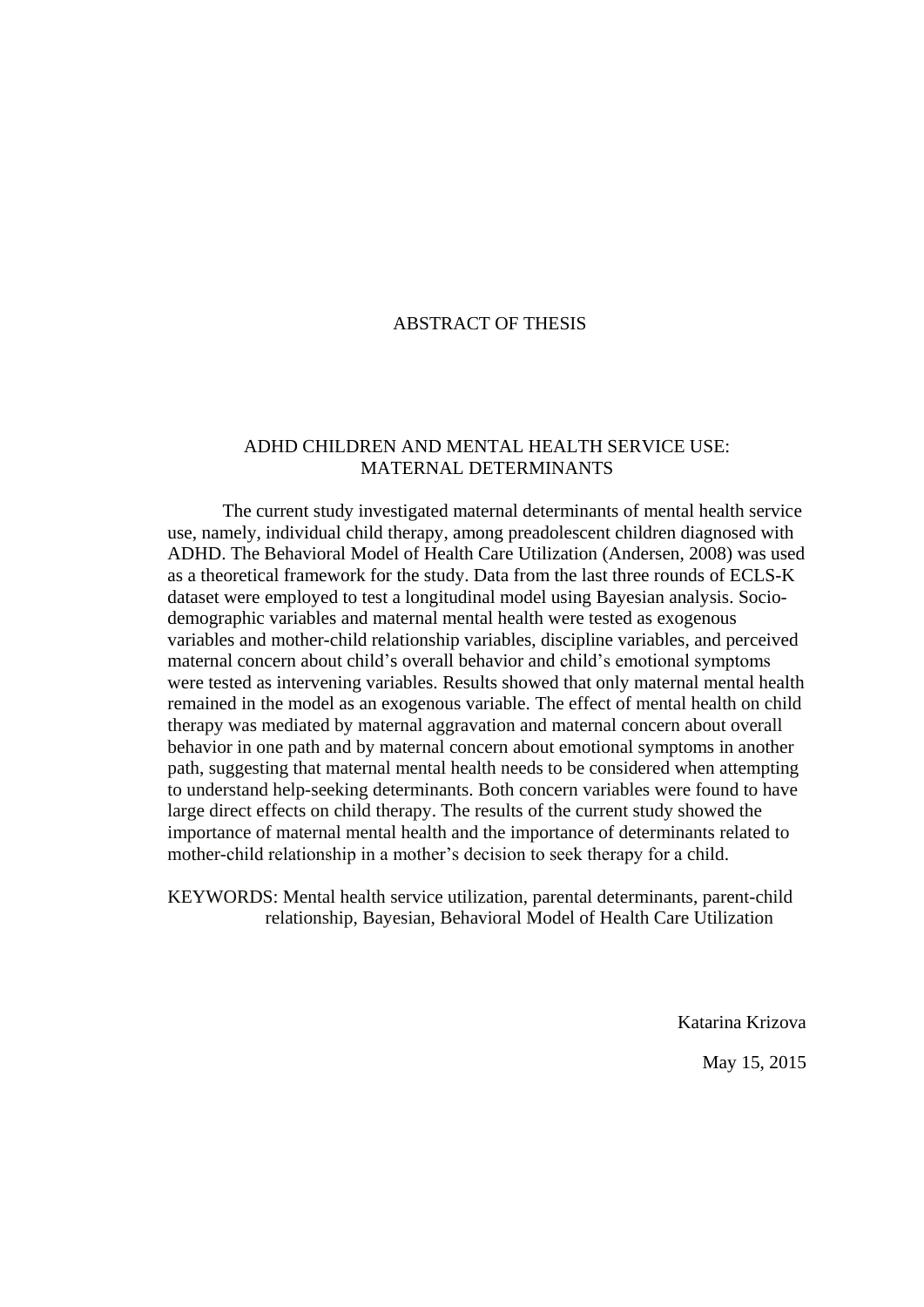# ABSTRACT OF THESIS

## ADHD CHILDREN AND MENTAL HEALTH SERVICE USE: MATERNAL DETERMINANTS

The current study investigated maternal determinants of mental health service use, namely, individual child therapy, among preadolescent children diagnosed with ADHD. The Behavioral Model of Health Care Utilization (Andersen, 2008) was used as a theoretical framework for the study. Data from the last three rounds of ECLS-K dataset were employed to test a longitudinal model using Bayesian analysis. Socio-demographic variables and maternal mental health were tested as exogenous variables and mother-child relationship variables, discipline variables, and perceived maternal concern about child's overall behavior and child's emotional symptoms were tested as intervening variables. Results showed that only maternal mental health remained in the model as an exogenous variable. The effect of mental health on child therapy was mediated by maternal aggravation and maternal concern about overall behavior in one path and by maternal concern about emotional symptoms in another path, suggesting that maternal mental health needs to be considered when attempting to understand help-seeking determinants. Both concern variables were found to have large direct effects on child therapy. The results of the current study showed the importance of maternal mental health and the importance of determinants related to mother-child relationship in a mother's decision to seek therapy for a child.

KEYWORDS: Mental health service utilization, parental determinants, parent-child relationship, Bayesian, Behavioral Model of Health Care Utilization

Katarina Krizova

May 15, 2015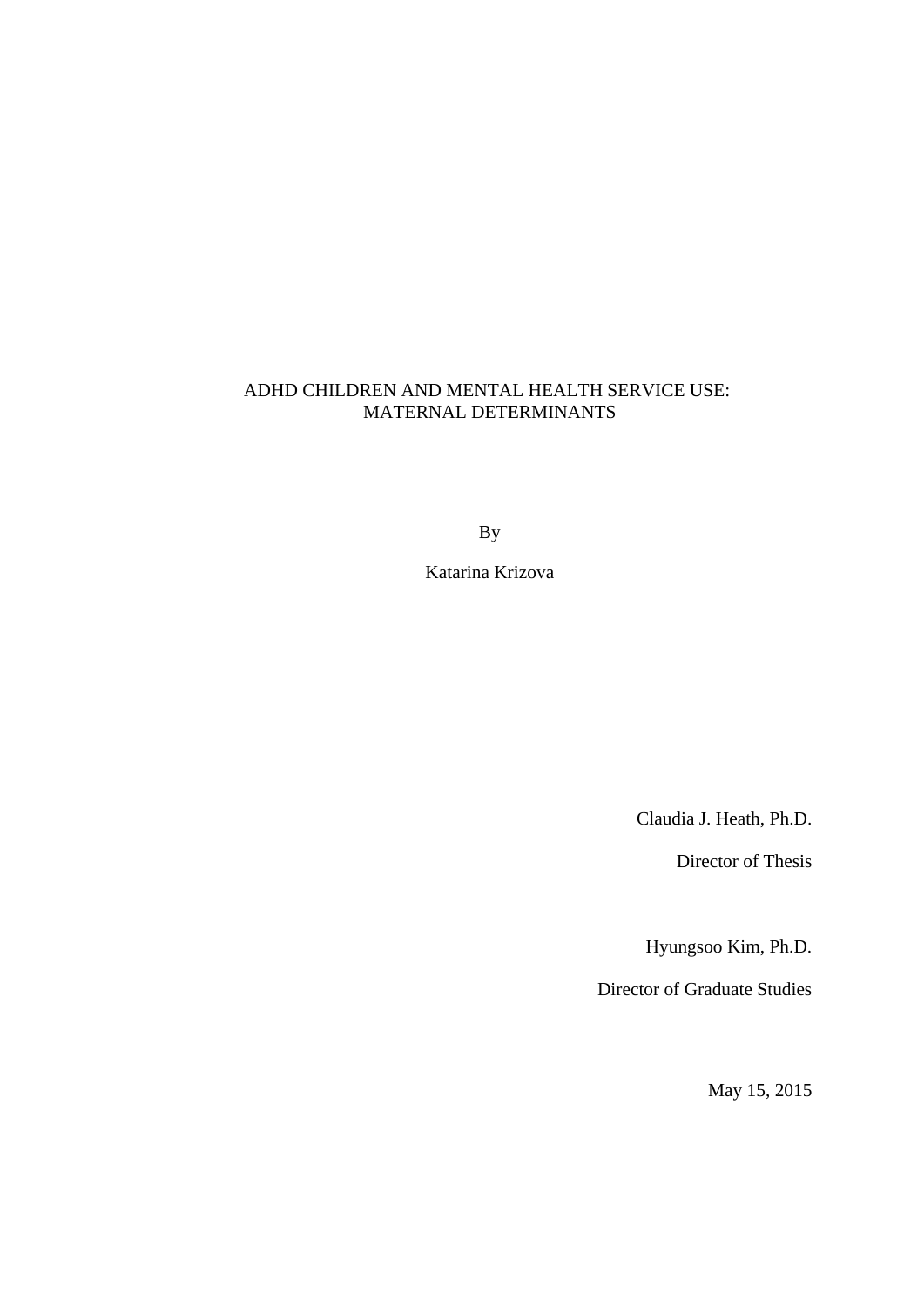# ADHD CHILDREN AND MENTAL HEALTH SERVICE USE: MATERNAL DETERMINANTS

By

Katarina Krizova

Claudia J. Heath, Ph.D.

Director of Thesis

Hyungsoo Kim, Ph.D.

Director of Graduate Studies

May 15, 2015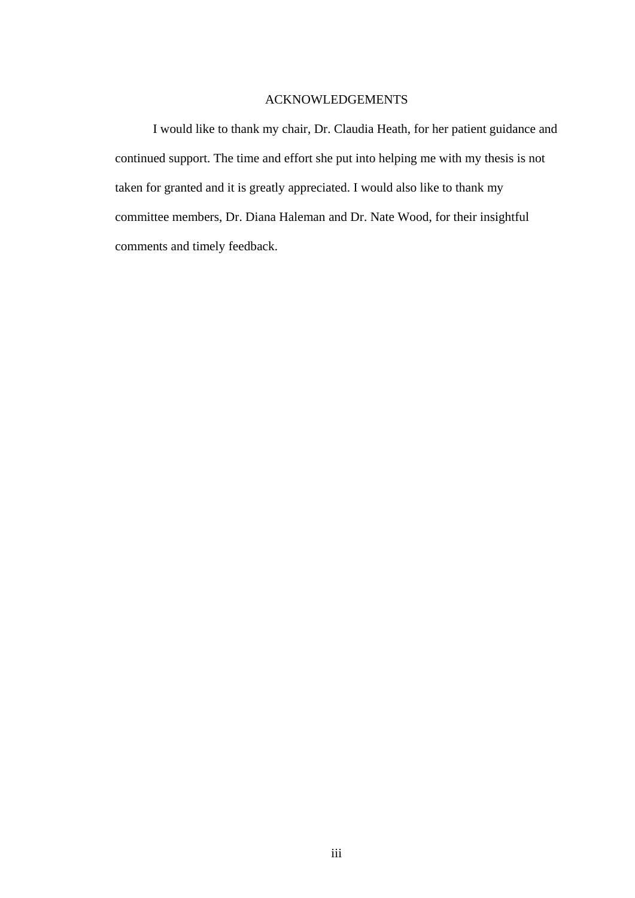# ACKNOWLEDGEMENTS

I would like to thank my chair, Dr. Claudia Heath, for her patient guidance and continued support. The time and effort she put into helping me with my thesis is not taken for granted and it is greatly appreciated. I would also like to thank my committee members, Dr. Diana Haleman and Dr. Nate Wood, for their insightful comments and timely feedback.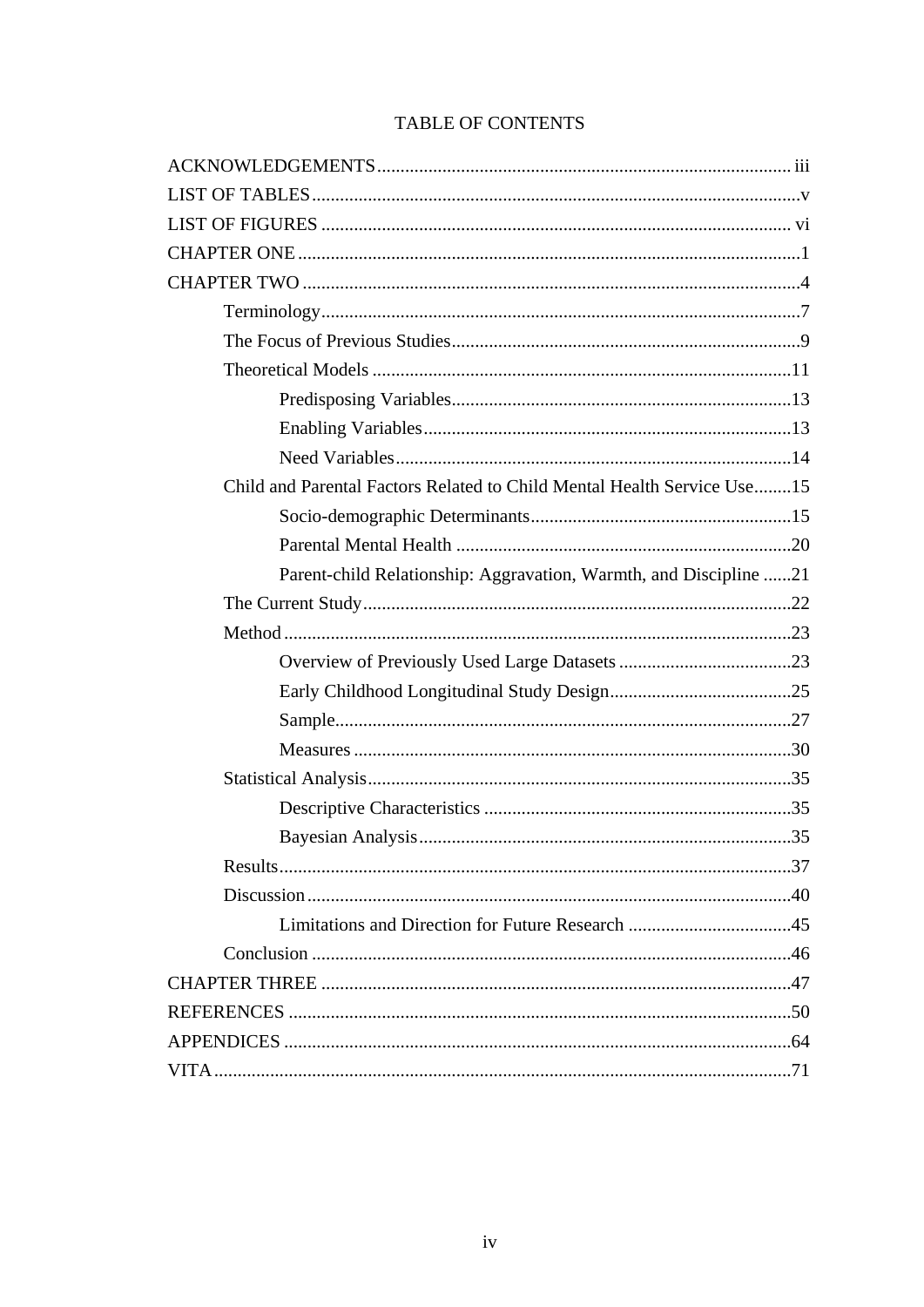# TABLE OF CONTENTS

ACKNOWLEDGEMENTS ........................................................................................ iii

LIST OF TABLES ........................................................................................................v

LIST OF FIGURES ..................................................................................................... vi

CHAPTER ONE ...........................................................................................................1

CHAPTER TWO ...........................................................................................................4

- Terminology.......................................................................................................7
- The Focus of Previous Studies...........................................................................9
- Theoretical Models ..........................................................................................11
    - Predisposing Variables.........................................................................13
    - Enabling Variables...............................................................................13
    - Need Variables.....................................................................................14
- Child and Parental Factors Related to Child Mental Health Service Use........15
    - Socio-demographic Determinants........................................................15
    - Parental Mental Health ........................................................................20
    - Parent-child Relationship: Aggravation, Warmth, and Discipline ......21
- The Current Study............................................................................................22
- Method .............................................................................................................23
    - Overview of Previously Used Large Datasets .....................................23
    - Early Childhood Longitudinal Study Design.......................................25
    - Sample..................................................................................................27
    - Measures ..............................................................................................30
- Statistical Analysis...........................................................................................35
    - Descriptive Characteristics ..................................................................35
    - Bayesian Analysis................................................................................35
- Results..............................................................................................................37
- Discussion........................................................................................................40
    - Limitations and Direction for Future Research ...................................45
- Conclusion .......................................................................................................46

CHAPTER THREE .....................................................................................................47

REFERENCES ............................................................................................................50

APPENDICES .............................................................................................................64

VITA............................................................................................................................71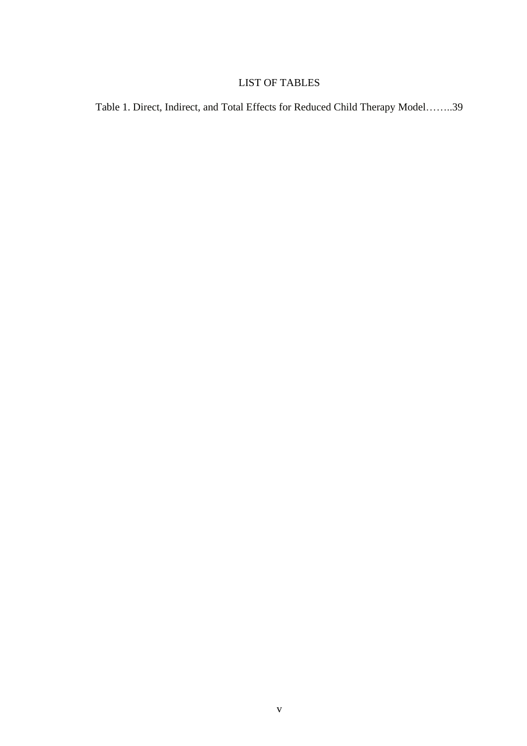# LIST OF TABLES

Table 1. Direct, Indirect, and Total Effects for Reduced Child Therapy Model……..39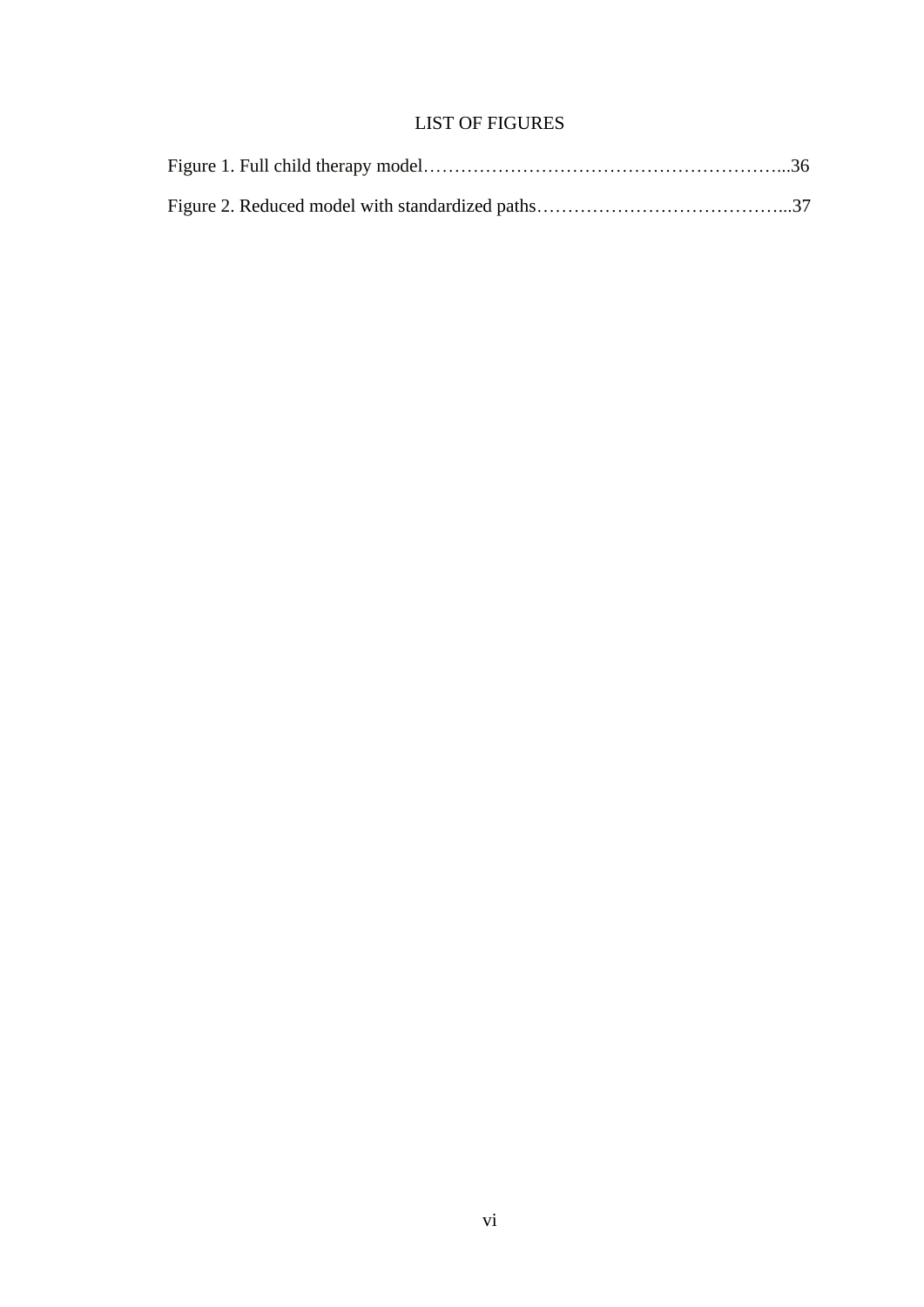# LIST OF FIGURES

Figure 1. Full child therapy model…………………………………………………...36

Figure 2. Reduced model with standardized paths…………………………………...37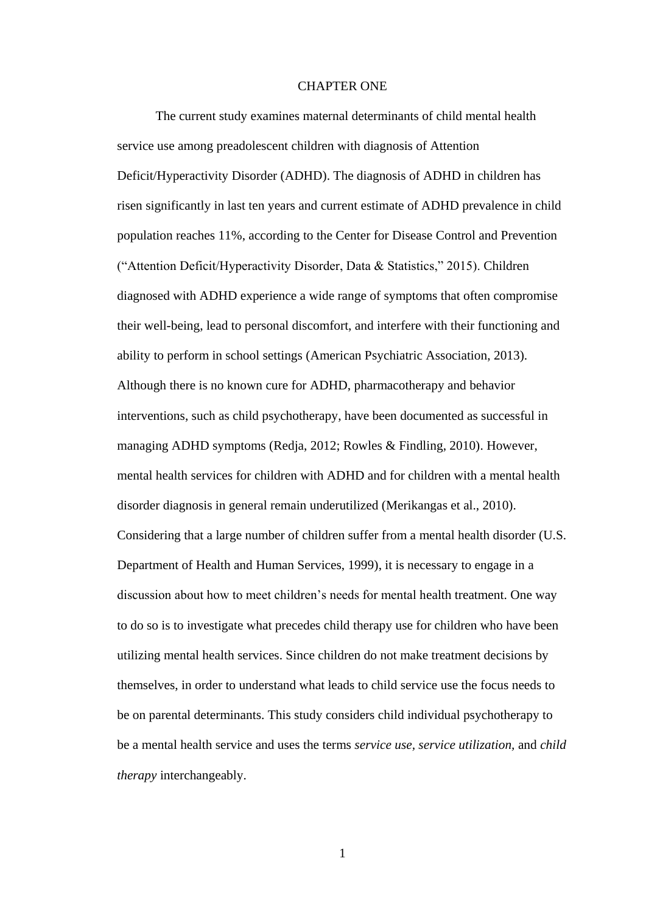# CHAPTER ONE

The current study examines maternal determinants of child mental health service use among preadolescent children with diagnosis of Attention Deficit/Hyperactivity Disorder (ADHD). The diagnosis of ADHD in children has risen significantly in last ten years and current estimate of ADHD prevalence in child population reaches 11%, according to the Center for Disease Control and Prevention ("Attention Deficit/Hyperactivity Disorder, Data & Statistics," 2015). Children diagnosed with ADHD experience a wide range of symptoms that often compromise their well-being, lead to personal discomfort, and interfere with their functioning and ability to perform in school settings (American Psychiatric Association, 2013). Although there is no known cure for ADHD, pharmacotherapy and behavior interventions, such as child psychotherapy, have been documented as successful in managing ADHD symptoms (Redja, 2012; Rowles & Findling, 2010). However, mental health services for children with ADHD and for children with a mental health disorder diagnosis in general remain underutilized (Merikangas et al., 2010). Considering that a large number of children suffer from a mental health disorder (U.S. Department of Health and Human Services, 1999), it is necessary to engage in a discussion about how to meet children's needs for mental health treatment. One way to do so is to investigate what precedes child therapy use for children who have been utilizing mental health services. Since children do not make treatment decisions by themselves, in order to understand what leads to child service use the focus needs to be on parental determinants. This study considers child individual psychotherapy to be a mental health service and uses the terms *service use, service utilization,* and *child therapy* interchangeably.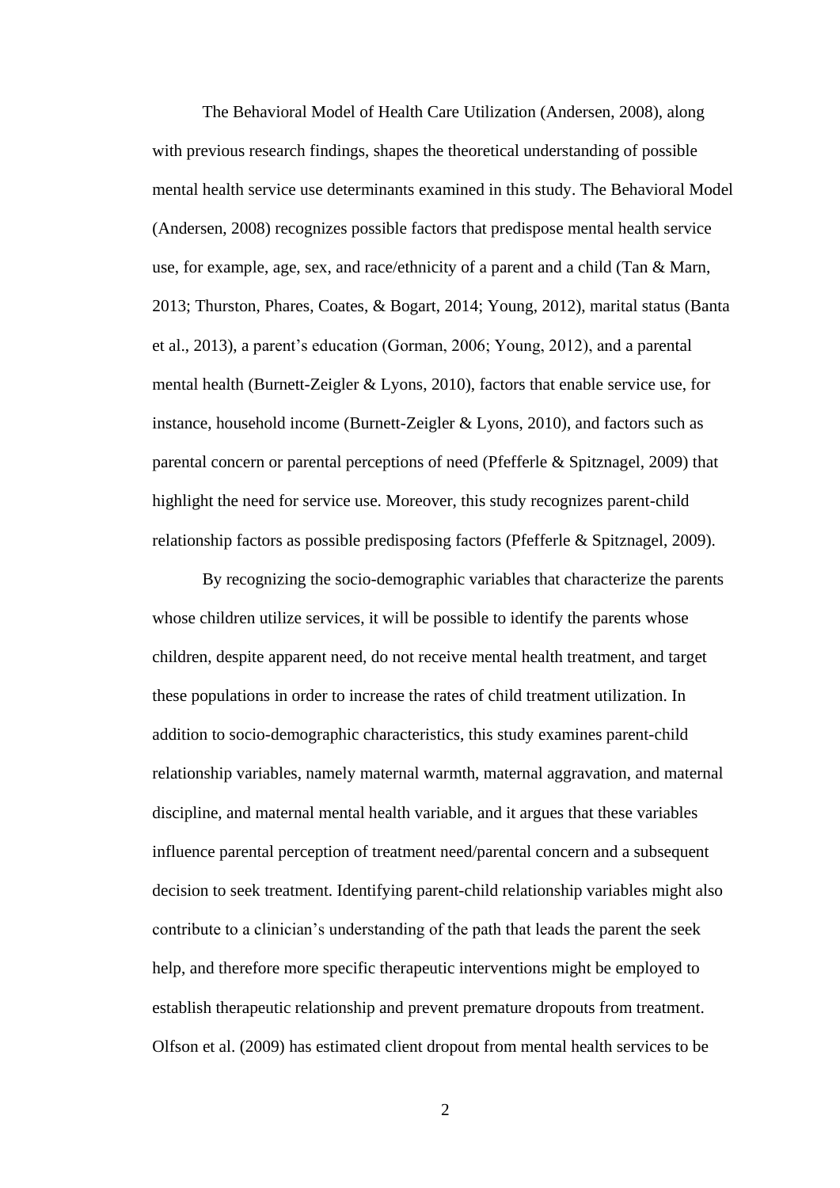The Behavioral Model of Health Care Utilization (Andersen, 2008), along with previous research findings, shapes the theoretical understanding of possible mental health service use determinants examined in this study. The Behavioral Model (Andersen, 2008) recognizes possible factors that predispose mental health service use, for example, age, sex, and race/ethnicity of a parent and a child (Tan & Marn, 2013; Thurston, Phares, Coates, & Bogart, 2014; Young, 2012), marital status (Banta et al., 2013), a parent's education (Gorman, 2006; Young, 2012), and a parental mental health (Burnett-Zeigler & Lyons, 2010), factors that enable service use, for instance, household income (Burnett-Zeigler & Lyons, 2010), and factors such as parental concern or parental perceptions of need (Pfefferle & Spitznagel, 2009) that highlight the need for service use. Moreover, this study recognizes parent-child relationship factors as possible predisposing factors (Pfefferle & Spitznagel, 2009).

By recognizing the socio-demographic variables that characterize the parents whose children utilize services, it will be possible to identify the parents whose children, despite apparent need, do not receive mental health treatment, and target these populations in order to increase the rates of child treatment utilization. In addition to socio-demographic characteristics, this study examines parent-child relationship variables, namely maternal warmth, maternal aggravation, and maternal discipline, and maternal mental health variable, and it argues that these variables influence parental perception of treatment need/parental concern and a subsequent decision to seek treatment. Identifying parent-child relationship variables might also contribute to a clinician's understanding of the path that leads the parent the seek help, and therefore more specific therapeutic interventions might be employed to establish therapeutic relationship and prevent premature dropouts from treatment. Olfson et al. (2009) has estimated client dropout from mental health services to be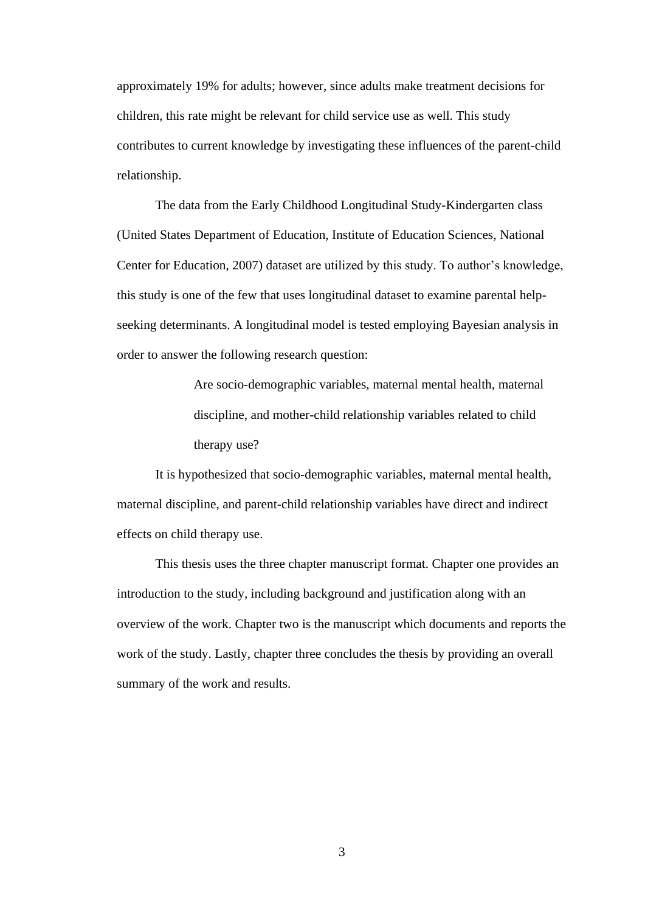approximately 19% for adults; however, since adults make treatment decisions for children, this rate might be relevant for child service use as well. This study contributes to current knowledge by investigating these influences of the parent-child relationship.

The data from the Early Childhood Longitudinal Study-Kindergarten class (United States Department of Education, Institute of Education Sciences, National Center for Education, 2007) dataset are utilized by this study. To author's knowledge, this study is one of the few that uses longitudinal dataset to examine parental help-seeking determinants. A longitudinal model is tested employing Bayesian analysis in order to answer the following research question:

> Are socio-demographic variables, maternal mental health, maternal discipline, and mother-child relationship variables related to child therapy use?

It is hypothesized that socio-demographic variables, maternal mental health, maternal discipline, and parent-child relationship variables have direct and indirect effects on child therapy use.

This thesis uses the three chapter manuscript format. Chapter one provides an introduction to the study, including background and justification along with an overview of the work. Chapter two is the manuscript which documents and reports the work of the study. Lastly, chapter three concludes the thesis by providing an overall summary of the work and results.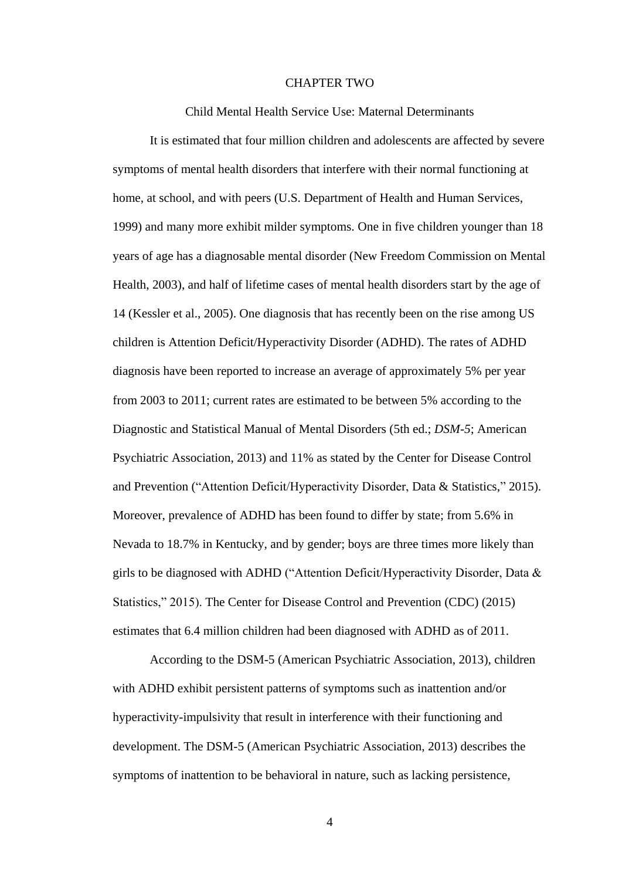# CHAPTER TWO

## Child Mental Health Service Use: Maternal Determinants

It is estimated that four million children and adolescents are affected by severe symptoms of mental health disorders that interfere with their normal functioning at home, at school, and with peers (U.S. Department of Health and Human Services, 1999) and many more exhibit milder symptoms. One in five children younger than 18 years of age has a diagnosable mental disorder (New Freedom Commission on Mental Health, 2003), and half of lifetime cases of mental health disorders start by the age of 14 (Kessler et al., 2005). One diagnosis that has recently been on the rise among US children is Attention Deficit/Hyperactivity Disorder (ADHD). The rates of ADHD diagnosis have been reported to increase an average of approximately 5% per year from 2003 to 2011; current rates are estimated to be between 5% according to the Diagnostic and Statistical Manual of Mental Disorders (5th ed.; *DSM-5*; American Psychiatric Association, 2013) and 11% as stated by the Center for Disease Control and Prevention ("Attention Deficit/Hyperactivity Disorder, Data & Statistics," 2015). Moreover, prevalence of ADHD has been found to differ by state; from 5.6% in Nevada to 18.7% in Kentucky, and by gender; boys are three times more likely than girls to be diagnosed with ADHD ("Attention Deficit/Hyperactivity Disorder, Data & Statistics," 2015). The Center for Disease Control and Prevention (CDC) (2015) estimates that 6.4 million children had been diagnosed with ADHD as of 2011.

According to the DSM-5 (American Psychiatric Association, 2013), children with ADHD exhibit persistent patterns of symptoms such as inattention and/or hyperactivity-impulsivity that result in interference with their functioning and development. The DSM-5 (American Psychiatric Association, 2013) describes the symptoms of inattention to be behavioral in nature, such as lacking persistence,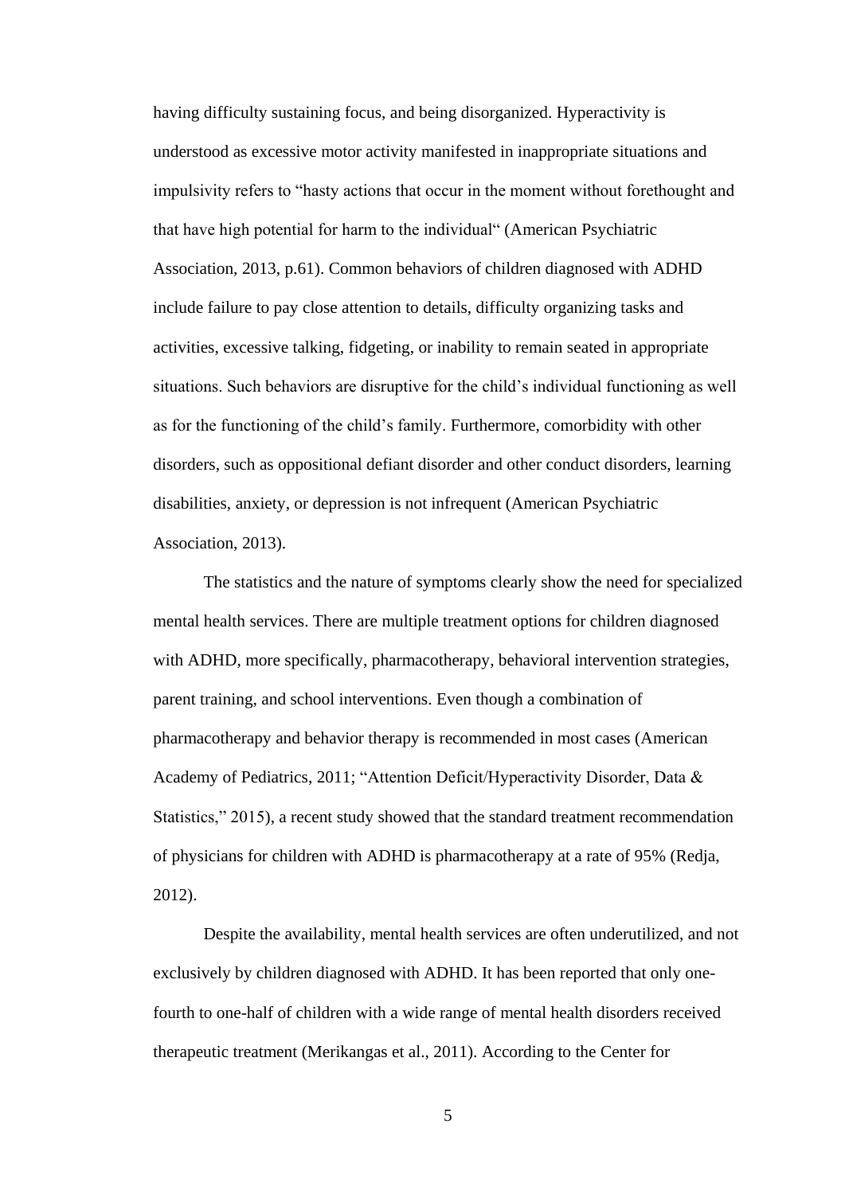having difficulty sustaining focus, and being disorganized. Hyperactivity is understood as excessive motor activity manifested in inappropriate situations and impulsivity refers to “hasty actions that occur in the moment without forethought and that have high potential for harm to the individual“ (American Psychiatric Association, 2013, p.61). Common behaviors of children diagnosed with ADHD include failure to pay close attention to details, difficulty organizing tasks and activities, excessive talking, fidgeting, or inability to remain seated in appropriate situations. Such behaviors are disruptive for the child’s individual functioning as well as for the functioning of the child’s family. Furthermore, comorbidity with other disorders, such as oppositional defiant disorder and other conduct disorders, learning disabilities, anxiety, or depression is not infrequent (American Psychiatric Association, 2013).

The statistics and the nature of symptoms clearly show the need for specialized mental health services. There are multiple treatment options for children diagnosed with ADHD, more specifically, pharmacotherapy, behavioral intervention strategies, parent training, and school interventions. Even though a combination of pharmacotherapy and behavior therapy is recommended in most cases (American Academy of Pediatrics, 2011; “Attention Deficit/Hyperactivity Disorder, Data & Statistics,” 2015), a recent study showed that the standard treatment recommendation of physicians for children with ADHD is pharmacotherapy at a rate of 95% (Redja, 2012).

Despite the availability, mental health services are often underutilized, and not exclusively by children diagnosed with ADHD. It has been reported that only one-fourth to one-half of children with a wide range of mental health disorders received therapeutic treatment (Merikangas et al., 2011). According to the Center for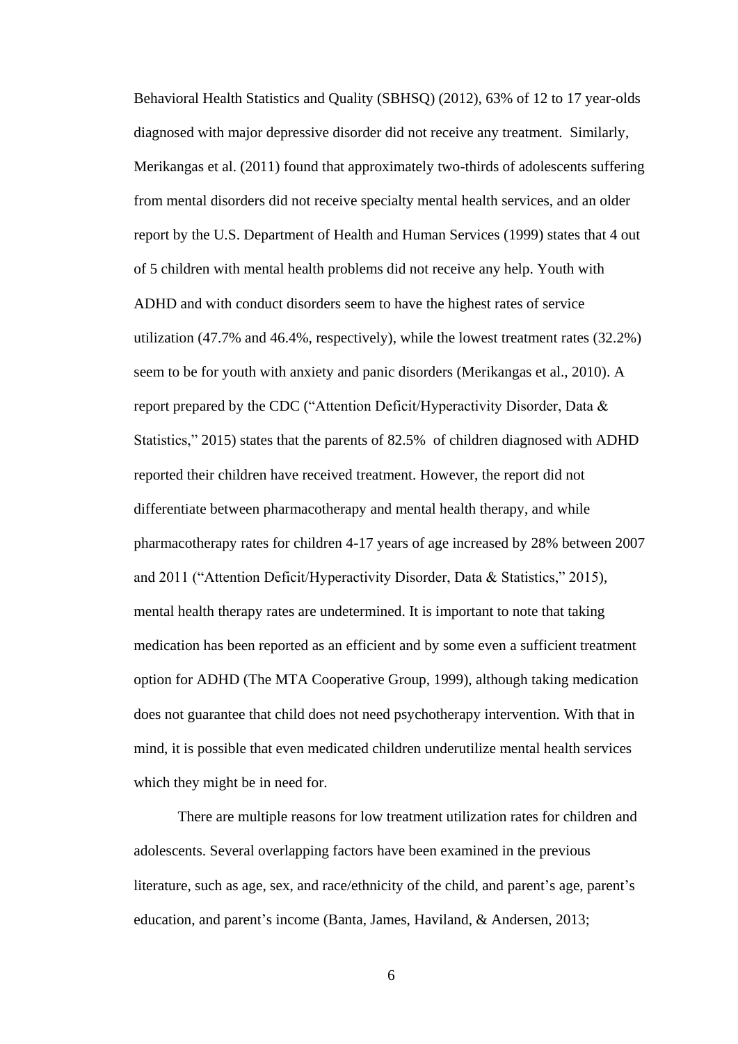Behavioral Health Statistics and Quality (SBHSQ) (2012), 63% of 12 to 17 year-olds diagnosed with major depressive disorder did not receive any treatment. Similarly, Merikangas et al. (2011) found that approximately two-thirds of adolescents suffering from mental disorders did not receive specialty mental health services, and an older report by the U.S. Department of Health and Human Services (1999) states that 4 out of 5 children with mental health problems did not receive any help. Youth with ADHD and with conduct disorders seem to have the highest rates of service utilization (47.7% and 46.4%, respectively), while the lowest treatment rates (32.2%) seem to be for youth with anxiety and panic disorders (Merikangas et al., 2010). A report prepared by the CDC ("Attention Deficit/Hyperactivity Disorder, Data & Statistics," 2015) states that the parents of 82.5% of children diagnosed with ADHD reported their children have received treatment. However, the report did not differentiate between pharmacotherapy and mental health therapy, and while pharmacotherapy rates for children 4-17 years of age increased by 28% between 2007 and 2011 ("Attention Deficit/Hyperactivity Disorder, Data & Statistics," 2015), mental health therapy rates are undetermined. It is important to note that taking medication has been reported as an efficient and by some even a sufficient treatment option for ADHD (The MTA Cooperative Group, 1999), although taking medication does not guarantee that child does not need psychotherapy intervention. With that in mind, it is possible that even medicated children underutilize mental health services which they might be in need for.

There are multiple reasons for low treatment utilization rates for children and adolescents. Several overlapping factors have been examined in the previous literature, such as age, sex, and race/ethnicity of the child, and parent's age, parent's education, and parent's income (Banta, James, Haviland, & Andersen, 2013;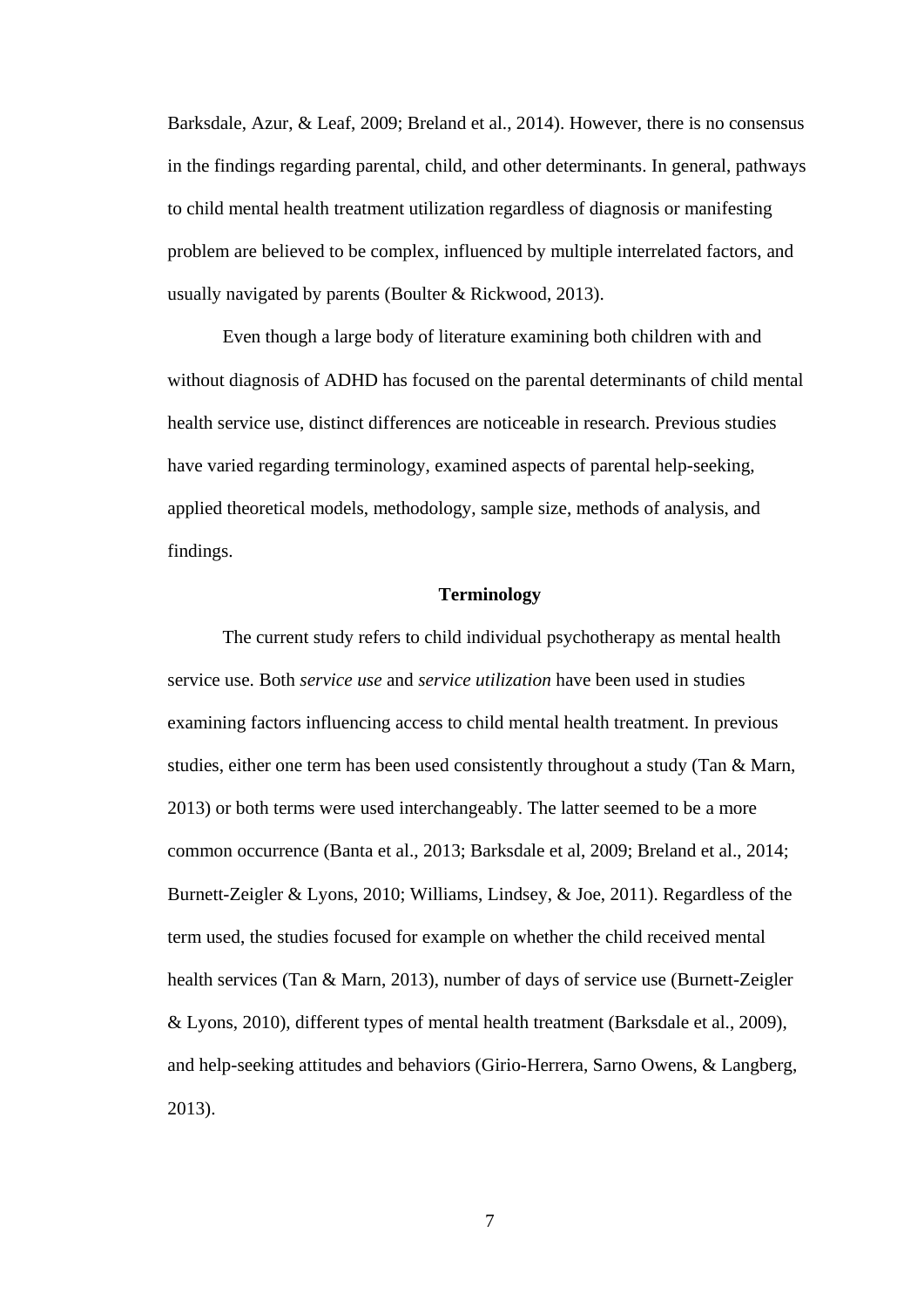Barksdale, Azur, & Leaf, 2009; Breland et al., 2014). However, there is no consensus in the findings regarding parental, child, and other determinants. In general, pathways to child mental health treatment utilization regardless of diagnosis or manifesting problem are believed to be complex, influenced by multiple interrelated factors, and usually navigated by parents (Boulter & Rickwood, 2013).

Even though a large body of literature examining both children with and without diagnosis of ADHD has focused on the parental determinants of child mental health service use, distinct differences are noticeable in research. Previous studies have varied regarding terminology, examined aspects of parental help-seeking, applied theoretical models, methodology, sample size, methods of analysis, and findings.

## Terminology

The current study refers to child individual psychotherapy as mental health service use. Both *service use* and *service utilization* have been used in studies examining factors influencing access to child mental health treatment. In previous studies, either one term has been used consistently throughout a study (Tan & Marn, 2013) or both terms were used interchangeably. The latter seemed to be a more common occurrence (Banta et al., 2013; Barksdale et al, 2009; Breland et al., 2014; Burnett-Zeigler & Lyons, 2010; Williams, Lindsey, & Joe, 2011). Regardless of the term used, the studies focused for example on whether the child received mental health services (Tan & Marn, 2013), number of days of service use (Burnett-Zeigler & Lyons, 2010), different types of mental health treatment (Barksdale et al., 2009), and help-seeking attitudes and behaviors (Girio-Herrera, Sarno Owens, & Langberg, 2013).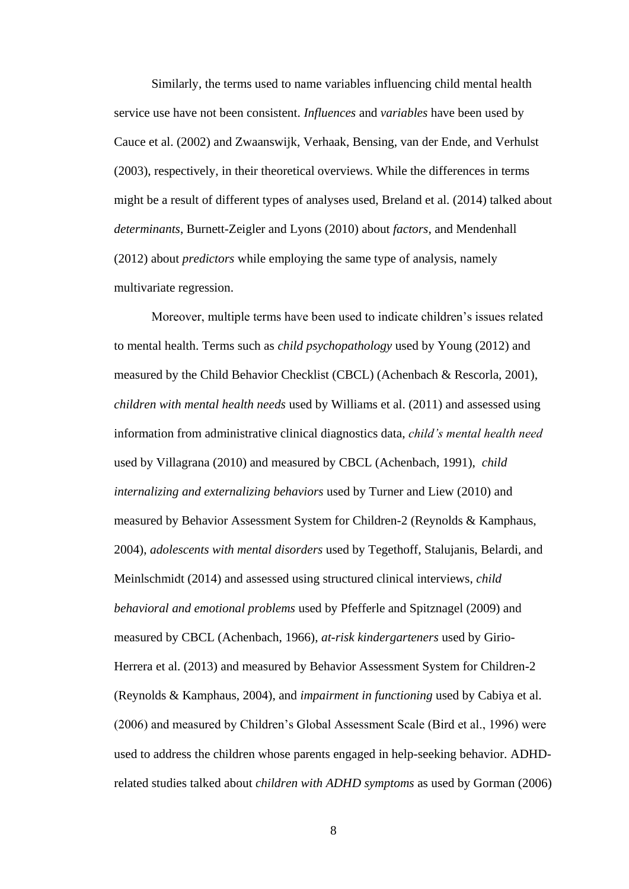Similarly, the terms used to name variables influencing child mental health service use have not been consistent. *Influences* and *variables* have been used by Cauce et al. (2002) and Zwaanswijk, Verhaak, Bensing, van der Ende, and Verhulst (2003), respectively, in their theoretical overviews. While the differences in terms might be a result of different types of analyses used, Breland et al. (2014) talked about *determinants*, Burnett-Zeigler and Lyons (2010) about *factors*, and Mendenhall (2012) about *predictors* while employing the same type of analysis, namely multivariate regression.

Moreover, multiple terms have been used to indicate children's issues related to mental health. Terms such as *child psychopathology* used by Young (2012) and measured by the Child Behavior Checklist (CBCL) (Achenbach & Rescorla, 2001), *children with mental health needs* used by Williams et al. (2011) and assessed using information from administrative clinical diagnostics data, *child's mental health need* used by Villagrana (2010) and measured by CBCL (Achenbach, 1991), *child internalizing and externalizing behaviors* used by Turner and Liew (2010) and measured by Behavior Assessment System for Children-2 (Reynolds & Kamphaus, 2004), *adolescents with mental disorders* used by Tegethoff, Stalujanis, Belardi, and Meinlschmidt (2014) and assessed using structured clinical interviews, *child behavioral and emotional problems* used by Pfefferle and Spitznagel (2009) and measured by CBCL (Achenbach, 1966), *at-risk kindergarteners* used by Girio-Herrera et al. (2013) and measured by Behavior Assessment System for Children-2 (Reynolds & Kamphaus, 2004), and *impairment in functioning* used by Cabiya et al. (2006) and measured by Children's Global Assessment Scale (Bird et al., 1996) were used to address the children whose parents engaged in help-seeking behavior. ADHD-related studies talked about *children with ADHD symptoms* as used by Gorman (2006)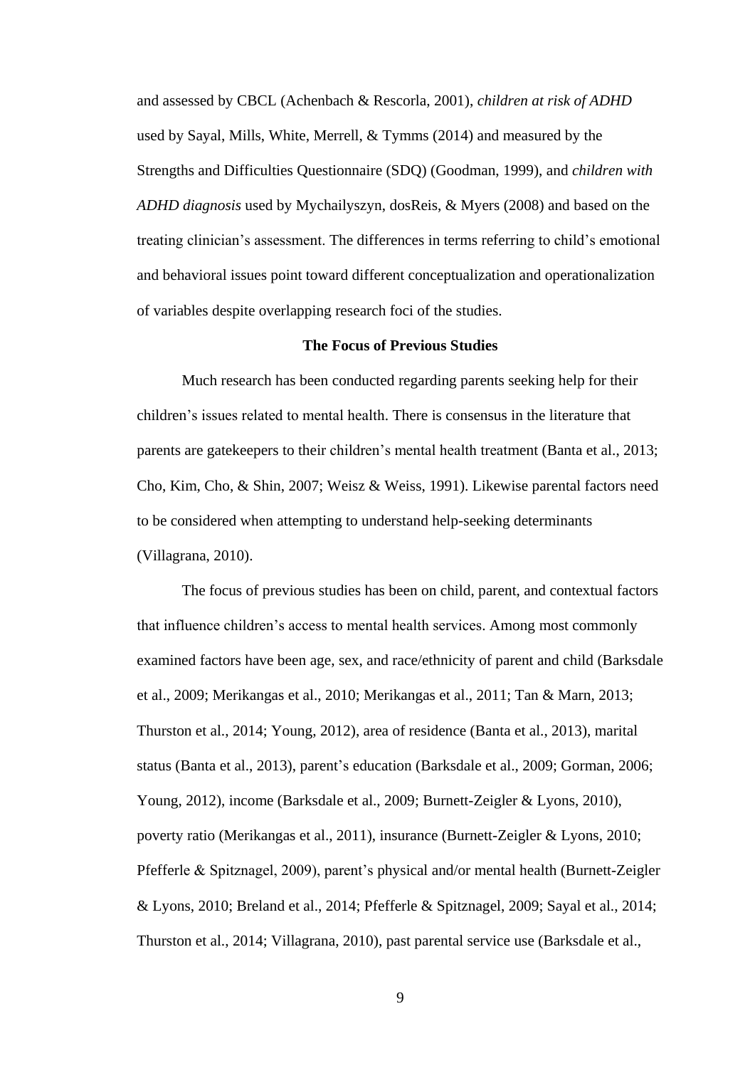and assessed by CBCL (Achenbach & Rescorla, 2001), *children at risk of ADHD* used by Sayal, Mills, White, Merrell, & Tymms (2014) and measured by the Strengths and Difficulties Questionnaire (SDQ) (Goodman, 1999), and *children with ADHD diagnosis* used by Mychailyszyn, dosReis, & Myers (2008) and based on the treating clinician's assessment. The differences in terms referring to child's emotional and behavioral issues point toward different conceptualization and operationalization of variables despite overlapping research foci of the studies.

## The Focus of Previous Studies

Much research has been conducted regarding parents seeking help for their children's issues related to mental health. There is consensus in the literature that parents are gatekeepers to their children's mental health treatment (Banta et al., 2013; Cho, Kim, Cho, & Shin, 2007; Weisz & Weiss, 1991). Likewise parental factors need to be considered when attempting to understand help-seeking determinants (Villagrana, 2010).

The focus of previous studies has been on child, parent, and contextual factors that influence children's access to mental health services. Among most commonly examined factors have been age, sex, and race/ethnicity of parent and child (Barksdale et al., 2009; Merikangas et al., 2010; Merikangas et al., 2011; Tan & Marn, 2013; Thurston et al., 2014; Young, 2012), area of residence (Banta et al., 2013), marital status (Banta et al., 2013), parent's education (Barksdale et al., 2009; Gorman, 2006; Young, 2012), income (Barksdale et al., 2009; Burnett-Zeigler & Lyons, 2010), poverty ratio (Merikangas et al., 2011), insurance (Burnett-Zeigler & Lyons, 2010; Pfefferle & Spitznagel, 2009), parent's physical and/or mental health (Burnett-Zeigler & Lyons, 2010; Breland et al., 2014; Pfefferle & Spitznagel, 2009; Sayal et al., 2014; Thurston et al., 2014; Villagrana, 2010), past parental service use (Barksdale et al.,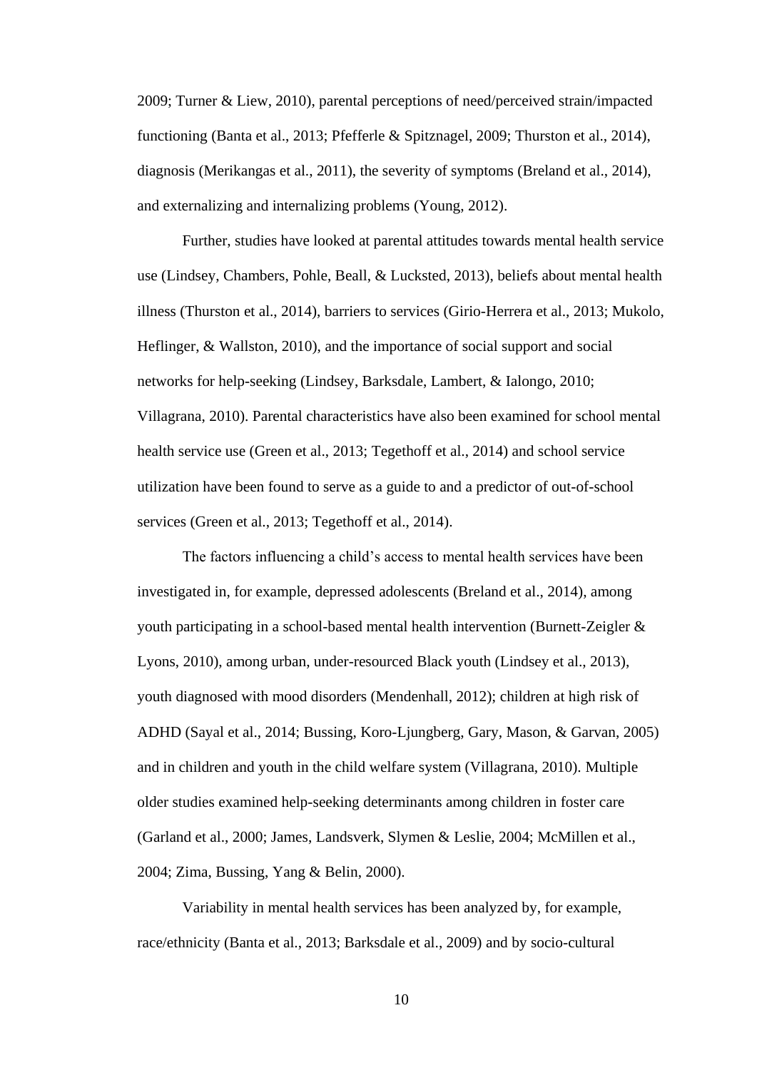2009; Turner & Liew, 2010), parental perceptions of need/perceived strain/impacted functioning (Banta et al., 2013; Pfefferle & Spitznagel, 2009; Thurston et al., 2014), diagnosis (Merikangas et al., 2011), the severity of symptoms (Breland et al., 2014), and externalizing and internalizing problems (Young, 2012).

Further, studies have looked at parental attitudes towards mental health service use (Lindsey, Chambers, Pohle, Beall, & Lucksted, 2013), beliefs about mental health illness (Thurston et al., 2014), barriers to services (Girio-Herrera et al., 2013; Mukolo, Heflinger, & Wallston, 2010), and the importance of social support and social networks for help-seeking (Lindsey, Barksdale, Lambert, & Ialongo, 2010; Villagrana, 2010). Parental characteristics have also been examined for school mental health service use (Green et al., 2013; Tegethoff et al., 2014) and school service utilization have been found to serve as a guide to and a predictor of out-of-school services (Green et al., 2013; Tegethoff et al., 2014).

The factors influencing a child's access to mental health services have been investigated in, for example, depressed adolescents (Breland et al., 2014), among youth participating in a school-based mental health intervention (Burnett-Zeigler & Lyons, 2010), among urban, under-resourced Black youth (Lindsey et al., 2013), youth diagnosed with mood disorders (Mendenhall, 2012); children at high risk of ADHD (Sayal et al., 2014; Bussing, Koro-Ljungberg, Gary, Mason, & Garvan, 2005) and in children and youth in the child welfare system (Villagrana, 2010). Multiple older studies examined help-seeking determinants among children in foster care (Garland et al., 2000; James, Landsverk, Slymen & Leslie, 2004; McMillen et al., 2004; Zima, Bussing, Yang & Belin, 2000).

Variability in mental health services has been analyzed by, for example, race/ethnicity (Banta et al., 2013; Barksdale et al., 2009) and by socio-cultural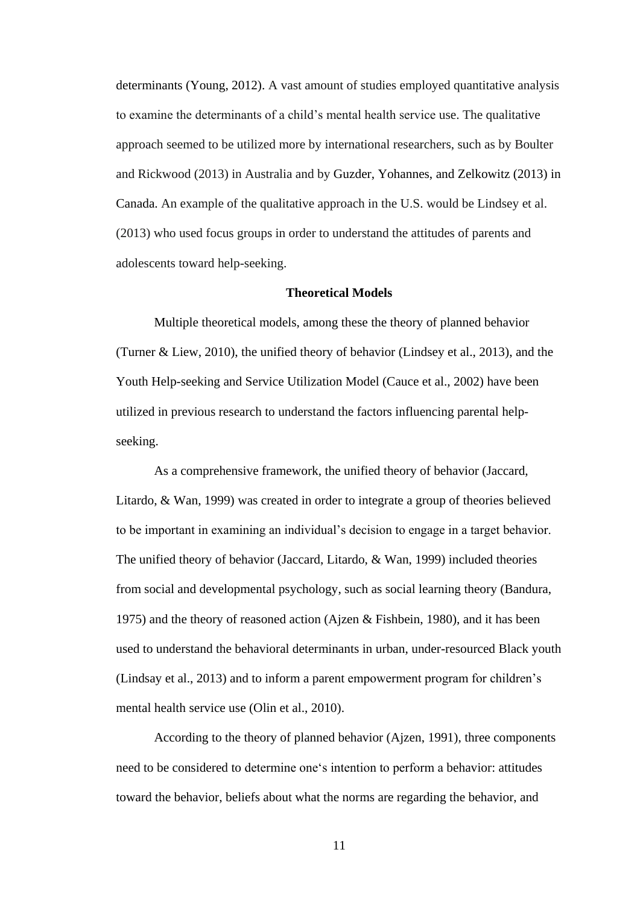determinants (Young, 2012). A vast amount of studies employed quantitative analysis to examine the determinants of a child's mental health service use. The qualitative approach seemed to be utilized more by international researchers, such as by Boulter and Rickwood (2013) in Australia and by Guzder, Yohannes, and Zelkowitz (2013) in Canada. An example of the qualitative approach in the U.S. would be Lindsey et al. (2013) who used focus groups in order to understand the attitudes of parents and adolescents toward help-seeking.

## Theoretical Models

Multiple theoretical models, among these the theory of planned behavior (Turner & Liew, 2010), the unified theory of behavior (Lindsey et al., 2013), and the Youth Help-seeking and Service Utilization Model (Cauce et al., 2002) have been utilized in previous research to understand the factors influencing parental help-seeking.

As a comprehensive framework, the unified theory of behavior (Jaccard, Litardo, & Wan, 1999) was created in order to integrate a group of theories believed to be important in examining an individual's decision to engage in a target behavior. The unified theory of behavior (Jaccard, Litardo, & Wan, 1999) included theories from social and developmental psychology, such as social learning theory (Bandura, 1975) and the theory of reasoned action (Ajzen & Fishbein, 1980), and it has been used to understand the behavioral determinants in urban, under-resourced Black youth (Lindsay et al., 2013) and to inform a parent empowerment program for children's mental health service use (Olin et al., 2010).

According to the theory of planned behavior (Ajzen, 1991), three components need to be considered to determine one's intention to perform a behavior: attitudes toward the behavior, beliefs about what the norms are regarding the behavior, and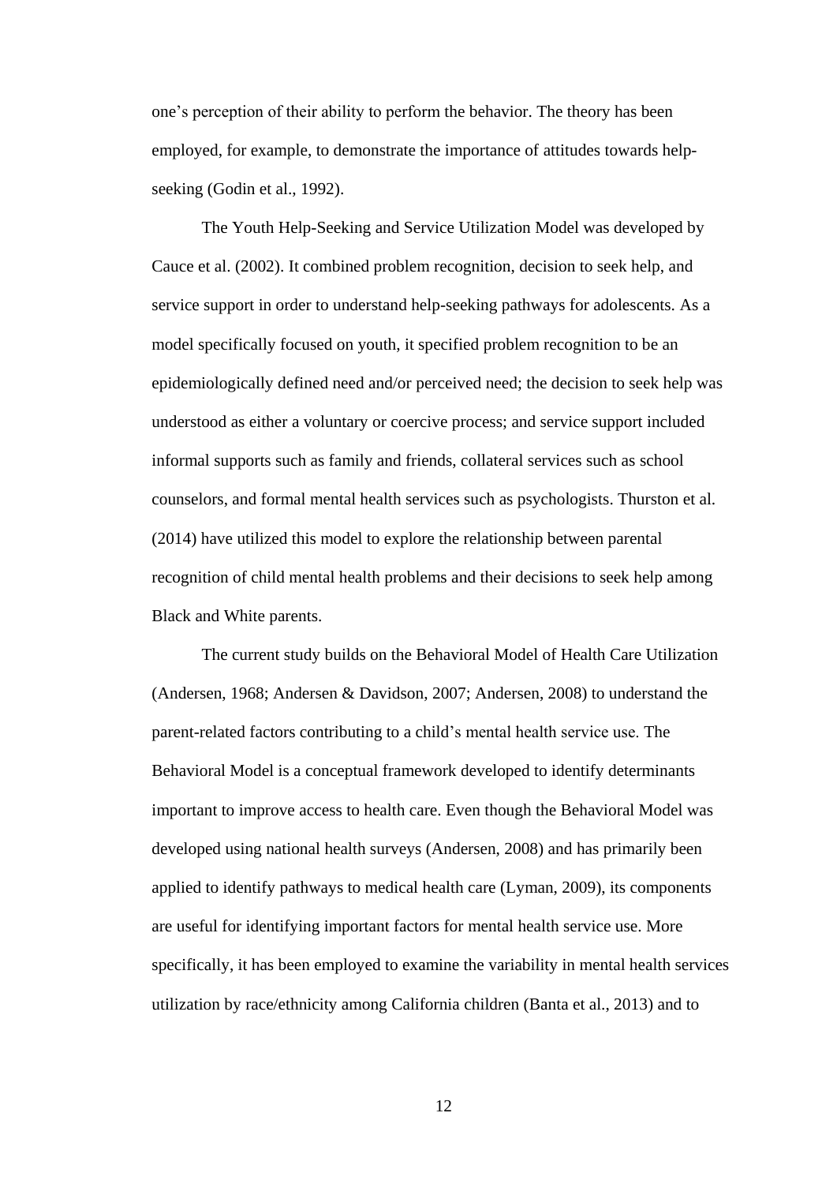one's perception of their ability to perform the behavior. The theory has been employed, for example, to demonstrate the importance of attitudes towards help-seeking (Godin et al., 1992).

The Youth Help-Seeking and Service Utilization Model was developed by Cauce et al. (2002). It combined problem recognition, decision to seek help, and service support in order to understand help-seeking pathways for adolescents. As a model specifically focused on youth, it specified problem recognition to be an epidemiologically defined need and/or perceived need; the decision to seek help was understood as either a voluntary or coercive process; and service support included informal supports such as family and friends, collateral services such as school counselors, and formal mental health services such as psychologists. Thurston et al. (2014) have utilized this model to explore the relationship between parental recognition of child mental health problems and their decisions to seek help among Black and White parents.

The current study builds on the Behavioral Model of Health Care Utilization (Andersen, 1968; Andersen & Davidson, 2007; Andersen, 2008) to understand the parent-related factors contributing to a child's mental health service use. The Behavioral Model is a conceptual framework developed to identify determinants important to improve access to health care. Even though the Behavioral Model was developed using national health surveys (Andersen, 2008) and has primarily been applied to identify pathways to medical health care (Lyman, 2009), its components are useful for identifying important factors for mental health service use. More specifically, it has been employed to examine the variability in mental health services utilization by race/ethnicity among California children (Banta et al., 2013) and to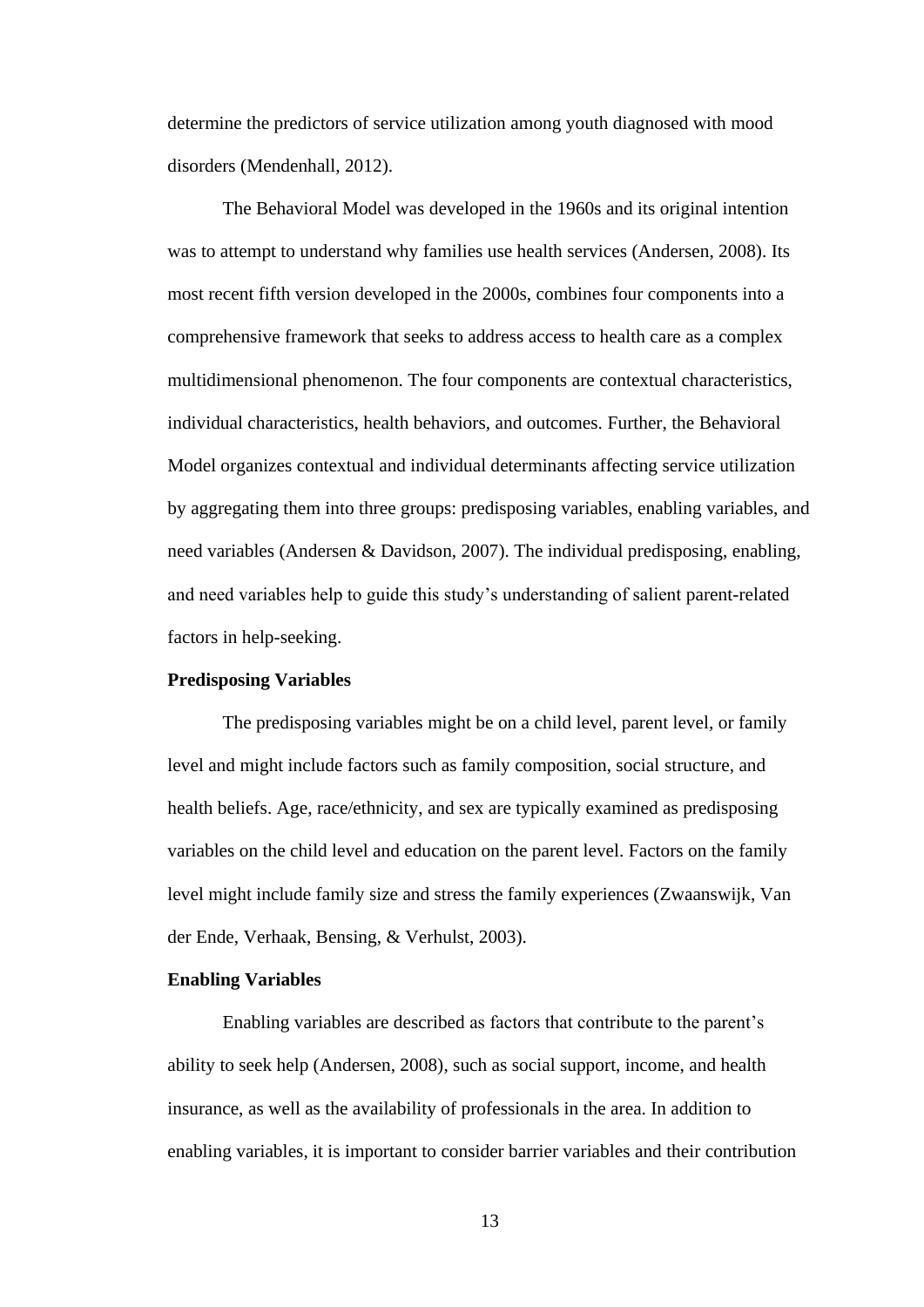determine the predictors of service utilization among youth diagnosed with mood disorders (Mendenhall, 2012).

The Behavioral Model was developed in the 1960s and its original intention was to attempt to understand why families use health services (Andersen, 2008). Its most recent fifth version developed in the 2000s, combines four components into a comprehensive framework that seeks to address access to health care as a complex multidimensional phenomenon. The four components are contextual characteristics, individual characteristics, health behaviors, and outcomes. Further, the Behavioral Model organizes contextual and individual determinants affecting service utilization by aggregating them into three groups: predisposing variables, enabling variables, and need variables (Andersen & Davidson, 2007). The individual predisposing, enabling, and need variables help to guide this study's understanding of salient parent-related factors in help-seeking.

### Predisposing Variables

The predisposing variables might be on a child level, parent level, or family level and might include factors such as family composition, social structure, and health beliefs. Age, race/ethnicity, and sex are typically examined as predisposing variables on the child level and education on the parent level. Factors on the family level might include family size and stress the family experiences (Zwaanswijk, Van der Ende, Verhaak, Bensing, & Verhulst, 2003).

### Enabling Variables

Enabling variables are described as factors that contribute to the parent's ability to seek help (Andersen, 2008), such as social support, income, and health insurance, as well as the availability of professionals in the area. In addition to enabling variables, it is important to consider barrier variables and their contribution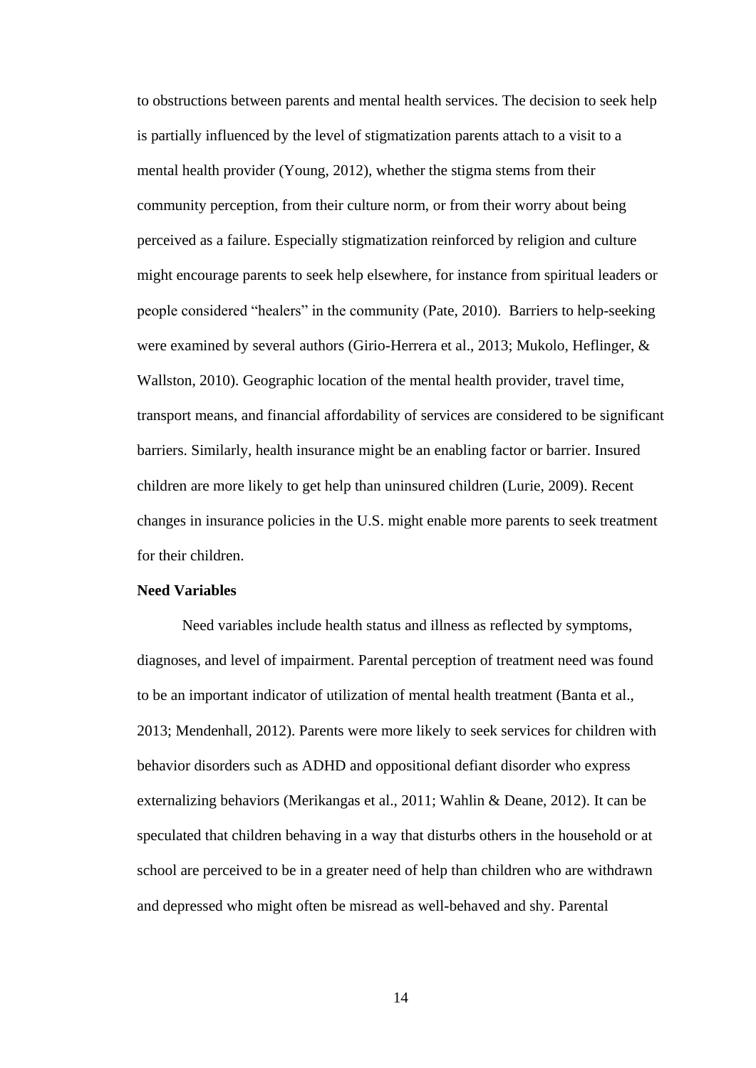to obstructions between parents and mental health services. The decision to seek help is partially influenced by the level of stigmatization parents attach to a visit to a mental health provider (Young, 2012), whether the stigma stems from their community perception, from their culture norm, or from their worry about being perceived as a failure. Especially stigmatization reinforced by religion and culture might encourage parents to seek help elsewhere, for instance from spiritual leaders or people considered "healers" in the community (Pate, 2010). Barriers to help-seeking were examined by several authors (Girio-Herrera et al., 2013; Mukolo, Heflinger, & Wallston, 2010). Geographic location of the mental health provider, travel time, transport means, and financial affordability of services are considered to be significant barriers. Similarly, health insurance might be an enabling factor or barrier. Insured children are more likely to get help than uninsured children (Lurie, 2009). Recent changes in insurance policies in the U.S. might enable more parents to seek treatment for their children.

**Need Variables**

Need variables include health status and illness as reflected by symptoms, diagnoses, and level of impairment. Parental perception of treatment need was found to be an important indicator of utilization of mental health treatment (Banta et al., 2013; Mendenhall, 2012). Parents were more likely to seek services for children with behavior disorders such as ADHD and oppositional defiant disorder who express externalizing behaviors (Merikangas et al., 2011; Wahlin & Deane, 2012). It can be speculated that children behaving in a way that disturbs others in the household or at school are perceived to be in a greater need of help than children who are withdrawn and depressed who might often be misread as well-behaved and shy. Parental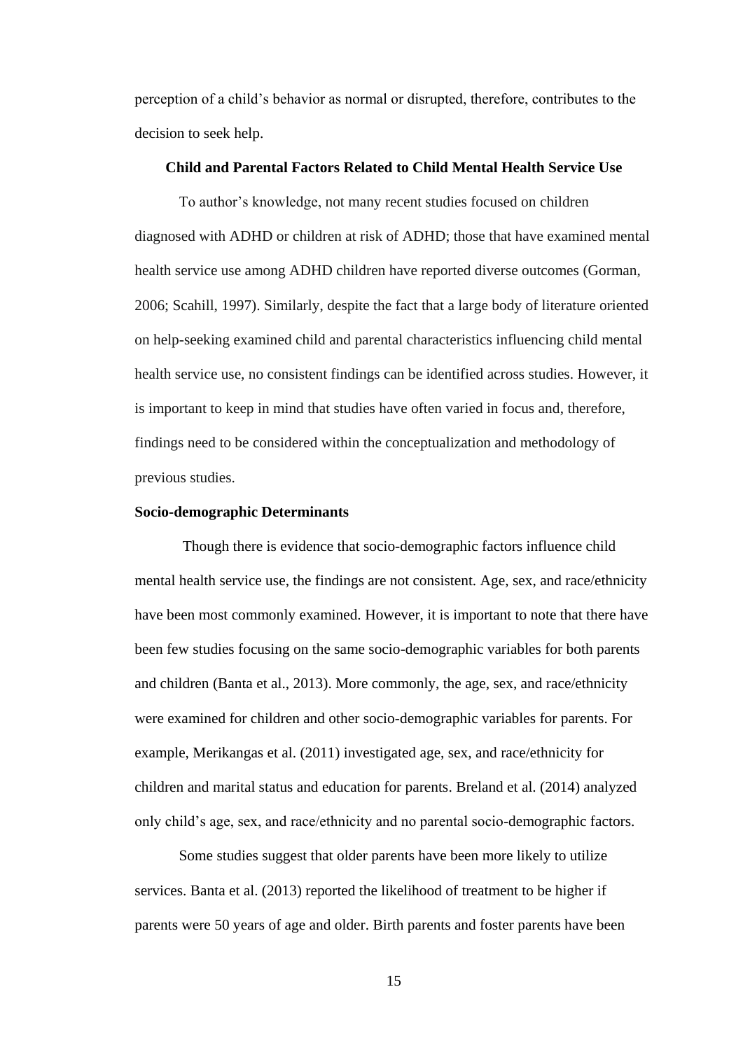perception of a child's behavior as normal or disrupted, therefore, contributes to the decision to seek help.

## Child and Parental Factors Related to Child Mental Health Service Use

To author's knowledge, not many recent studies focused on children diagnosed with ADHD or children at risk of ADHD; those that have examined mental health service use among ADHD children have reported diverse outcomes (Gorman, 2006; Scahill, 1997). Similarly, despite the fact that a large body of literature oriented on help-seeking examined child and parental characteristics influencing child mental health service use, no consistent findings can be identified across studies. However, it is important to keep in mind that studies have often varied in focus and, therefore, findings need to be considered within the conceptualization and methodology of previous studies.

### Socio-demographic Determinants

Though there is evidence that socio-demographic factors influence child mental health service use, the findings are not consistent. Age, sex, and race/ethnicity have been most commonly examined. However, it is important to note that there have been few studies focusing on the same socio-demographic variables for both parents and children (Banta et al., 2013). More commonly, the age, sex, and race/ethnicity were examined for children and other socio-demographic variables for parents. For example, Merikangas et al. (2011) investigated age, sex, and race/ethnicity for children and marital status and education for parents. Breland et al. (2014) analyzed only child's age, sex, and race/ethnicity and no parental socio-demographic factors.

Some studies suggest that older parents have been more likely to utilize services. Banta et al. (2013) reported the likelihood of treatment to be higher if parents were 50 years of age and older. Birth parents and foster parents have been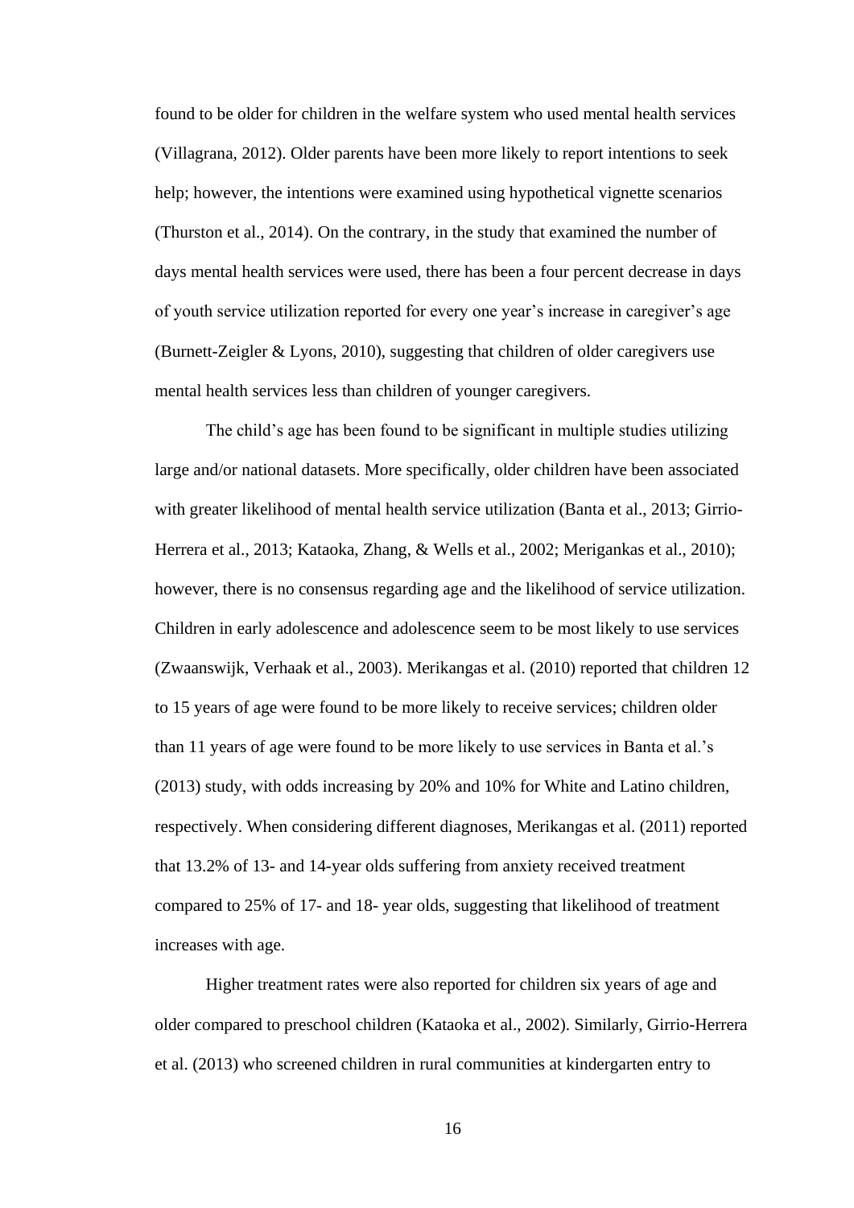found to be older for children in the welfare system who used mental health services (Villagrana, 2012). Older parents have been more likely to report intentions to seek help; however, the intentions were examined using hypothetical vignette scenarios (Thurston et al., 2014). On the contrary, in the study that examined the number of days mental health services were used, there has been a four percent decrease in days of youth service utilization reported for every one year's increase in caregiver's age (Burnett-Zeigler & Lyons, 2010), suggesting that children of older caregivers use mental health services less than children of younger caregivers.

The child's age has been found to be significant in multiple studies utilizing large and/or national datasets. More specifically, older children have been associated with greater likelihood of mental health service utilization (Banta et al., 2013; Girrio-Herrera et al., 2013; Kataoka, Zhang, & Wells et al., 2002; Merigankas et al., 2010); however, there is no consensus regarding age and the likelihood of service utilization. Children in early adolescence and adolescence seem to be most likely to use services (Zwaanswijk, Verhaak et al., 2003). Merikangas et al. (2010) reported that children 12 to 15 years of age were found to be more likely to receive services; children older than 11 years of age were found to be more likely to use services in Banta et al.'s (2013) study, with odds increasing by 20% and 10% for White and Latino children, respectively. When considering different diagnoses, Merikangas et al. (2011) reported that 13.2% of 13- and 14-year olds suffering from anxiety received treatment compared to 25% of 17- and 18- year olds, suggesting that likelihood of treatment increases with age.

Higher treatment rates were also reported for children six years of age and older compared to preschool children (Kataoka et al., 2002). Similarly, Girrio-Herrera et al. (2013) who screened children in rural communities at kindergarten entry to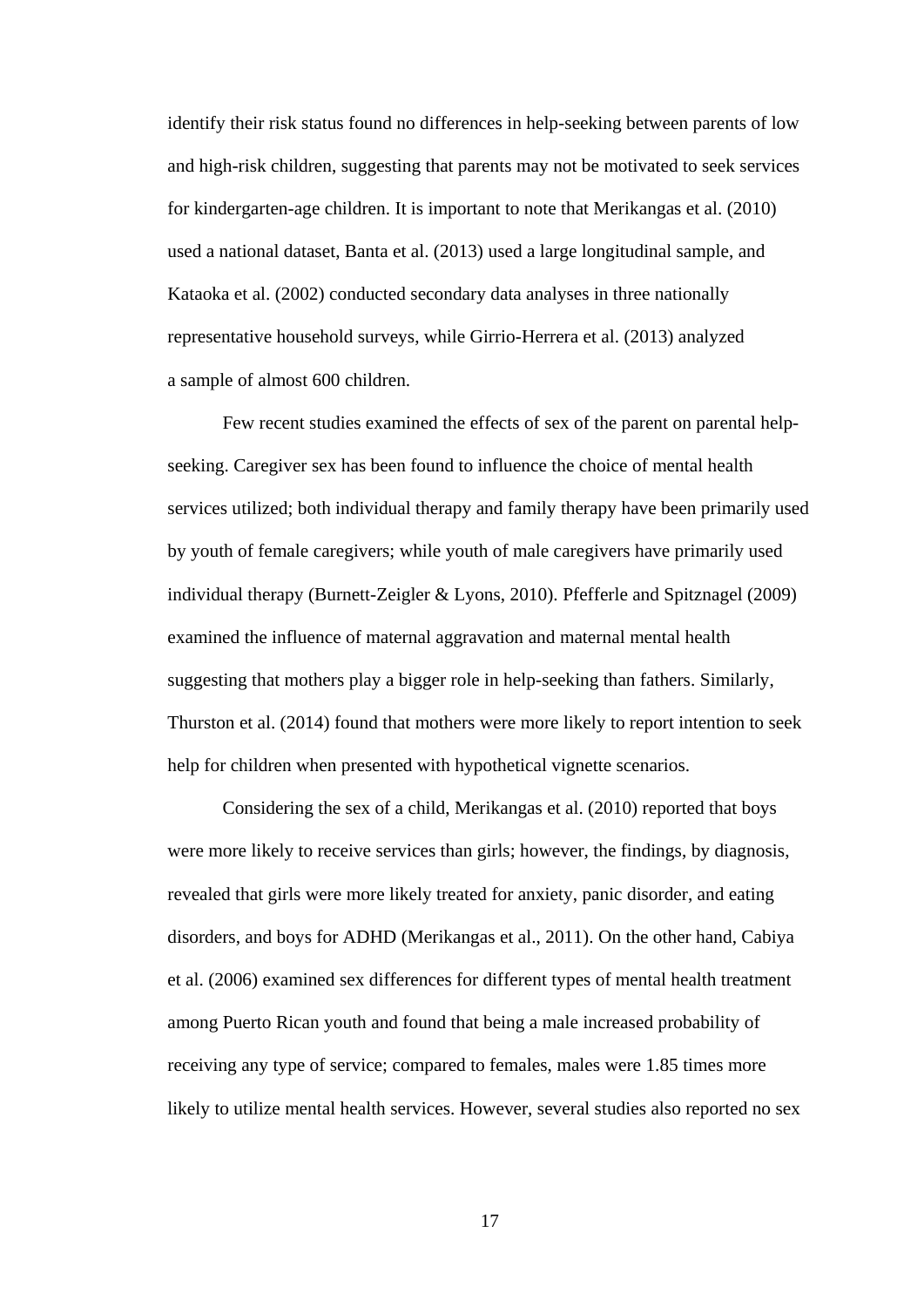identify their risk status found no differences in help-seeking between parents of low and high-risk children, suggesting that parents may not be motivated to seek services for kindergarten-age children. It is important to note that Merikangas et al. (2010) used a national dataset, Banta et al. (2013) used a large longitudinal sample, and Kataoka et al. (2002) conducted secondary data analyses in three nationally representative household surveys, while Girrio-Herrera et al. (2013) analyzed a sample of almost 600 children.

Few recent studies examined the effects of sex of the parent on parental help-seeking. Caregiver sex has been found to influence the choice of mental health services utilized; both individual therapy and family therapy have been primarily used by youth of female caregivers; while youth of male caregivers have primarily used individual therapy (Burnett-Zeigler & Lyons, 2010). Pfefferle and Spitznagel (2009) examined the influence of maternal aggravation and maternal mental health suggesting that mothers play a bigger role in help-seeking than fathers. Similarly, Thurston et al. (2014) found that mothers were more likely to report intention to seek help for children when presented with hypothetical vignette scenarios.

Considering the sex of a child, Merikangas et al. (2010) reported that boys were more likely to receive services than girls; however, the findings, by diagnosis, revealed that girls were more likely treated for anxiety, panic disorder, and eating disorders, and boys for ADHD (Merikangas et al., 2011). On the other hand, Cabiya et al. (2006) examined sex differences for different types of mental health treatment among Puerto Rican youth and found that being a male increased probability of receiving any type of service; compared to females, males were 1.85 times more likely to utilize mental health services. However, several studies also reported no sex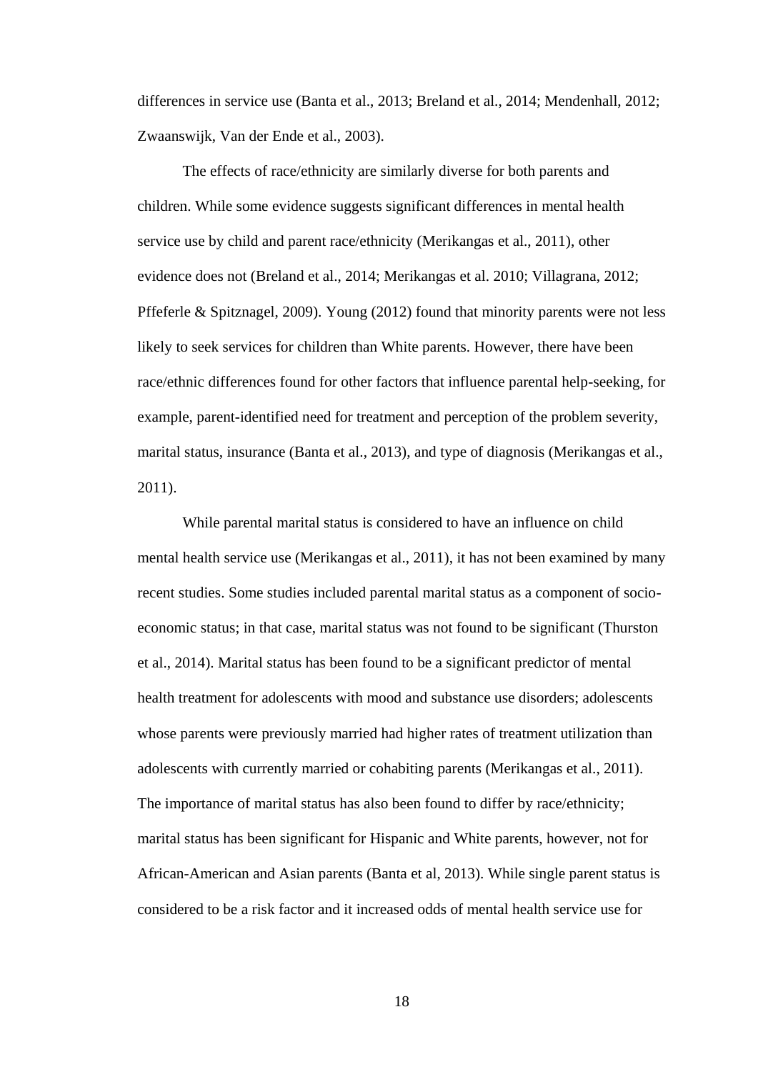differences in service use (Banta et al., 2013; Breland et al., 2014; Mendenhall, 2012; Zwaanswijk, Van der Ende et al., 2003).

The effects of race/ethnicity are similarly diverse for both parents and children. While some evidence suggests significant differences in mental health service use by child and parent race/ethnicity (Merikangas et al., 2011), other evidence does not (Breland et al., 2014; Merikangas et al. 2010; Villagrana, 2012; Pffeferle & Spitznagel, 2009). Young (2012) found that minority parents were not less likely to seek services for children than White parents. However, there have been race/ethnic differences found for other factors that influence parental help-seeking, for example, parent-identified need for treatment and perception of the problem severity, marital status, insurance (Banta et al., 2013), and type of diagnosis (Merikangas et al., 2011).

While parental marital status is considered to have an influence on child mental health service use (Merikangas et al., 2011), it has not been examined by many recent studies. Some studies included parental marital status as a component of socio-economic status; in that case, marital status was not found to be significant (Thurston et al., 2014). Marital status has been found to be a significant predictor of mental health treatment for adolescents with mood and substance use disorders; adolescents whose parents were previously married had higher rates of treatment utilization than adolescents with currently married or cohabiting parents (Merikangas et al., 2011). The importance of marital status has also been found to differ by race/ethnicity; marital status has been significant for Hispanic and White parents, however, not for African-American and Asian parents (Banta et al, 2013). While single parent status is considered to be a risk factor and it increased odds of mental health service use for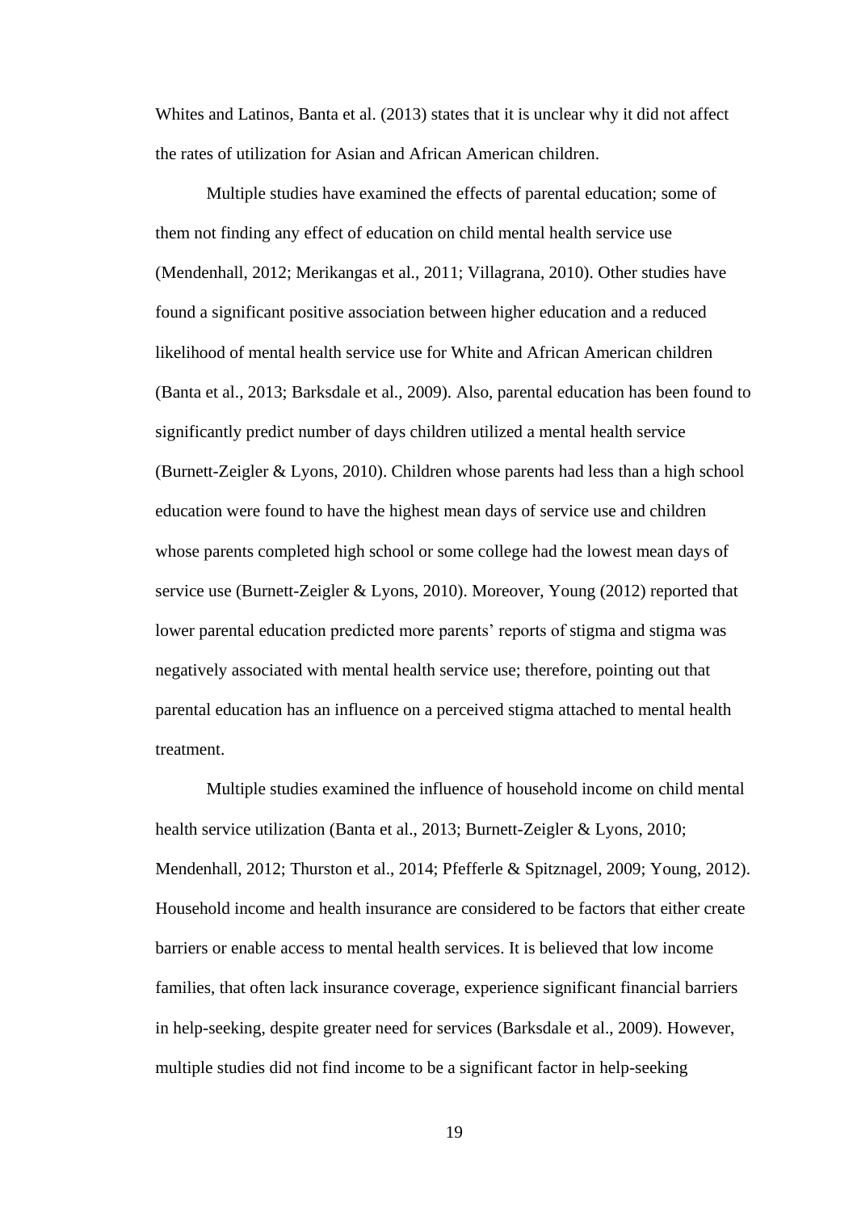Whites and Latinos, Banta et al. (2013) states that it is unclear why it did not affect the rates of utilization for Asian and African American children.

Multiple studies have examined the effects of parental education; some of them not finding any effect of education on child mental health service use (Mendenhall, 2012; Merikangas et al., 2011; Villagrana, 2010). Other studies have found a significant positive association between higher education and a reduced likelihood of mental health service use for White and African American children (Banta et al., 2013; Barksdale et al., 2009). Also, parental education has been found to significantly predict number of days children utilized a mental health service (Burnett-Zeigler & Lyons, 2010). Children whose parents had less than a high school education were found to have the highest mean days of service use and children whose parents completed high school or some college had the lowest mean days of service use (Burnett-Zeigler & Lyons, 2010). Moreover, Young (2012) reported that lower parental education predicted more parents' reports of stigma and stigma was negatively associated with mental health service use; therefore, pointing out that parental education has an influence on a perceived stigma attached to mental health treatment.

Multiple studies examined the influence of household income on child mental health service utilization (Banta et al., 2013; Burnett-Zeigler & Lyons, 2010; Mendenhall, 2012; Thurston et al., 2014; Pfefferle & Spitznagel, 2009; Young, 2012). Household income and health insurance are considered to be factors that either create barriers or enable access to mental health services. It is believed that low income families, that often lack insurance coverage, experience significant financial barriers in help-seeking, despite greater need for services (Barksdale et al., 2009). However, multiple studies did not find income to be a significant factor in help-seeking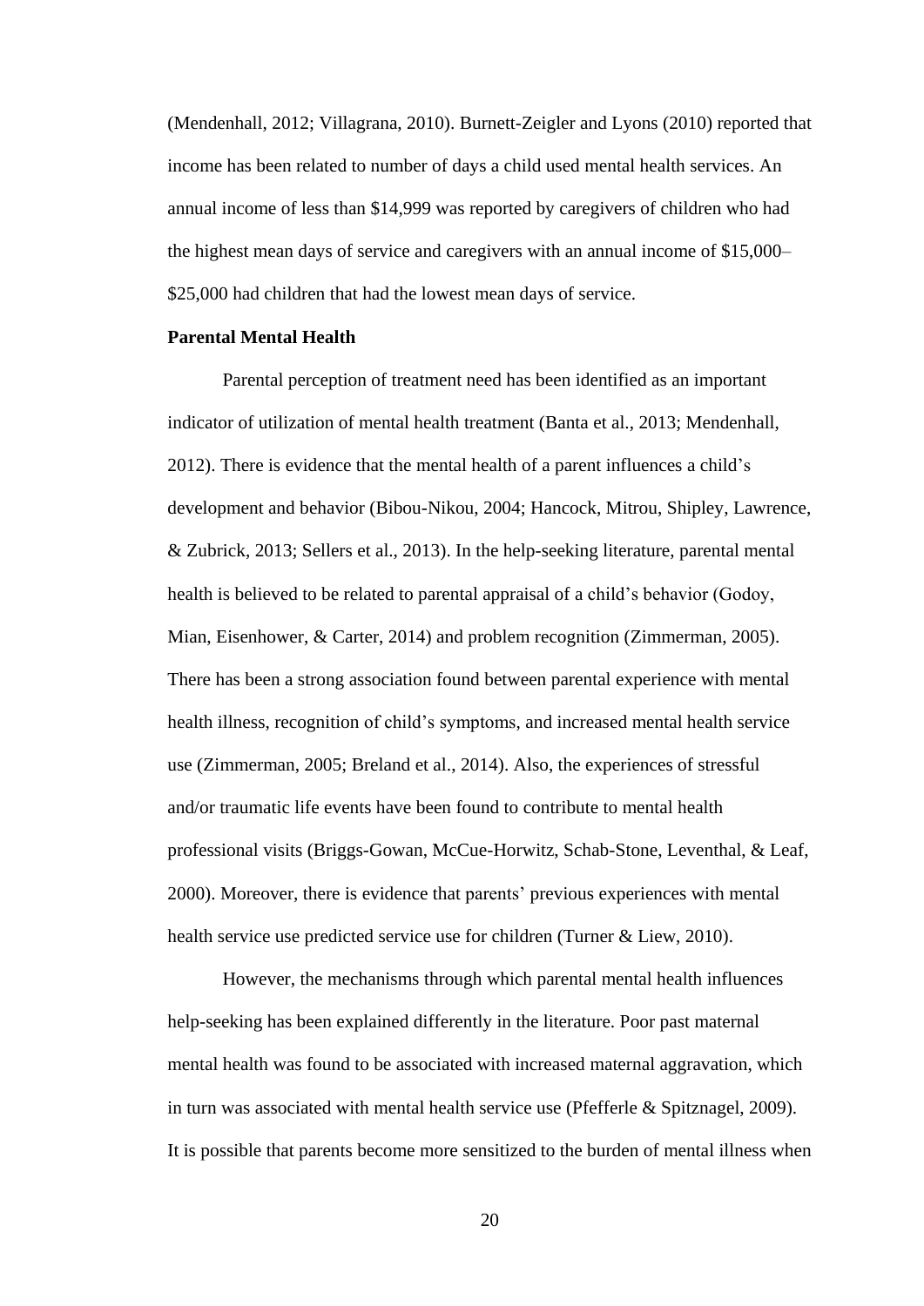(Mendenhall, 2012; Villagrana, 2010). Burnett-Zeigler and Lyons (2010) reported that income has been related to number of days a child used mental health services. An annual income of less than $14,999 was reported by caregivers of children who had the highest mean days of service and caregivers with an annual income of $15,000–$25,000 had children that had the lowest mean days of service.

**Parental Mental Health**

Parental perception of treatment need has been identified as an important indicator of utilization of mental health treatment (Banta et al., 2013; Mendenhall, 2012). There is evidence that the mental health of a parent influences a child's development and behavior (Bibou-Nikou, 2004; Hancock, Mitrou, Shipley, Lawrence, & Zubrick, 2013; Sellers et al., 2013). In the help-seeking literature, parental mental health is believed to be related to parental appraisal of a child's behavior (Godoy, Mian, Eisenhower, & Carter, 2014) and problem recognition (Zimmerman, 2005). There has been a strong association found between parental experience with mental health illness, recognition of child's symptoms, and increased mental health service use (Zimmerman, 2005; Breland et al., 2014). Also, the experiences of stressful and/or traumatic life events have been found to contribute to mental health professional visits (Briggs-Gowan, McCue-Horwitz, Schab-Stone, Leventhal, & Leaf, 2000). Moreover, there is evidence that parents' previous experiences with mental health service use predicted service use for children (Turner & Liew, 2010).

However, the mechanisms through which parental mental health influences help-seeking has been explained differently in the literature. Poor past maternal mental health was found to be associated with increased maternal aggravation, which in turn was associated with mental health service use (Pfefferle & Spitznagel, 2009). It is possible that parents become more sensitized to the burden of mental illness when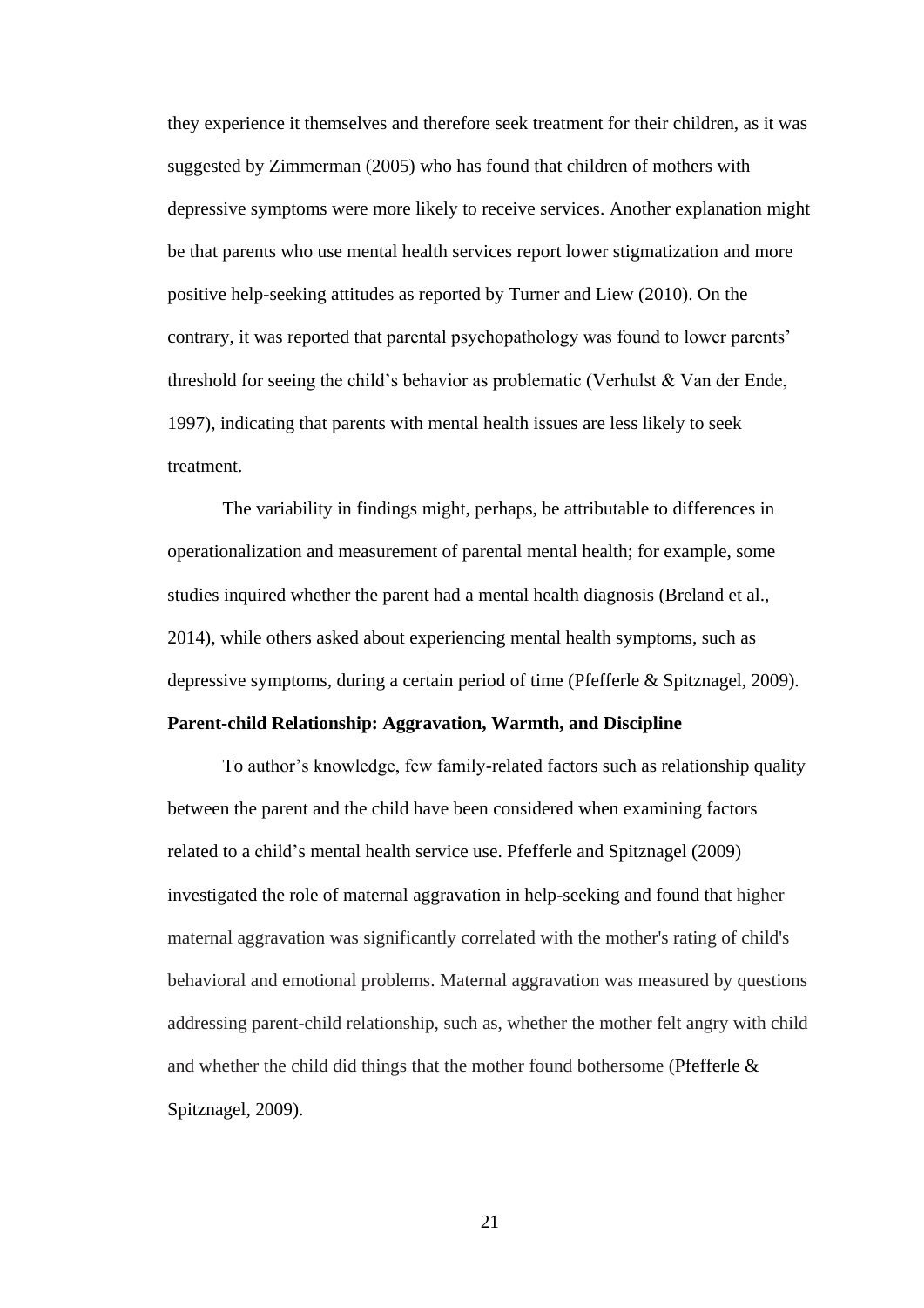they experience it themselves and therefore seek treatment for their children, as it was suggested by Zimmerman (2005) who has found that children of mothers with depressive symptoms were more likely to receive services. Another explanation might be that parents who use mental health services report lower stigmatization and more positive help-seeking attitudes as reported by Turner and Liew (2010). On the contrary, it was reported that parental psychopathology was found to lower parents' threshold for seeing the child's behavior as problematic (Verhulst & Van der Ende, 1997), indicating that parents with mental health issues are less likely to seek treatment.

The variability in findings might, perhaps, be attributable to differences in operationalization and measurement of parental mental health; for example, some studies inquired whether the parent had a mental health diagnosis (Breland et al., 2014), while others asked about experiencing mental health symptoms, such as depressive symptoms, during a certain period of time (Pfefferle & Spitznagel, 2009).

**Parent-child Relationship: Aggravation, Warmth, and Discipline**

To author's knowledge, few family-related factors such as relationship quality between the parent and the child have been considered when examining factors related to a child's mental health service use. Pfefferle and Spitznagel (2009) investigated the role of maternal aggravation in help-seeking and found that higher maternal aggravation was significantly correlated with the mother's rating of child's behavioral and emotional problems. Maternal aggravation was measured by questions addressing parent-child relationship, such as, whether the mother felt angry with child and whether the child did things that the mother found bothersome (Pfefferle & Spitznagel, 2009).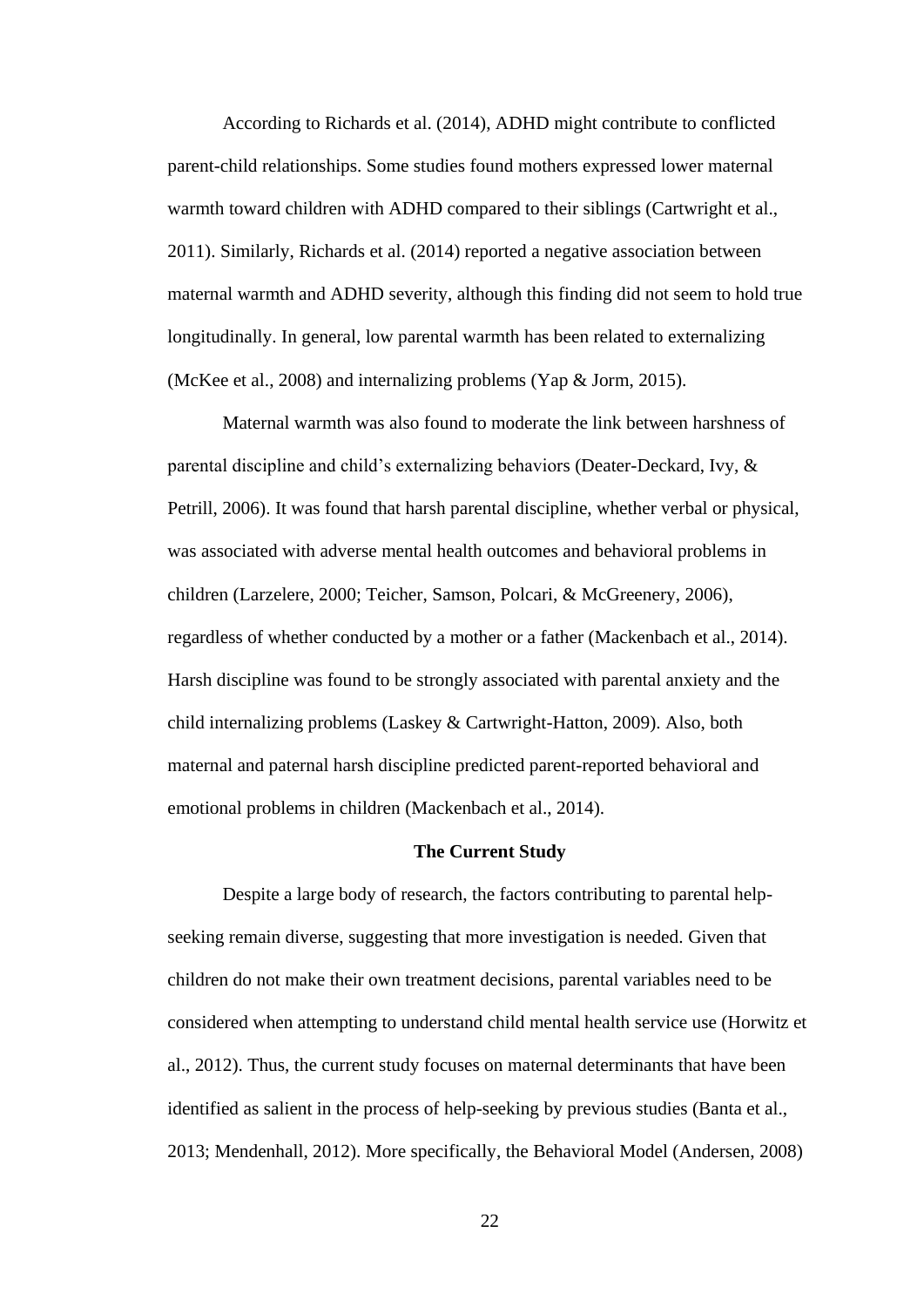According to Richards et al. (2014), ADHD might contribute to conflicted parent-child relationships. Some studies found mothers expressed lower maternal warmth toward children with ADHD compared to their siblings (Cartwright et al., 2011). Similarly, Richards et al. (2014) reported a negative association between maternal warmth and ADHD severity, although this finding did not seem to hold true longitudinally. In general, low parental warmth has been related to externalizing (McKee et al., 2008) and internalizing problems (Yap & Jorm, 2015).

Maternal warmth was also found to moderate the link between harshness of parental discipline and child's externalizing behaviors (Deater-Deckard, Ivy, & Petrill, 2006). It was found that harsh parental discipline, whether verbal or physical, was associated with adverse mental health outcomes and behavioral problems in children (Larzelere, 2000; Teicher, Samson, Polcari, & McGreenery, 2006), regardless of whether conducted by a mother or a father (Mackenbach et al., 2014). Harsh discipline was found to be strongly associated with parental anxiety and the child internalizing problems (Laskey & Cartwright-Hatton, 2009). Also, both maternal and paternal harsh discipline predicted parent-reported behavioral and emotional problems in children (Mackenbach et al., 2014).

## The Current Study

Despite a large body of research, the factors contributing to parental help-seeking remain diverse, suggesting that more investigation is needed. Given that children do not make their own treatment decisions, parental variables need to be considered when attempting to understand child mental health service use (Horwitz et al., 2012). Thus, the current study focuses on maternal determinants that have been identified as salient in the process of help-seeking by previous studies (Banta et al., 2013; Mendenhall, 2012). More specifically, the Behavioral Model (Andersen, 2008)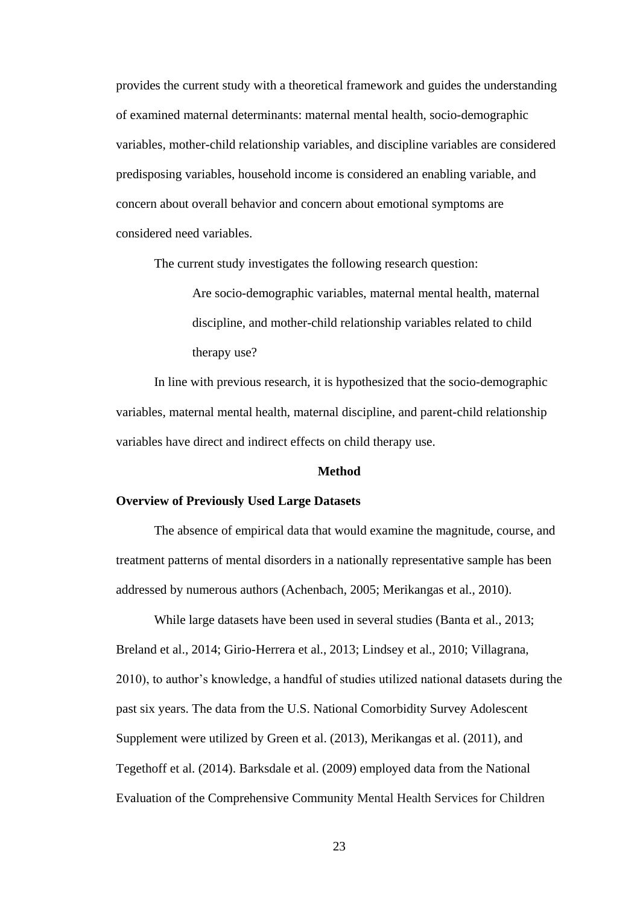provides the current study with a theoretical framework and guides the understanding of examined maternal determinants: maternal mental health, socio-demographic variables, mother-child relationship variables, and discipline variables are considered predisposing variables, household income is considered an enabling variable, and concern about overall behavior and concern about emotional symptoms are considered need variables.

The current study investigates the following research question:

> Are socio-demographic variables, maternal mental health, maternal discipline, and mother-child relationship variables related to child therapy use?

In line with previous research, it is hypothesized that the socio-demographic variables, maternal mental health, maternal discipline, and parent-child relationship variables have direct and indirect effects on child therapy use.

## Method

### Overview of Previously Used Large Datasets

The absence of empirical data that would examine the magnitude, course, and treatment patterns of mental disorders in a nationally representative sample has been addressed by numerous authors (Achenbach, 2005; Merikangas et al., 2010).

While large datasets have been used in several studies (Banta et al., 2013; Breland et al., 2014; Girio-Herrera et al., 2013; Lindsey et al., 2010; Villagrana, 2010), to author's knowledge, a handful of studies utilized national datasets during the past six years. The data from the U.S. National Comorbidity Survey Adolescent Supplement were utilized by Green et al. (2013), Merikangas et al. (2011), and Tegethoff et al. (2014). Barksdale et al. (2009) employed data from the National Evaluation of the Comprehensive Community Mental Health Services for Children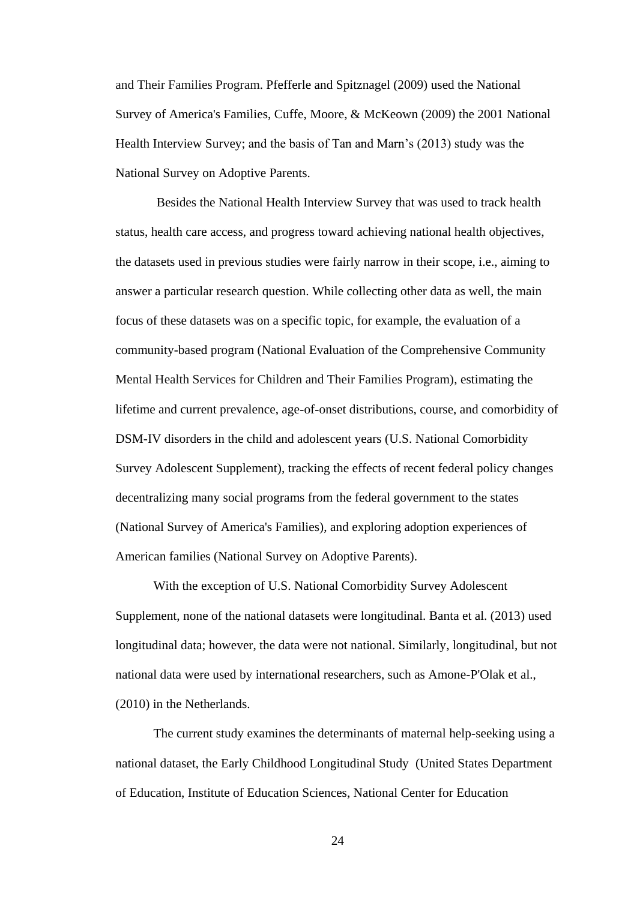and Their Families Program. Pfefferle and Spitznagel (2009) used the National Survey of America's Families, Cuffe, Moore, & McKeown (2009) the 2001 National Health Interview Survey; and the basis of Tan and Marn's (2013) study was the National Survey on Adoptive Parents.

Besides the National Health Interview Survey that was used to track health status, health care access, and progress toward achieving national health objectives, the datasets used in previous studies were fairly narrow in their scope, i.e., aiming to answer a particular research question. While collecting other data as well, the main focus of these datasets was on a specific topic, for example, the evaluation of a community-based program (National Evaluation of the Comprehensive Community Mental Health Services for Children and Their Families Program), estimating the lifetime and current prevalence, age-of-onset distributions, course, and comorbidity of DSM-IV disorders in the child and adolescent years (U.S. National Comorbidity Survey Adolescent Supplement), tracking the effects of recent federal policy changes decentralizing many social programs from the federal government to the states (National Survey of America's Families), and exploring adoption experiences of American families (National Survey on Adoptive Parents).

With the exception of U.S. National Comorbidity Survey Adolescent Supplement, none of the national datasets were longitudinal. Banta et al. (2013) used longitudinal data; however, the data were not national. Similarly, longitudinal, but not national data were used by international researchers, such as Amone-P'Olak et al., (2010) in the Netherlands.

The current study examines the determinants of maternal help-seeking using a national dataset, the Early Childhood Longitudinal Study (United States Department of Education, Institute of Education Sciences, National Center for Education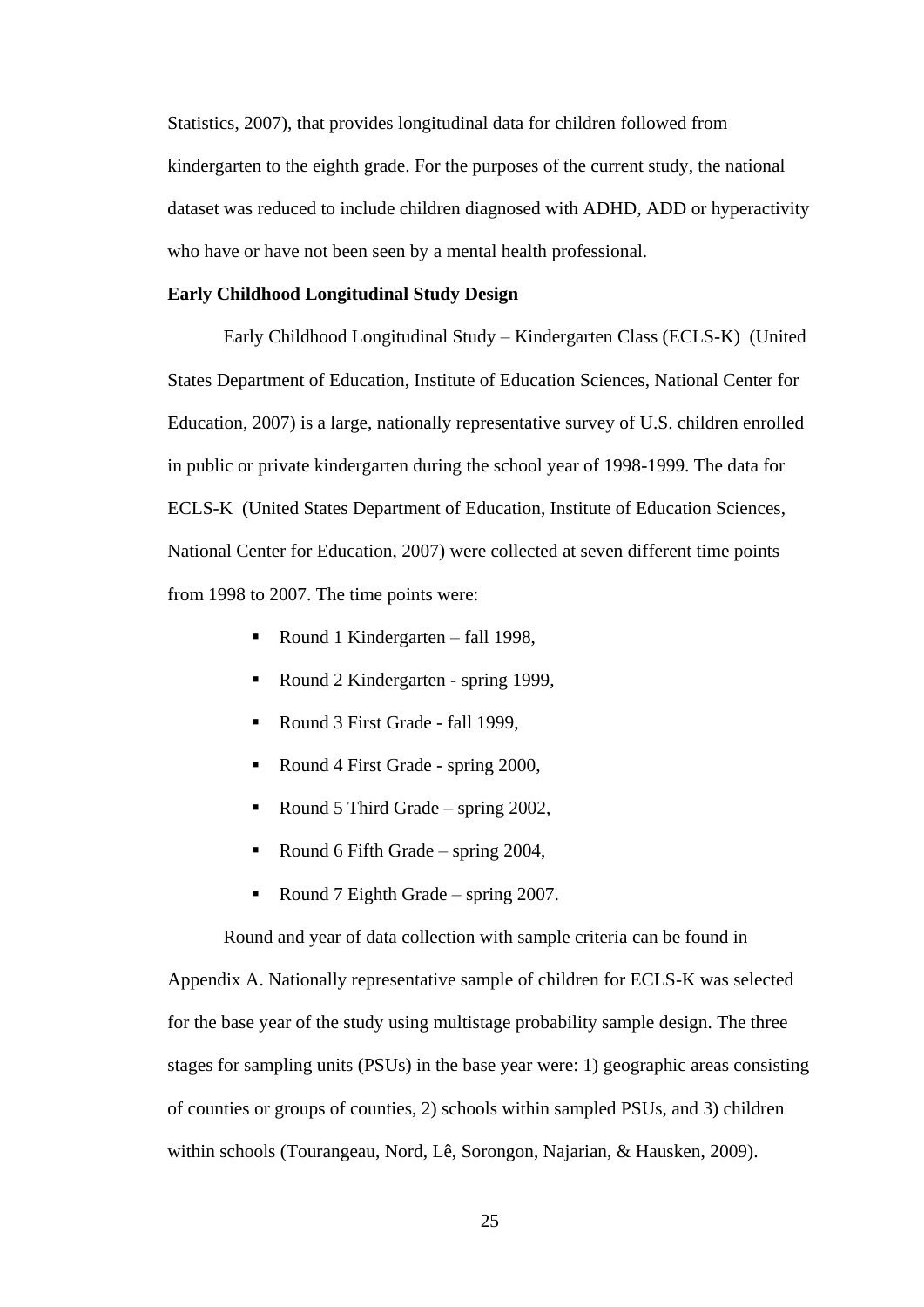Statistics, 2007), that provides longitudinal data for children followed from kindergarten to the eighth grade. For the purposes of the current study, the national dataset was reduced to include children diagnosed with ADHD, ADD or hyperactivity who have or have not been seen by a mental health professional.

**Early Childhood Longitudinal Study Design**

Early Childhood Longitudinal Study – Kindergarten Class (ECLS-K) (United States Department of Education, Institute of Education Sciences, National Center for Education, 2007) is a large, nationally representative survey of U.S. children enrolled in public or private kindergarten during the school year of 1998-1999. The data for ECLS-K (United States Department of Education, Institute of Education Sciences, National Center for Education, 2007) were collected at seven different time points from 1998 to 2007. The time points were:

- Round 1 Kindergarten – fall 1998,
- Round 2 Kindergarten - spring 1999,
- Round 3 First Grade - fall 1999,
- Round 4 First Grade - spring 2000,
- Round 5 Third Grade – spring 2002,
- Round 6 Fifth Grade – spring 2004,
- Round 7 Eighth Grade – spring 2007.

Round and year of data collection with sample criteria can be found in Appendix A. Nationally representative sample of children for ECLS-K was selected for the base year of the study using multistage probability sample design. The three stages for sampling units (PSUs) in the base year were: 1) geographic areas consisting of counties or groups of counties, 2) schools within sampled PSUs, and 3) children within schools (Tourangeau, Nord, Lê, Sorongon, Najarian, & Hausken, 2009).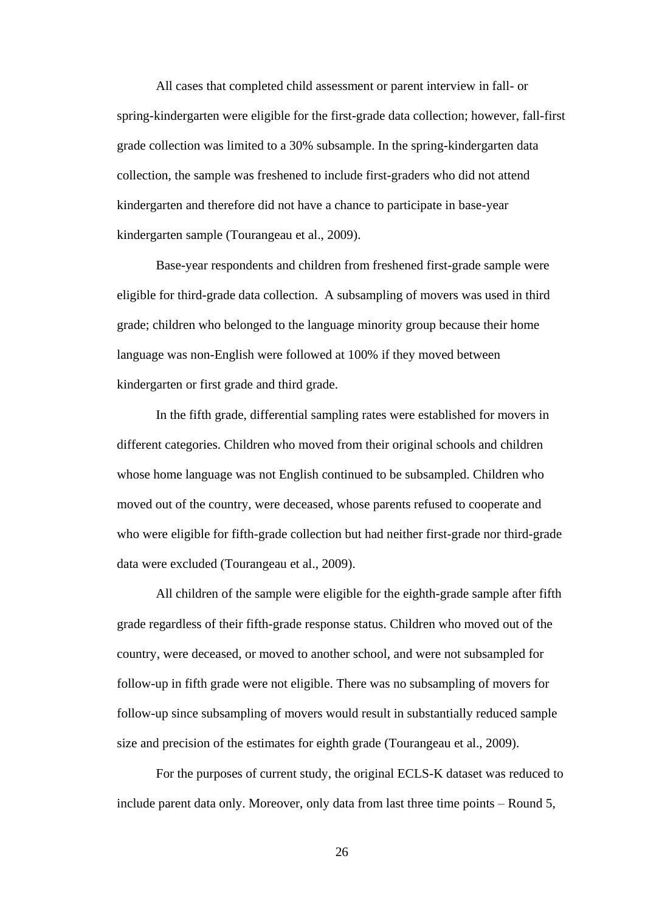All cases that completed child assessment or parent interview in fall- or spring-kindergarten were eligible for the first-grade data collection; however, fall-first grade collection was limited to a 30% subsample. In the spring-kindergarten data collection, the sample was freshened to include first-graders who did not attend kindergarten and therefore did not have a chance to participate in base-year kindergarten sample (Tourangeau et al., 2009).

Base-year respondents and children from freshened first-grade sample were eligible for third-grade data collection. A subsampling of movers was used in third grade; children who belonged to the language minority group because their home language was non-English were followed at 100% if they moved between kindergarten or first grade and third grade.

In the fifth grade, differential sampling rates were established for movers in different categories. Children who moved from their original schools and children whose home language was not English continued to be subsampled. Children who moved out of the country, were deceased, whose parents refused to cooperate and who were eligible for fifth-grade collection but had neither first-grade nor third-grade data were excluded (Tourangeau et al., 2009).

All children of the sample were eligible for the eighth-grade sample after fifth grade regardless of their fifth-grade response status. Children who moved out of the country, were deceased, or moved to another school, and were not subsampled for follow-up in fifth grade were not eligible. There was no subsampling of movers for follow-up since subsampling of movers would result in substantially reduced sample size and precision of the estimates for eighth grade (Tourangeau et al., 2009).

For the purposes of current study, the original ECLS-K dataset was reduced to include parent data only. Moreover, only data from last three time points – Round 5,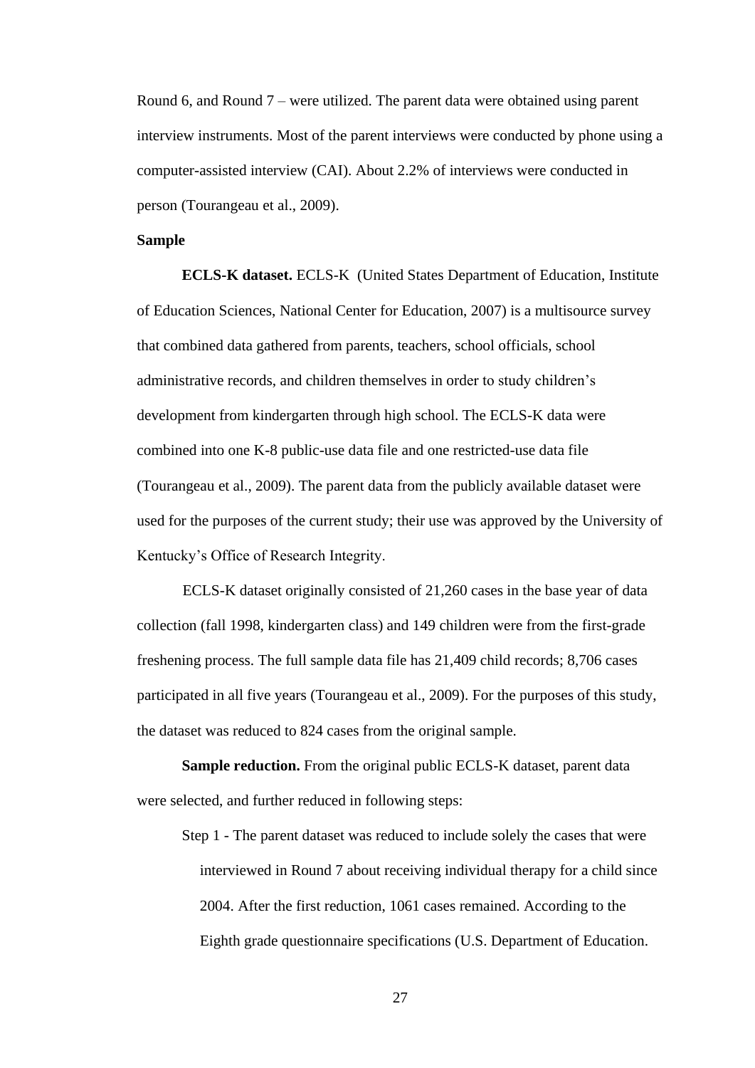Round 6, and Round 7 – were utilized. The parent data were obtained using parent interview instruments. Most of the parent interviews were conducted by phone using a computer-assisted interview (CAI). About 2.2% of interviews were conducted in person (Tourangeau et al., 2009).

## Sample

**ECLS-K dataset.** ECLS-K (United States Department of Education, Institute of Education Sciences, National Center for Education, 2007) is a multisource survey that combined data gathered from parents, teachers, school officials, school administrative records, and children themselves in order to study children's development from kindergarten through high school. The ECLS-K data were combined into one K-8 public-use data file and one restricted-use data file (Tourangeau et al., 2009). The parent data from the publicly available dataset were used for the purposes of the current study; their use was approved by the University of Kentucky's Office of Research Integrity.

ECLS-K dataset originally consisted of 21,260 cases in the base year of data collection (fall 1998, kindergarten class) and 149 children were from the first-grade freshening process. The full sample data file has 21,409 child records; 8,706 cases participated in all five years (Tourangeau et al., 2009). For the purposes of this study, the dataset was reduced to 824 cases from the original sample.

**Sample reduction.** From the original public ECLS-K dataset, parent data were selected, and further reduced in following steps:

Step 1 - The parent dataset was reduced to include solely the cases that were interviewed in Round 7 about receiving individual therapy for a child since 2004. After the first reduction, 1061 cases remained. According to the Eighth grade questionnaire specifications (U.S. Department of Education.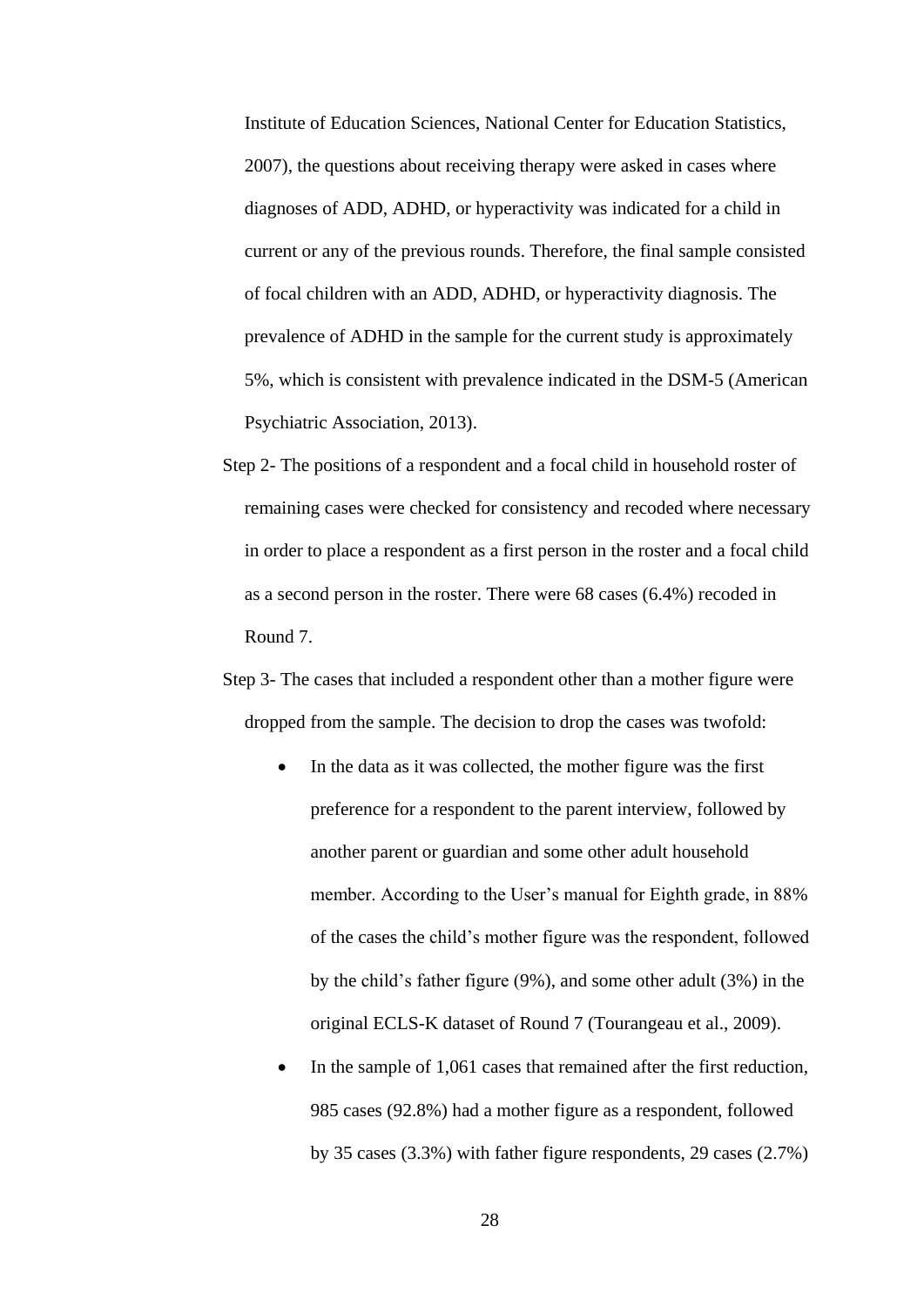Institute of Education Sciences, National Center for Education Statistics, 2007), the questions about receiving therapy were asked in cases where diagnoses of ADD, ADHD, or hyperactivity was indicated for a child in current or any of the previous rounds. Therefore, the final sample consisted of focal children with an ADD, ADHD, or hyperactivity diagnosis. The prevalence of ADHD in the sample for the current study is approximately 5%, which is consistent with prevalence indicated in the DSM-5 (American Psychiatric Association, 2013).

Step 2- The positions of a respondent and a focal child in household roster of remaining cases were checked for consistency and recoded where necessary in order to place a respondent as a first person in the roster and a focal child as a second person in the roster. There were 68 cases (6.4%) recoded in Round 7.

Step 3- The cases that included a respondent other than a mother figure were dropped from the sample. The decision to drop the cases was twofold:

- In the data as it was collected, the mother figure was the first preference for a respondent to the parent interview, followed by another parent or guardian and some other adult household member. According to the User's manual for Eighth grade, in 88% of the cases the child's mother figure was the respondent, followed by the child's father figure (9%), and some other adult (3%) in the original ECLS-K dataset of Round 7 (Tourangeau et al., 2009).
- In the sample of 1,061 cases that remained after the first reduction, 985 cases (92.8%) had a mother figure as a respondent, followed by 35 cases (3.3%) with father figure respondents, 29 cases (2.7%)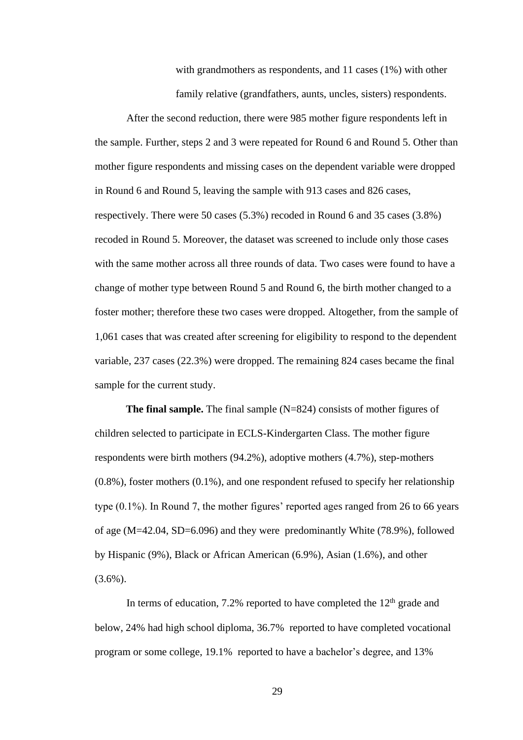with grandmothers as respondents, and 11 cases (1%) with other family relative (grandfathers, aunts, uncles, sisters) respondents.

After the second reduction, there were 985 mother figure respondents left in the sample. Further, steps 2 and 3 were repeated for Round 6 and Round 5. Other than mother figure respondents and missing cases on the dependent variable were dropped in Round 6 and Round 5, leaving the sample with 913 cases and 826 cases, respectively. There were 50 cases (5.3%) recoded in Round 6 and 35 cases (3.8%) recoded in Round 5. Moreover, the dataset was screened to include only those cases with the same mother across all three rounds of data. Two cases were found to have a change of mother type between Round 5 and Round 6, the birth mother changed to a foster mother; therefore these two cases were dropped. Altogether, from the sample of 1,061 cases that was created after screening for eligibility to respond to the dependent variable, 237 cases (22.3%) were dropped. The remaining 824 cases became the final sample for the current study.

**The final sample.** The final sample (N=824) consists of mother figures of children selected to participate in ECLS-Kindergarten Class. The mother figure respondents were birth mothers (94.2%), adoptive mothers (4.7%), step-mothers (0.8%), foster mothers (0.1%), and one respondent refused to specify her relationship type (0.1%). In Round 7, the mother figures' reported ages ranged from 26 to 66 years of age (M=42.04, SD=6.096) and they were predominantly White (78.9%), followed by Hispanic (9%), Black or African American (6.9%), Asian (1.6%), and other (3.6%).

In terms of education, 7.2% reported to have completed the 12th grade and below, 24% had high school diploma, 36.7% reported to have completed vocational program or some college, 19.1% reported to have a bachelor's degree, and 13%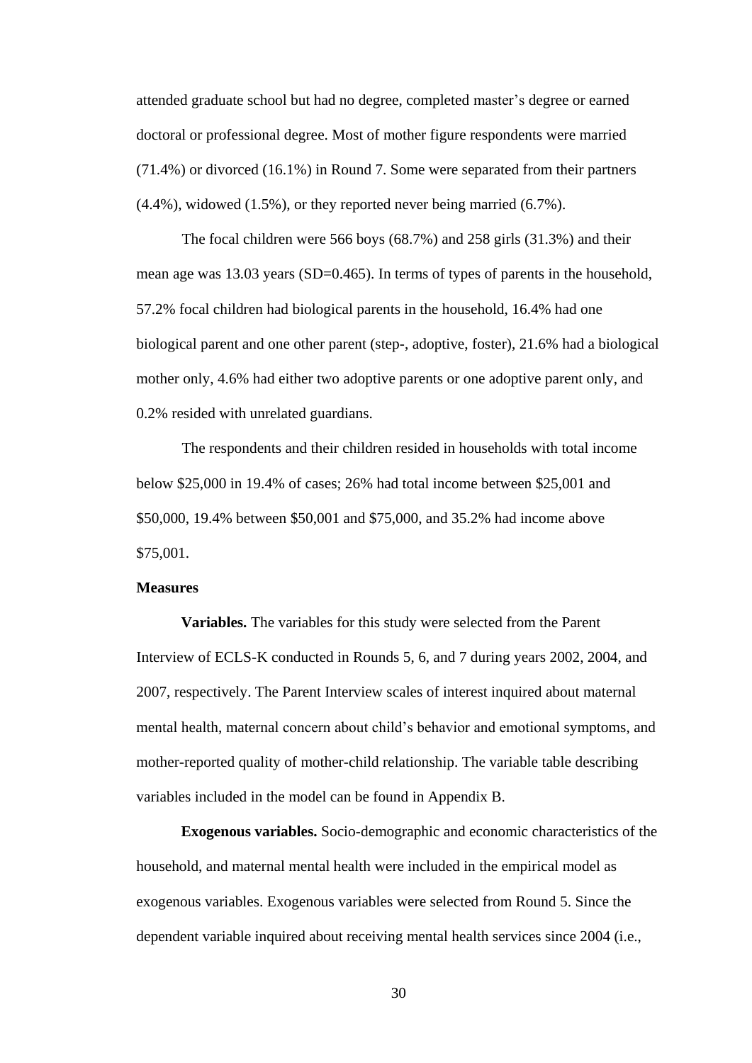attended graduate school but had no degree, completed master's degree or earned doctoral or professional degree. Most of mother figure respondents were married (71.4%) or divorced (16.1%) in Round 7. Some were separated from their partners (4.4%), widowed (1.5%), or they reported never being married (6.7%).

The focal children were 566 boys (68.7%) and 258 girls (31.3%) and their mean age was 13.03 years (SD=0.465). In terms of types of parents in the household, 57.2% focal children had biological parents in the household, 16.4% had one biological parent and one other parent (step-, adoptive, foster), 21.6% had a biological mother only, 4.6% had either two adoptive parents or one adoptive parent only, and 0.2% resided with unrelated guardians.

The respondents and their children resided in households with total income below $25,000 in 19.4% of cases; 26% had total income between $25,001 and $50,000, 19.4% between $50,001 and $75,000, and 35.2% had income above $75,001.

### Measures

**Variables.** The variables for this study were selected from the Parent Interview of ECLS-K conducted in Rounds 5, 6, and 7 during years 2002, 2004, and 2007, respectively. The Parent Interview scales of interest inquired about maternal mental health, maternal concern about child's behavior and emotional symptoms, and mother-reported quality of mother-child relationship. The variable table describing variables included in the model can be found in Appendix B.

**Exogenous variables.** Socio-demographic and economic characteristics of the household, and maternal mental health were included in the empirical model as exogenous variables. Exogenous variables were selected from Round 5. Since the dependent variable inquired about receiving mental health services since 2004 (i.e.,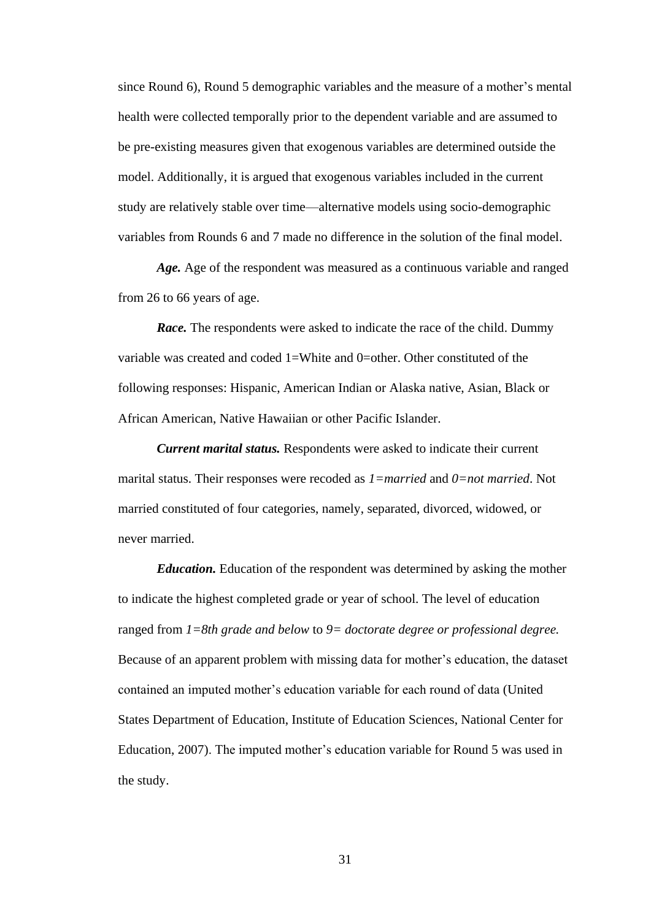since Round 6), Round 5 demographic variables and the measure of a mother's mental health were collected temporally prior to the dependent variable and are assumed to be pre-existing measures given that exogenous variables are determined outside the model. Additionally, it is argued that exogenous variables included in the current study are relatively stable over time—alternative models using socio-demographic variables from Rounds 6 and 7 made no difference in the solution of the final model.

***Age.*** Age of the respondent was measured as a continuous variable and ranged from 26 to 66 years of age.

***Race.*** The respondents were asked to indicate the race of the child. Dummy variable was created and coded 1=White and 0=other. Other constituted of the following responses: Hispanic, American Indian or Alaska native, Asian, Black or African American, Native Hawaiian or other Pacific Islander.

***Current marital status.*** Respondents were asked to indicate their current marital status. Their responses were recoded as *1=married* and *0=not married*. Not married constituted of four categories, namely, separated, divorced, widowed, or never married.

***Education.*** Education of the respondent was determined by asking the mother to indicate the highest completed grade or year of school. The level of education ranged from *1=8th grade and below* to *9= doctorate degree or professional degree.* Because of an apparent problem with missing data for mother's education, the dataset contained an imputed mother's education variable for each round of data (United States Department of Education, Institute of Education Sciences, National Center for Education, 2007). The imputed mother's education variable for Round 5 was used in the study.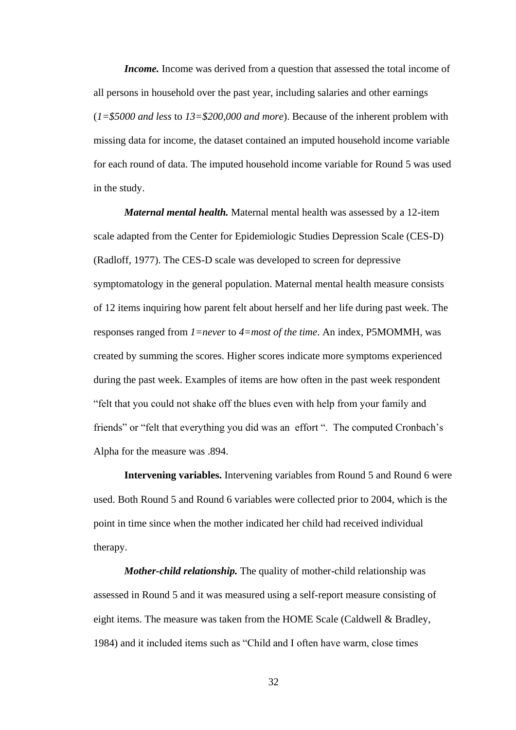***Income.*** Income was derived from a question that assessed the total income of all persons in household over the past year, including salaries and other earnings (*1=$5000 and less* to *13=$200,000 and more*). Because of the inherent problem with missing data for income, the dataset contained an imputed household income variable for each round of data. The imputed household income variable for Round 5 was used in the study.

***Maternal mental health.*** Maternal mental health was assessed by a 12-item scale adapted from the Center for Epidemiologic Studies Depression Scale (CES-D) (Radloff, 1977). The CES-D scale was developed to screen for depressive symptomatology in the general population. Maternal mental health measure consists of 12 items inquiring how parent felt about herself and her life during past week. The responses ranged from *1=never* to *4=most of the time*. An index, P5MOMMH, was created by summing the scores. Higher scores indicate more symptoms experienced during the past week. Examples of items are how often in the past week respondent "felt that you could not shake off the blues even with help from your family and friends" or "felt that everything you did was an effort ". The computed Cronbach's Alpha for the measure was .894.

**Intervening variables.** Intervening variables from Round 5 and Round 6 were used. Both Round 5 and Round 6 variables were collected prior to 2004, which is the point in time since when the mother indicated her child had received individual therapy.

***Mother-child relationship.*** The quality of mother-child relationship was assessed in Round 5 and it was measured using a self-report measure consisting of eight items. The measure was taken from the HOME Scale (Caldwell & Bradley, 1984) and it included items such as "Child and I often have warm, close times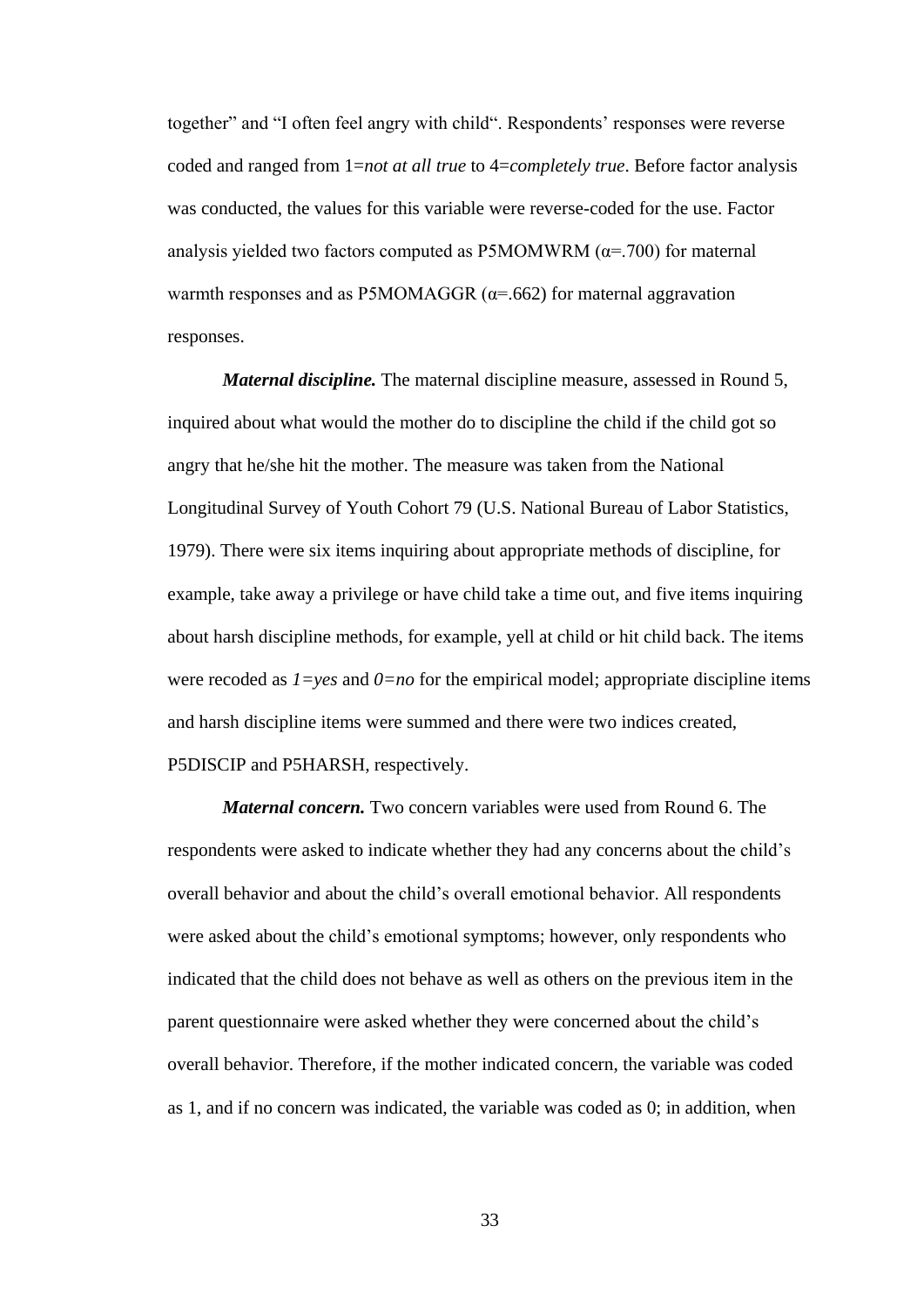together" and "I often feel angry with child". Respondents' responses were reverse coded and ranged from 1=*not at all true* to 4=*completely true*. Before factor analysis was conducted, the values for this variable were reverse-coded for the use. Factor analysis yielded two factors computed as P5MOMWRM ($\alpha$=.700) for maternal warmth responses and as P5MOMAGGR ($\alpha$=.662) for maternal aggravation responses.

***Maternal discipline.*** The maternal discipline measure, assessed in Round 5, inquired about what would the mother do to discipline the child if the child got so angry that he/she hit the mother. The measure was taken from the National Longitudinal Survey of Youth Cohort 79 (U.S. National Bureau of Labor Statistics, 1979). There were six items inquiring about appropriate methods of discipline, for example, take away a privilege or have child take a time out, and five items inquiring about harsh discipline methods, for example, yell at child or hit child back. The items were recoded as *1=yes* and *0=no* for the empirical model; appropriate discipline items and harsh discipline items were summed and there were two indices created, P5DISCIP and P5HARSH, respectively.

***Maternal concern.*** Two concern variables were used from Round 6. The respondents were asked to indicate whether they had any concerns about the child's overall behavior and about the child's overall emotional behavior. All respondents were asked about the child's emotional symptoms; however, only respondents who indicated that the child does not behave as well as others on the previous item in the parent questionnaire were asked whether they were concerned about the child's overall behavior. Therefore, if the mother indicated concern, the variable was coded as 1, and if no concern was indicated, the variable was coded as 0; in addition, when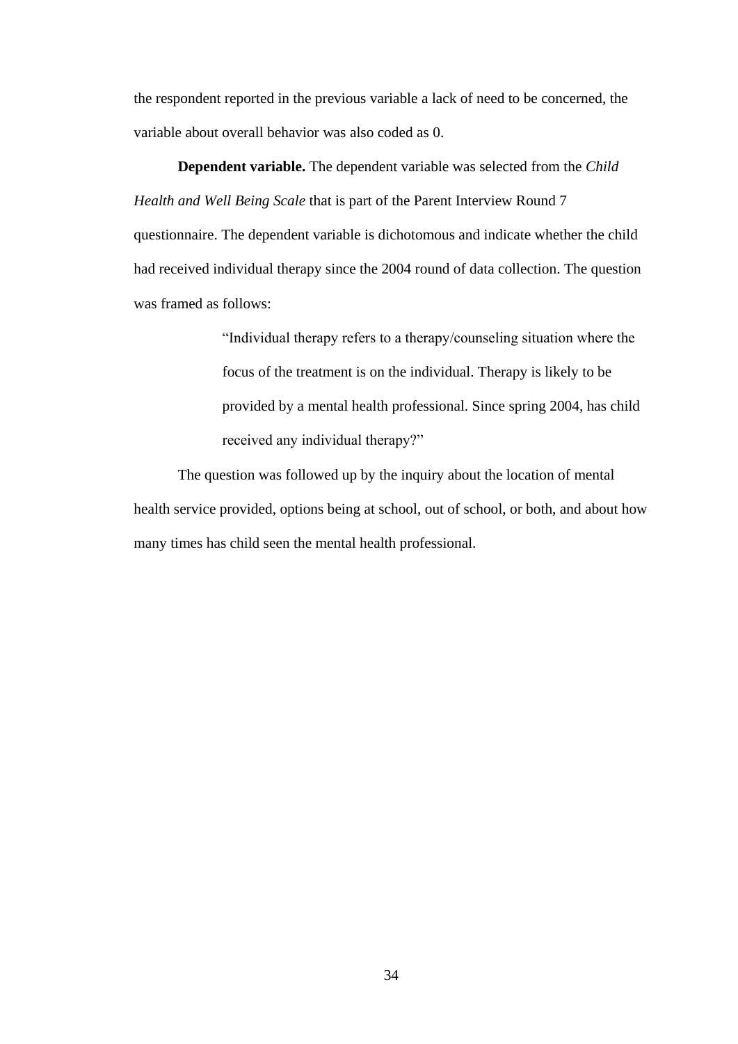the respondent reported in the previous variable a lack of need to be concerned, the variable about overall behavior was also coded as 0.

**Dependent variable.** The dependent variable was selected from the *Child Health and Well Being Scale* that is part of the Parent Interview Round 7 questionnaire. The dependent variable is dichotomous and indicate whether the child had received individual therapy since the 2004 round of data collection. The question was framed as follows:

> "Individual therapy refers to a therapy/counseling situation where the focus of the treatment is on the individual. Therapy is likely to be provided by a mental health professional. Since spring 2004, has child received any individual therapy?"

The question was followed up by the inquiry about the location of mental health service provided, options being at school, out of school, or both, and about how many times has child seen the mental health professional.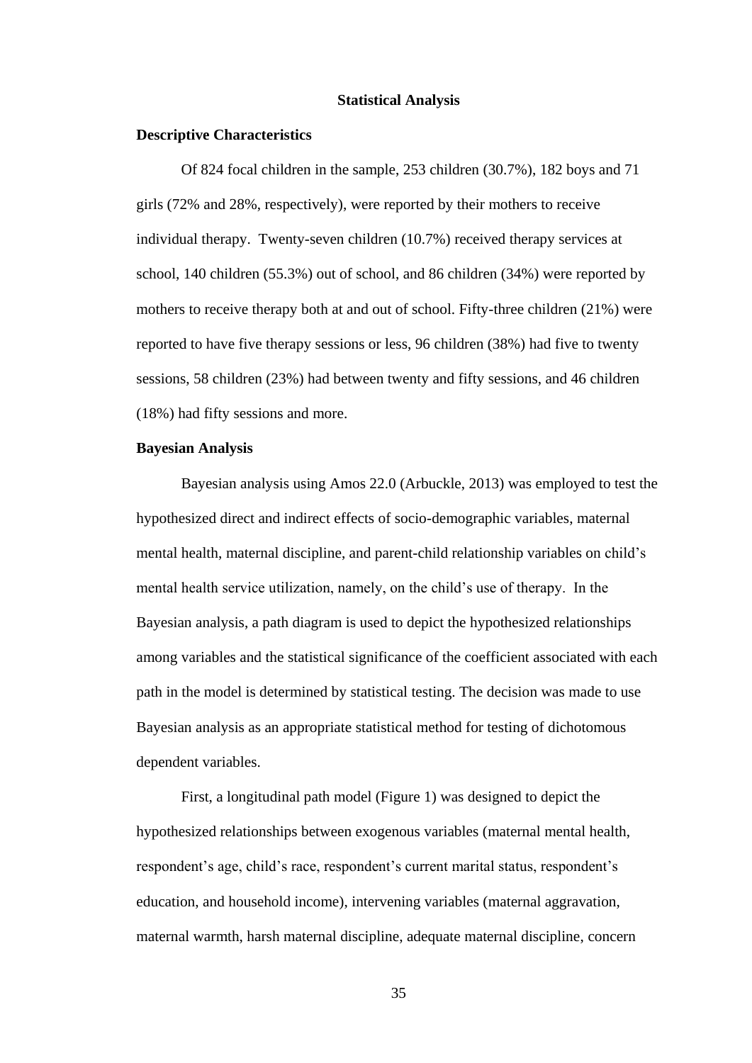## Statistical Analysis

### Descriptive Characteristics

Of 824 focal children in the sample, 253 children (30.7%), 182 boys and 71 girls (72% and 28%, respectively), were reported by their mothers to receive individual therapy. Twenty-seven children (10.7%) received therapy services at school, 140 children (55.3%) out of school, and 86 children (34%) were reported by mothers to receive therapy both at and out of school. Fifty-three children (21%) were reported to have five therapy sessions or less, 96 children (38%) had five to twenty sessions, 58 children (23%) had between twenty and fifty sessions, and 46 children (18%) had fifty sessions and more.

### Bayesian Analysis

Bayesian analysis using Amos 22.0 (Arbuckle, 2013) was employed to test the hypothesized direct and indirect effects of socio-demographic variables, maternal mental health, maternal discipline, and parent-child relationship variables on child's mental health service utilization, namely, on the child's use of therapy. In the Bayesian analysis, a path diagram is used to depict the hypothesized relationships among variables and the statistical significance of the coefficient associated with each path in the model is determined by statistical testing. The decision was made to use Bayesian analysis as an appropriate statistical method for testing of dichotomous dependent variables.

First, a longitudinal path model (Figure 1) was designed to depict the hypothesized relationships between exogenous variables (maternal mental health, respondent's age, child's race, respondent's current marital status, respondent's education, and household income), intervening variables (maternal aggravation, maternal warmth, harsh maternal discipline, adequate maternal discipline, concern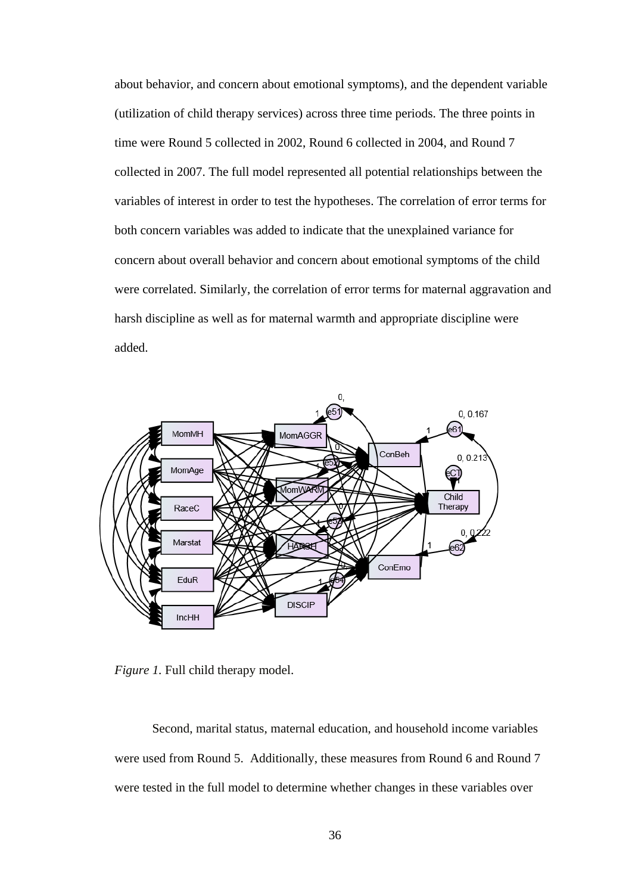about behavior, and concern about emotional symptoms), and the dependent variable (utilization of child therapy services) across three time periods. The three points in time were Round 5 collected in 2002, Round 6 collected in 2004, and Round 7 collected in 2007. The full model represented all potential relationships between the variables of interest in order to test the hypotheses. The correlation of error terms for both concern variables was added to indicate that the unexplained variance for concern about overall behavior and concern about emotional symptoms of the child were correlated. Similarly, the correlation of error terms for maternal aggravation and harsh discipline as well as for maternal warmth and appropriate discipline were added.

*Figure 1.* Full child therapy model.

Second, marital status, maternal education, and household income variables were used from Round 5. Additionally, these measures from Round 6 and Round 7 were tested in the full model to determine whether changes in these variables over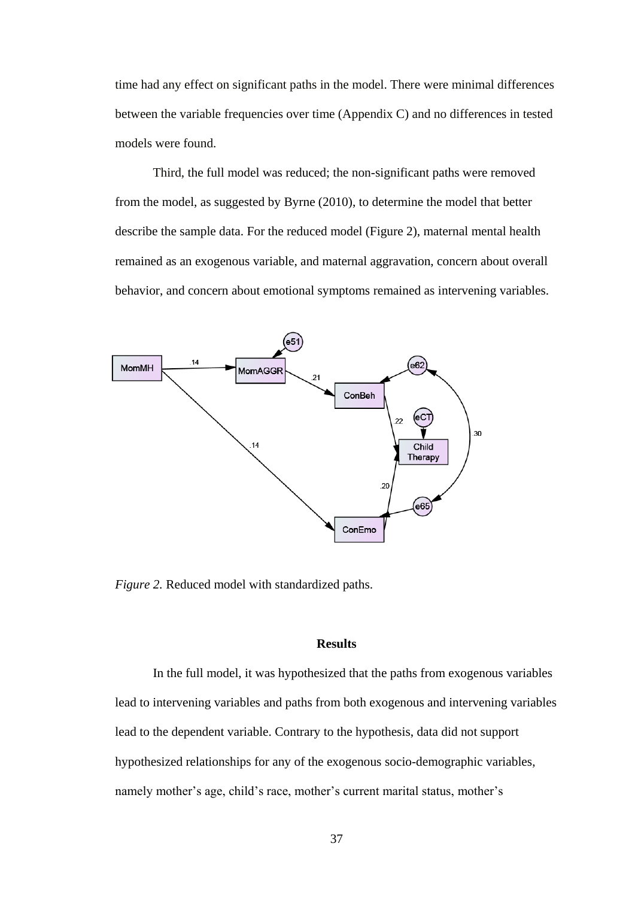time had any effect on significant paths in the model. There were minimal differences between the variable frequencies over time (Appendix C) and no differences in tested models were found.

Third, the full model was reduced; the non-significant paths were removed from the model, as suggested by Byrne (2010), to determine the model that better describe the sample data. For the reduced model (Figure 2), maternal mental health remained as an exogenous variable, and maternal aggravation, concern about overall behavior, and concern about emotional symptoms remained as intervening variables.

*Figure 2.* Reduced model with standardized paths.

## Results

In the full model, it was hypothesized that the paths from exogenous variables lead to intervening variables and paths from both exogenous and intervening variables lead to the dependent variable. Contrary to the hypothesis, data did not support hypothesized relationships for any of the exogenous socio-demographic variables, namely mother's age, child's race, mother's current marital status, mother's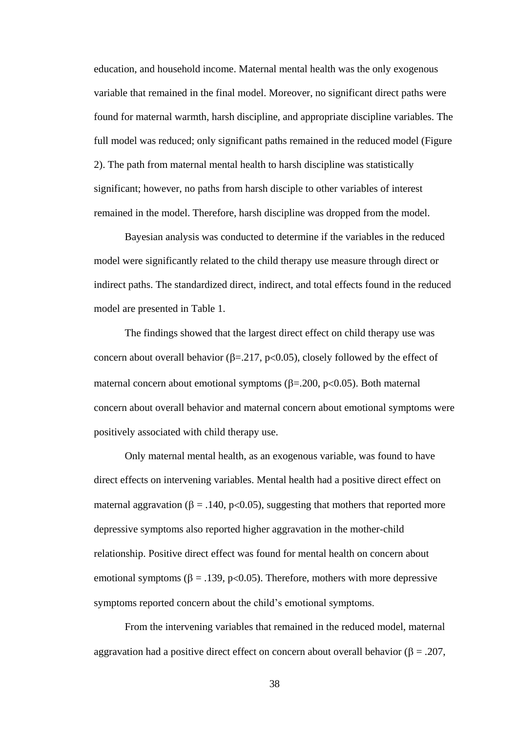education, and household income. Maternal mental health was the only exogenous variable that remained in the final model. Moreover, no significant direct paths were found for maternal warmth, harsh discipline, and appropriate discipline variables. The full model was reduced; only significant paths remained in the reduced model (Figure 2). The path from maternal mental health to harsh discipline was statistically significant; however, no paths from harsh disciple to other variables of interest remained in the model. Therefore, harsh discipline was dropped from the model.

Bayesian analysis was conducted to determine if the variables in the reduced model were significantly related to the child therapy use measure through direct or indirect paths. The standardized direct, indirect, and total effects found in the reduced model are presented in Table 1.

The findings showed that the largest direct effect on child therapy use was concern about overall behavior ($\beta$=.217, $p<0.05$), closely followed by the effect of maternal concern about emotional symptoms ($\beta$=.200, $p<0.05$). Both maternal concern about overall behavior and maternal concern about emotional symptoms were positively associated with child therapy use.

Only maternal mental health, as an exogenous variable, was found to have direct effects on intervening variables. Mental health had a positive direct effect on maternal aggravation ($\beta$ = .140, $p<0.05$), suggesting that mothers that reported more depressive symptoms also reported higher aggravation in the mother-child relationship. Positive direct effect was found for mental health on concern about emotional symptoms ($\beta$ = .139, $p<0.05$). Therefore, mothers with more depressive symptoms reported concern about the child's emotional symptoms.

From the intervening variables that remained in the reduced model, maternal aggravation had a positive direct effect on concern about overall behavior ($\beta$ = .207,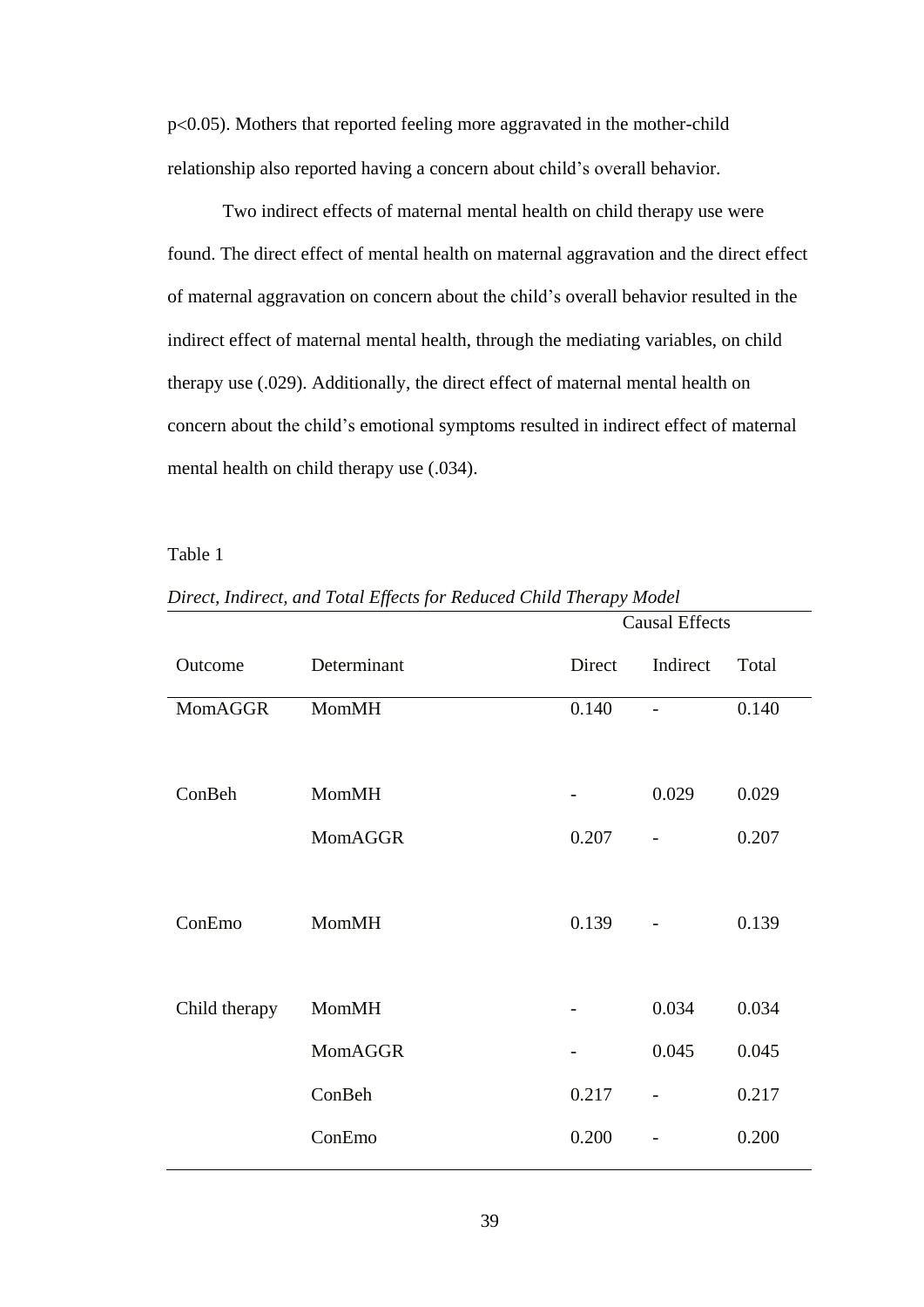$p<0.05$). Mothers that reported feeling more aggravated in the mother-child relationship also reported having a concern about child's overall behavior.

Two indirect effects of maternal mental health on child therapy use were found. The direct effect of mental health on maternal aggravation and the direct effect of maternal aggravation on concern about the child's overall behavior resulted in the indirect effect of maternal mental health, through the mediating variables, on child therapy use (.029). Additionally, the direct effect of maternal mental health on concern about the child's emotional symptoms resulted in indirect effect of maternal mental health on child therapy use (.034).

Table 1

*Direct, Indirect, and Total Effects for Reduced Child Therapy Model*

| | | Causal Effects | | |
|---|---|---|---|---|
| Outcome | Determinant | Direct | Indirect | Total |
| MomAGGR | MomMH | 0.140 | - | 0.140 |
| ConBeh | MomMH | - | 0.029 | 0.029 |
| | MomAGGR | 0.207 | - | 0.207 |
| ConEmo | MomMH | 0.139 | - | 0.139 |
| Child therapy | MomMH | - | 0.034 | 0.034 |
| | MomAGGR | - | 0.045 | 0.045 |
| | ConBeh | 0.217 | - | 0.217 |
| | ConEmo | 0.200 | - | 0.200 |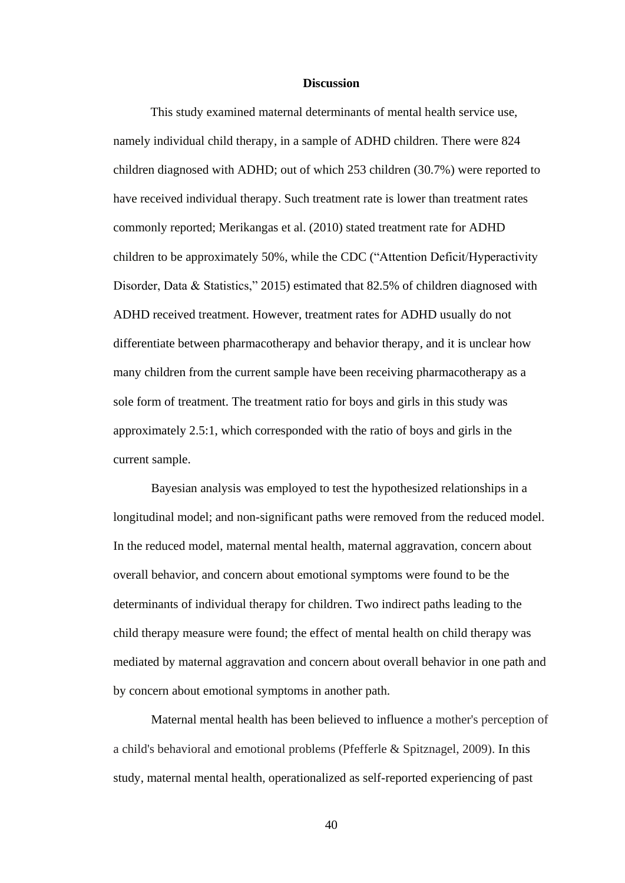## Discussion

This study examined maternal determinants of mental health service use, namely individual child therapy, in a sample of ADHD children. There were 824 children diagnosed with ADHD; out of which 253 children (30.7%) were reported to have received individual therapy. Such treatment rate is lower than treatment rates commonly reported; Merikangas et al. (2010) stated treatment rate for ADHD children to be approximately 50%, while the CDC ("Attention Deficit/Hyperactivity Disorder, Data & Statistics," 2015) estimated that 82.5% of children diagnosed with ADHD received treatment. However, treatment rates for ADHD usually do not differentiate between pharmacotherapy and behavior therapy, and it is unclear how many children from the current sample have been receiving pharmacotherapy as a sole form of treatment. The treatment ratio for boys and girls in this study was approximately 2.5:1, which corresponded with the ratio of boys and girls in the current sample.

Bayesian analysis was employed to test the hypothesized relationships in a longitudinal model; and non-significant paths were removed from the reduced model. In the reduced model, maternal mental health, maternal aggravation, concern about overall behavior, and concern about emotional symptoms were found to be the determinants of individual therapy for children. Two indirect paths leading to the child therapy measure were found; the effect of mental health on child therapy was mediated by maternal aggravation and concern about overall behavior in one path and by concern about emotional symptoms in another path.

Maternal mental health has been believed to influence a mother's perception of a child's behavioral and emotional problems (Pfefferle & Spitznagel, 2009). In this study, maternal mental health, operationalized as self-reported experiencing of past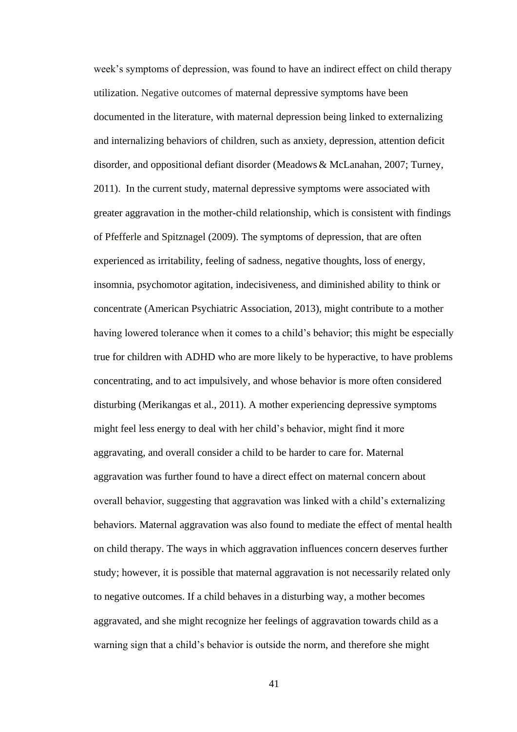week's symptoms of depression, was found to have an indirect effect on child therapy utilization. Negative outcomes of maternal depressive symptoms have been documented in the literature, with maternal depression being linked to externalizing and internalizing behaviors of children, such as anxiety, depression, attention deficit disorder, and oppositional defiant disorder (Meadows & McLanahan, 2007; Turney, 2011). In the current study, maternal depressive symptoms were associated with greater aggravation in the mother-child relationship, which is consistent with findings of Pfefferle and Spitznagel (2009). The symptoms of depression, that are often experienced as irritability, feeling of sadness, negative thoughts, loss of energy, insomnia, psychomotor agitation, indecisiveness, and diminished ability to think or concentrate (American Psychiatric Association, 2013), might contribute to a mother having lowered tolerance when it comes to a child's behavior; this might be especially true for children with ADHD who are more likely to be hyperactive, to have problems concentrating, and to act impulsively, and whose behavior is more often considered disturbing (Merikangas et al., 2011). A mother experiencing depressive symptoms might feel less energy to deal with her child's behavior, might find it more aggravating, and overall consider a child to be harder to care for. Maternal aggravation was further found to have a direct effect on maternal concern about overall behavior, suggesting that aggravation was linked with a child's externalizing behaviors. Maternal aggravation was also found to mediate the effect of mental health on child therapy. The ways in which aggravation influences concern deserves further study; however, it is possible that maternal aggravation is not necessarily related only to negative outcomes. If a child behaves in a disturbing way, a mother becomes aggravated, and she might recognize her feelings of aggravation towards child as a warning sign that a child's behavior is outside the norm, and therefore she might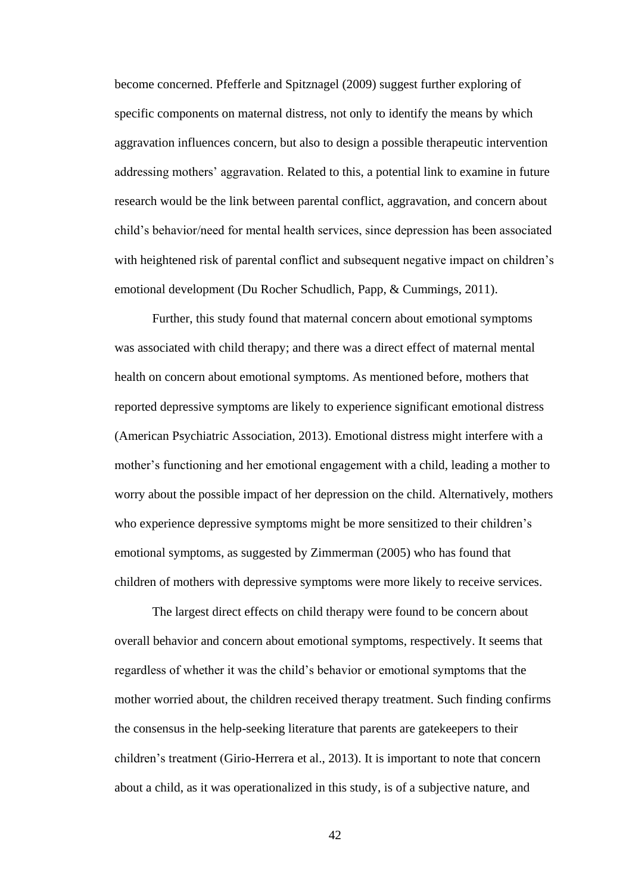become concerned. Pfefferle and Spitznagel (2009) suggest further exploring of specific components on maternal distress, not only to identify the means by which aggravation influences concern, but also to design a possible therapeutic intervention addressing mothers' aggravation. Related to this, a potential link to examine in future research would be the link between parental conflict, aggravation, and concern about child's behavior/need for mental health services, since depression has been associated with heightened risk of parental conflict and subsequent negative impact on children's emotional development (Du Rocher Schudlich, Papp, & Cummings, 2011).

Further, this study found that maternal concern about emotional symptoms was associated with child therapy; and there was a direct effect of maternal mental health on concern about emotional symptoms. As mentioned before, mothers that reported depressive symptoms are likely to experience significant emotional distress (American Psychiatric Association, 2013). Emotional distress might interfere with a mother's functioning and her emotional engagement with a child, leading a mother to worry about the possible impact of her depression on the child. Alternatively, mothers who experience depressive symptoms might be more sensitized to their children's emotional symptoms, as suggested by Zimmerman (2005) who has found that children of mothers with depressive symptoms were more likely to receive services.

The largest direct effects on child therapy were found to be concern about overall behavior and concern about emotional symptoms, respectively. It seems that regardless of whether it was the child's behavior or emotional symptoms that the mother worried about, the children received therapy treatment. Such finding confirms the consensus in the help-seeking literature that parents are gatekeepers to their children's treatment (Girio-Herrera et al., 2013). It is important to note that concern about a child, as it was operationalized in this study, is of a subjective nature, and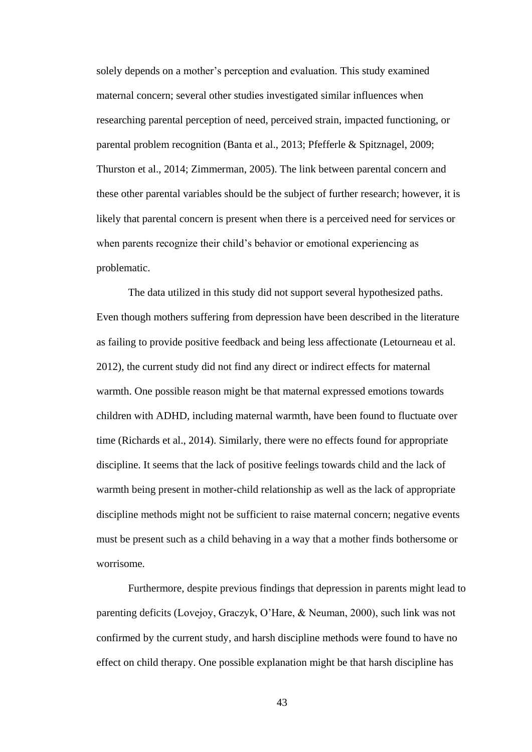solely depends on a mother's perception and evaluation. This study examined maternal concern; several other studies investigated similar influences when researching parental perception of need, perceived strain, impacted functioning, or parental problem recognition (Banta et al., 2013; Pfefferle & Spitznagel, 2009; Thurston et al., 2014; Zimmerman, 2005). The link between parental concern and these other parental variables should be the subject of further research; however, it is likely that parental concern is present when there is a perceived need for services or when parents recognize their child's behavior or emotional experiencing as problematic.

The data utilized in this study did not support several hypothesized paths. Even though mothers suffering from depression have been described in the literature as failing to provide positive feedback and being less affectionate (Letourneau et al. 2012), the current study did not find any direct or indirect effects for maternal warmth. One possible reason might be that maternal expressed emotions towards children with ADHD, including maternal warmth, have been found to fluctuate over time (Richards et al., 2014). Similarly, there were no effects found for appropriate discipline. It seems that the lack of positive feelings towards child and the lack of warmth being present in mother-child relationship as well as the lack of appropriate discipline methods might not be sufficient to raise maternal concern; negative events must be present such as a child behaving in a way that a mother finds bothersome or worrisome.

Furthermore, despite previous findings that depression in parents might lead to parenting deficits (Lovejoy, Graczyk, O'Hare, & Neuman, 2000), such link was not confirmed by the current study, and harsh discipline methods were found to have no effect on child therapy. One possible explanation might be that harsh discipline has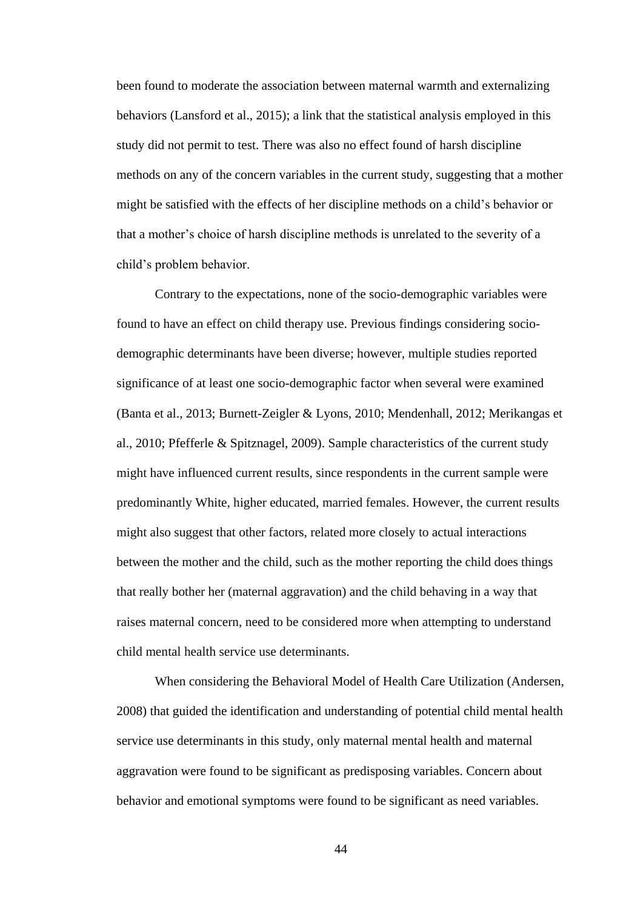been found to moderate the association between maternal warmth and externalizing behaviors (Lansford et al., 2015); a link that the statistical analysis employed in this study did not permit to test. There was also no effect found of harsh discipline methods on any of the concern variables in the current study, suggesting that a mother might be satisfied with the effects of her discipline methods on a child's behavior or that a mother's choice of harsh discipline methods is unrelated to the severity of a child's problem behavior.

Contrary to the expectations, none of the socio-demographic variables were found to have an effect on child therapy use. Previous findings considering socio-demographic determinants have been diverse; however, multiple studies reported significance of at least one socio-demographic factor when several were examined (Banta et al., 2013; Burnett-Zeigler & Lyons, 2010; Mendenhall, 2012; Merikangas et al., 2010; Pfefferle & Spitznagel, 2009). Sample characteristics of the current study might have influenced current results, since respondents in the current sample were predominantly White, higher educated, married females. However, the current results might also suggest that other factors, related more closely to actual interactions between the mother and the child, such as the mother reporting the child does things that really bother her (maternal aggravation) and the child behaving in a way that raises maternal concern, need to be considered more when attempting to understand child mental health service use determinants.

When considering the Behavioral Model of Health Care Utilization (Andersen, 2008) that guided the identification and understanding of potential child mental health service use determinants in this study, only maternal mental health and maternal aggravation were found to be significant as predisposing variables. Concern about behavior and emotional symptoms were found to be significant as need variables.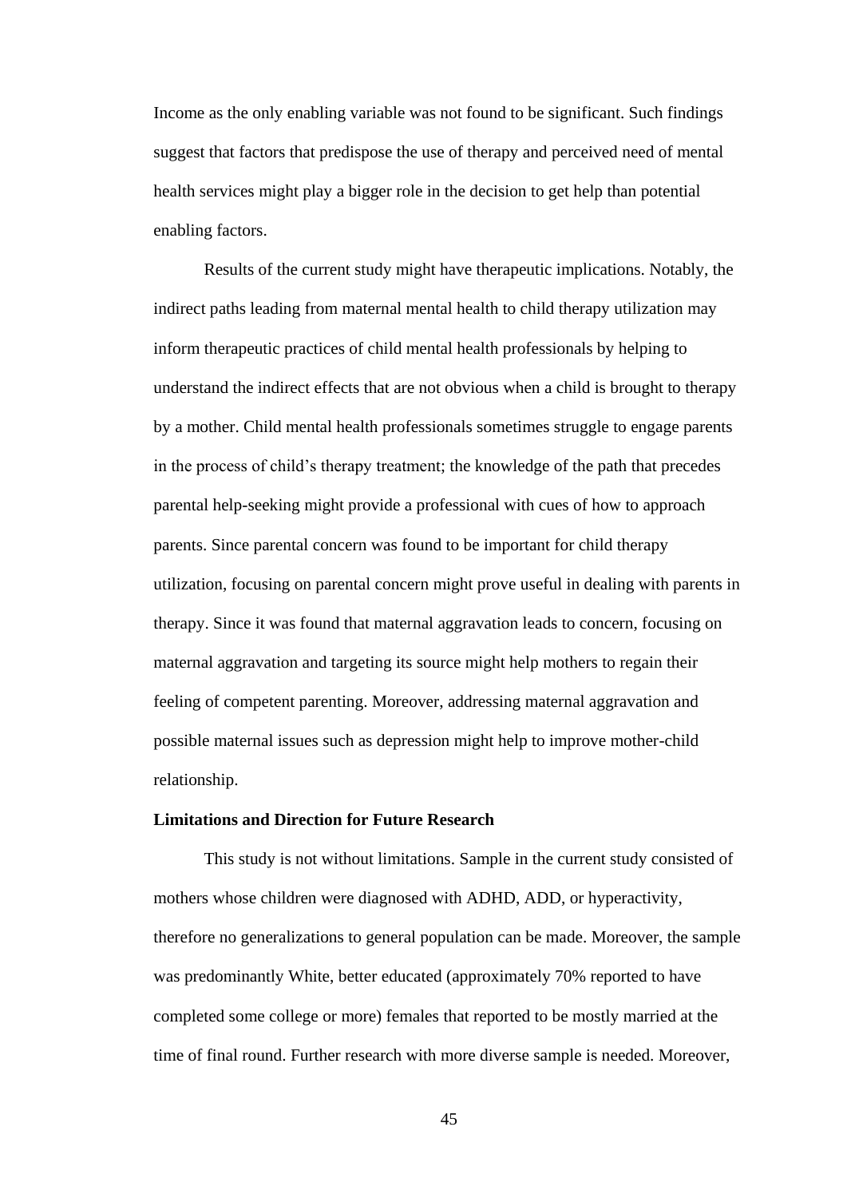Income as the only enabling variable was not found to be significant. Such findings suggest that factors that predispose the use of therapy and perceived need of mental health services might play a bigger role in the decision to get help than potential enabling factors.

Results of the current study might have therapeutic implications. Notably, the indirect paths leading from maternal mental health to child therapy utilization may inform therapeutic practices of child mental health professionals by helping to understand the indirect effects that are not obvious when a child is brought to therapy by a mother. Child mental health professionals sometimes struggle to engage parents in the process of child's therapy treatment; the knowledge of the path that precedes parental help-seeking might provide a professional with cues of how to approach parents. Since parental concern was found to be important for child therapy utilization, focusing on parental concern might prove useful in dealing with parents in therapy. Since it was found that maternal aggravation leads to concern, focusing on maternal aggravation and targeting its source might help mothers to regain their feeling of competent parenting. Moreover, addressing maternal aggravation and possible maternal issues such as depression might help to improve mother-child relationship.

**Limitations and Direction for Future Research**

This study is not without limitations. Sample in the current study consisted of mothers whose children were diagnosed with ADHD, ADD, or hyperactivity, therefore no generalizations to general population can be made. Moreover, the sample was predominantly White, better educated (approximately 70% reported to have completed some college or more) females that reported to be mostly married at the time of final round. Further research with more diverse sample is needed. Moreover,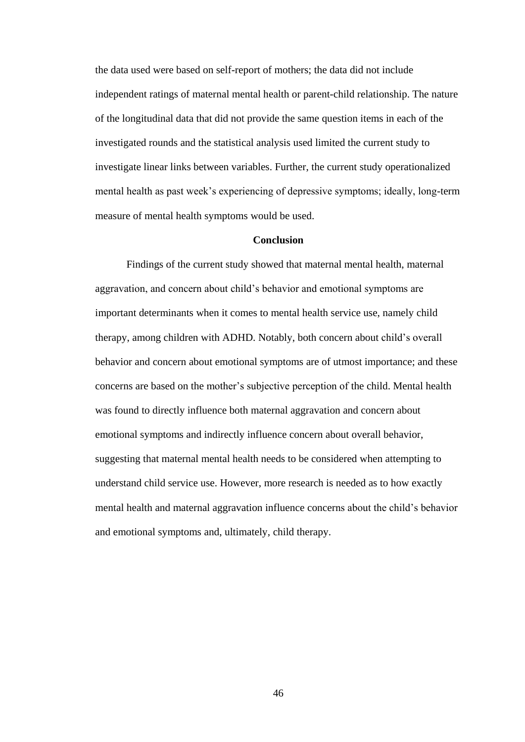the data used were based on self-report of mothers; the data did not include independent ratings of maternal mental health or parent-child relationship. The nature of the longitudinal data that did not provide the same question items in each of the investigated rounds and the statistical analysis used limited the current study to investigate linear links between variables. Further, the current study operationalized mental health as past week's experiencing of depressive symptoms; ideally, long-term measure of mental health symptoms would be used.

## Conclusion

Findings of the current study showed that maternal mental health, maternal aggravation, and concern about child's behavior and emotional symptoms are important determinants when it comes to mental health service use, namely child therapy, among children with ADHD. Notably, both concern about child's overall behavior and concern about emotional symptoms are of utmost importance; and these concerns are based on the mother's subjective perception of the child. Mental health was found to directly influence both maternal aggravation and concern about emotional symptoms and indirectly influence concern about overall behavior, suggesting that maternal mental health needs to be considered when attempting to understand child service use. However, more research is needed as to how exactly mental health and maternal aggravation influence concerns about the child's behavior and emotional symptoms and, ultimately, child therapy.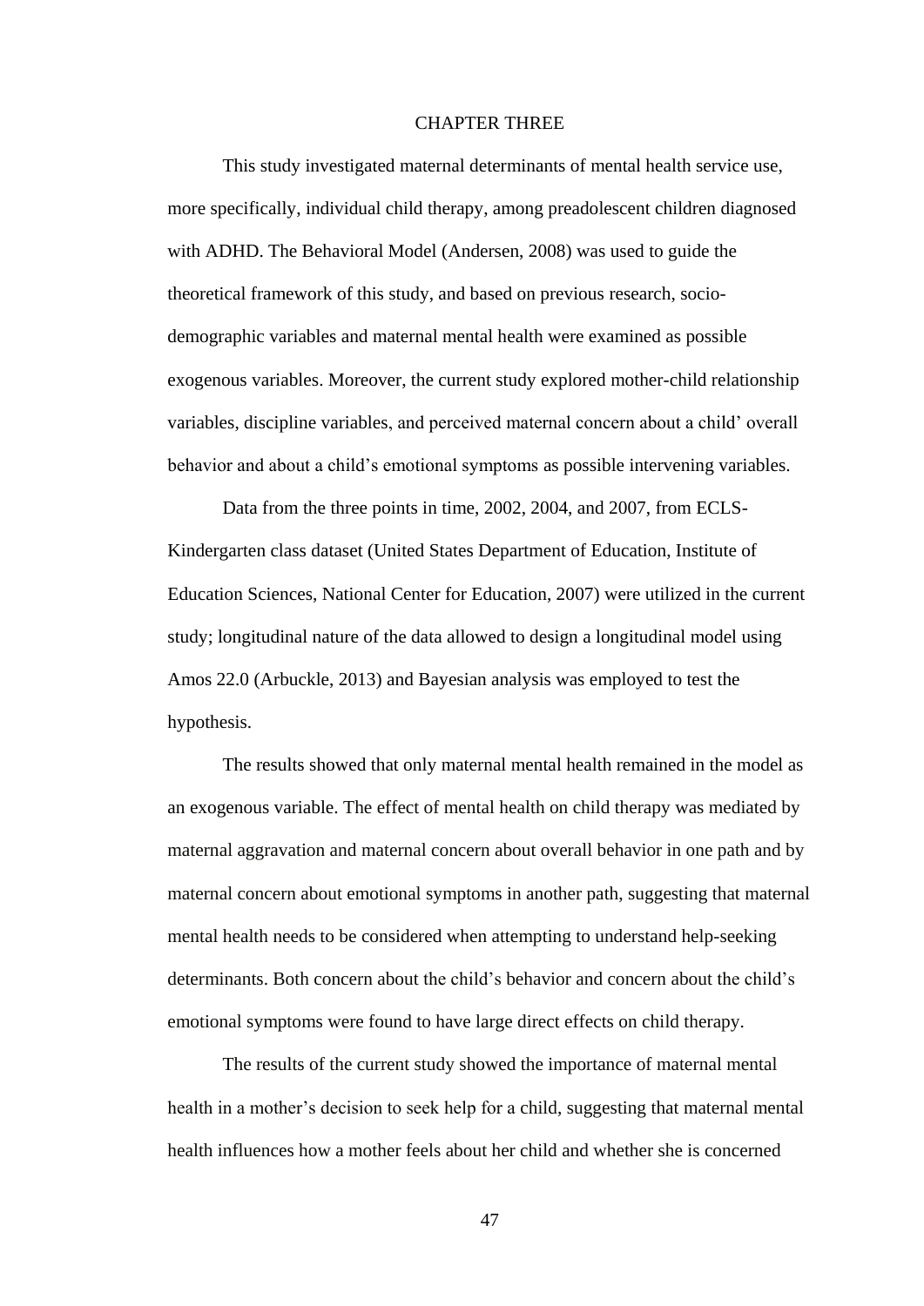# CHAPTER THREE

This study investigated maternal determinants of mental health service use, more specifically, individual child therapy, among preadolescent children diagnosed with ADHD. The Behavioral Model (Andersen, 2008) was used to guide the theoretical framework of this study, and based on previous research, socio-demographic variables and maternal mental health were examined as possible exogenous variables. Moreover, the current study explored mother-child relationship variables, discipline variables, and perceived maternal concern about a child' overall behavior and about a child's emotional symptoms as possible intervening variables.

Data from the three points in time, 2002, 2004, and 2007, from ECLS-Kindergarten class dataset (United States Department of Education, Institute of Education Sciences, National Center for Education, 2007) were utilized in the current study; longitudinal nature of the data allowed to design a longitudinal model using Amos 22.0 (Arbuckle, 2013) and Bayesian analysis was employed to test the hypothesis.

The results showed that only maternal mental health remained in the model as an exogenous variable. The effect of mental health on child therapy was mediated by maternal aggravation and maternal concern about overall behavior in one path and by maternal concern about emotional symptoms in another path, suggesting that maternal mental health needs to be considered when attempting to understand help-seeking determinants. Both concern about the child's behavior and concern about the child's emotional symptoms were found to have large direct effects on child therapy.

The results of the current study showed the importance of maternal mental health in a mother's decision to seek help for a child, suggesting that maternal mental health influences how a mother feels about her child and whether she is concerned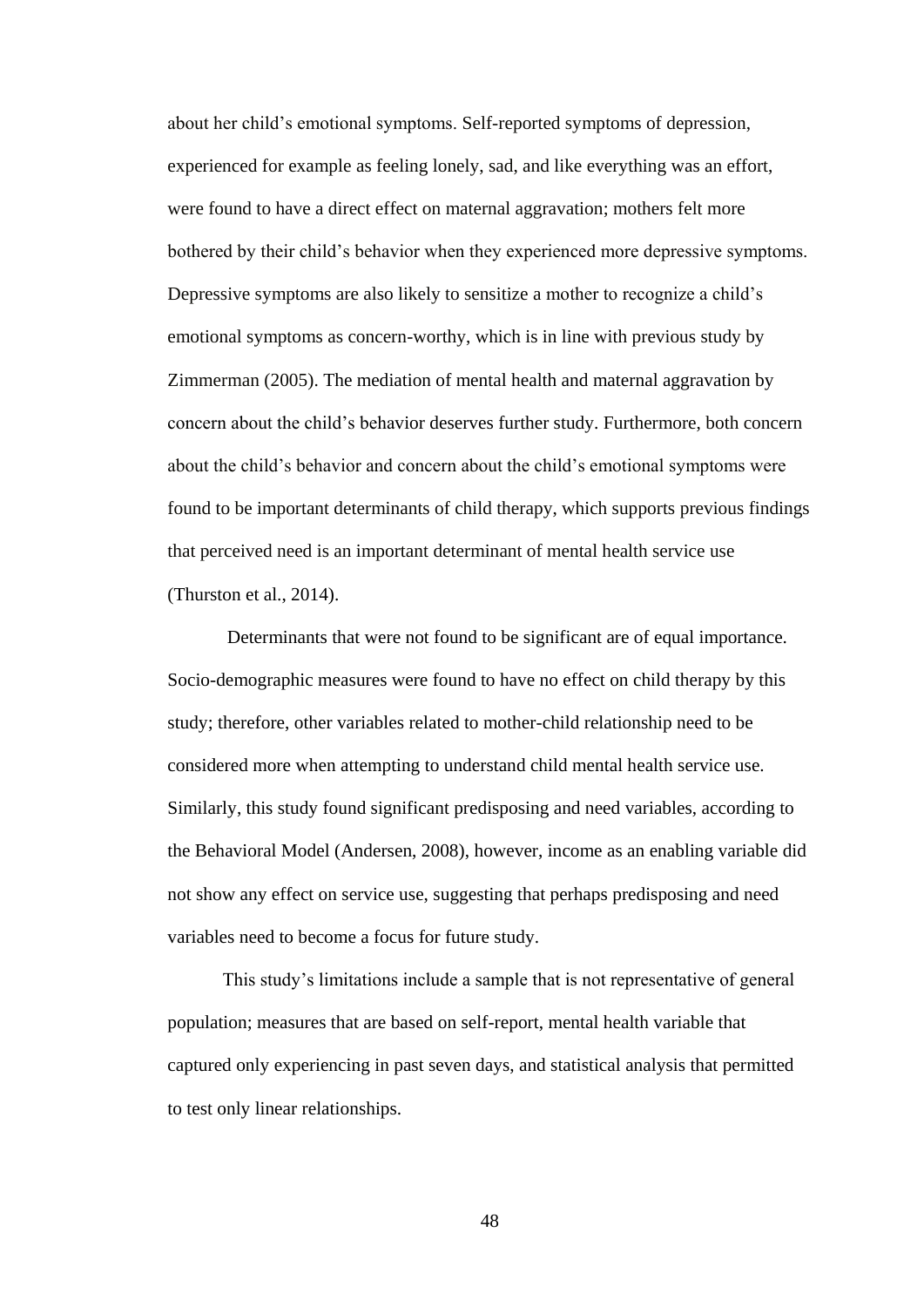about her child's emotional symptoms. Self-reported symptoms of depression, experienced for example as feeling lonely, sad, and like everything was an effort, were found to have a direct effect on maternal aggravation; mothers felt more bothered by their child's behavior when they experienced more depressive symptoms. Depressive symptoms are also likely to sensitize a mother to recognize a child's emotional symptoms as concern-worthy, which is in line with previous study by Zimmerman (2005). The mediation of mental health and maternal aggravation by concern about the child's behavior deserves further study. Furthermore, both concern about the child's behavior and concern about the child's emotional symptoms were found to be important determinants of child therapy, which supports previous findings that perceived need is an important determinant of mental health service use (Thurston et al., 2014).

Determinants that were not found to be significant are of equal importance. Socio-demographic measures were found to have no effect on child therapy by this study; therefore, other variables related to mother-child relationship need to be considered more when attempting to understand child mental health service use. Similarly, this study found significant predisposing and need variables, according to the Behavioral Model (Andersen, 2008), however, income as an enabling variable did not show any effect on service use, suggesting that perhaps predisposing and need variables need to become a focus for future study.

This study's limitations include a sample that is not representative of general population; measures that are based on self-report, mental health variable that captured only experiencing in past seven days, and statistical analysis that permitted to test only linear relationships.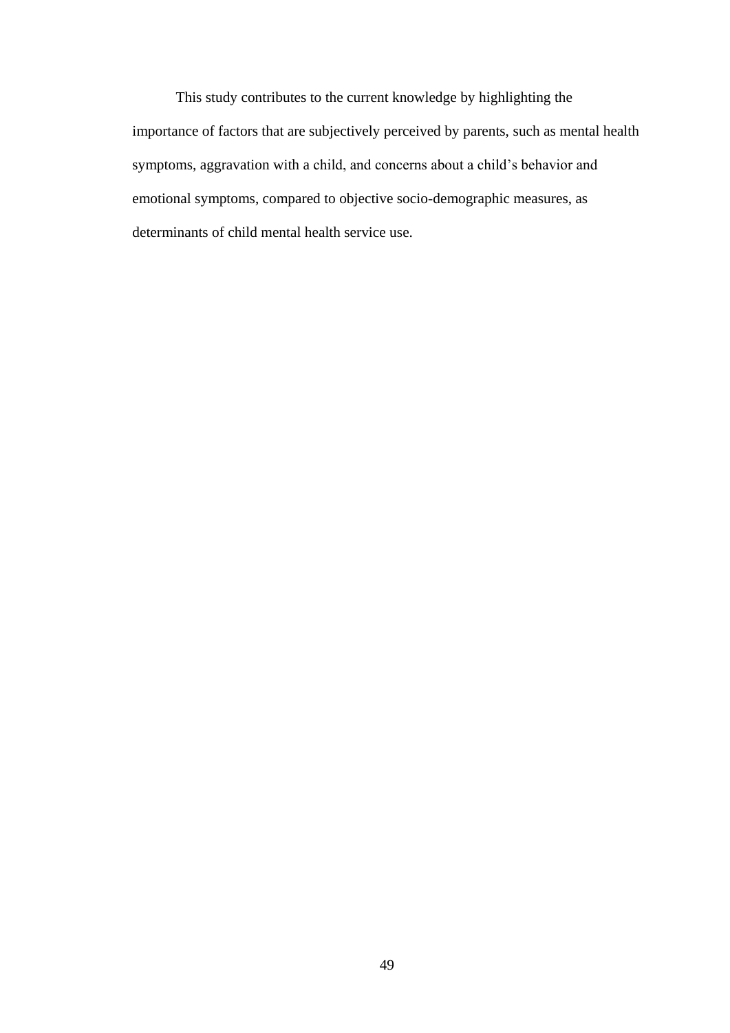This study contributes to the current knowledge by highlighting the importance of factors that are subjectively perceived by parents, such as mental health symptoms, aggravation with a child, and concerns about a child's behavior and emotional symptoms, compared to objective socio-demographic measures, as determinants of child mental health service use.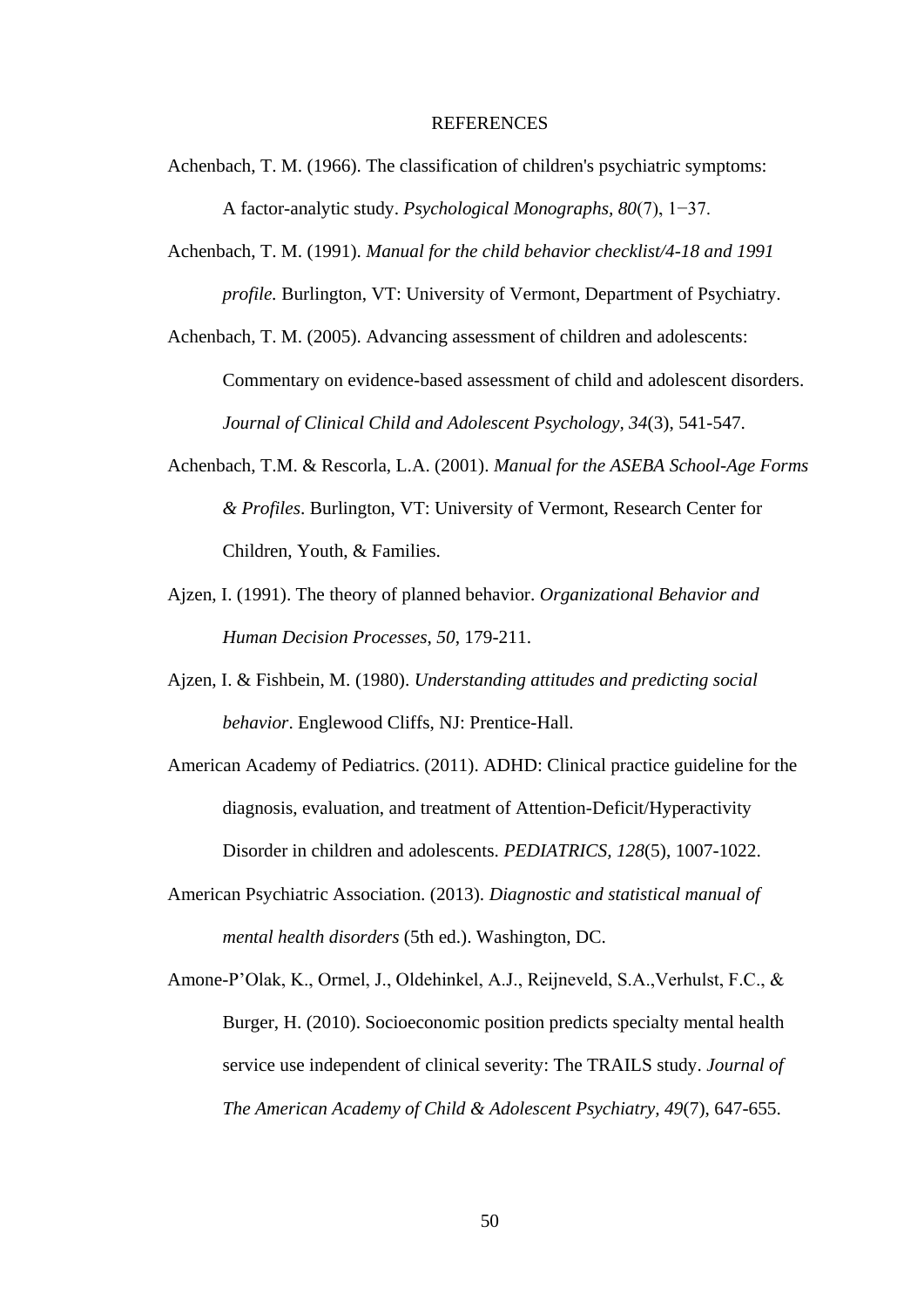# REFERENCES

Achenbach, T. M. (1966). The classification of children's psychiatric symptoms: A factor-analytic study. *Psychological Monographs, 80*(7), 1−37.

Achenbach, T. M. (1991). *Manual for the child behavior checklist/4-18 and 1991 profile.* Burlington, VT: University of Vermont, Department of Psychiatry.

Achenbach, T. M. (2005). Advancing assessment of children and adolescents: Commentary on evidence-based assessment of child and adolescent disorders. *Journal of Clinical Child and Adolescent Psychology, 34*(3), 541-547.

Achenbach, T.M. & Rescorla, L.A. (2001). *Manual for the ASEBA School-Age Forms & Profiles*. Burlington, VT: University of Vermont, Research Center for Children, Youth, & Families.

Ajzen, I. (1991). The theory of planned behavior. *Organizational Behavior and Human Decision Processes*, *50*, 179-211.

Ajzen, I. & Fishbein, M. (1980). *Understanding attitudes and predicting social behavior*. Englewood Cliffs, NJ: Prentice-Hall.

American Academy of Pediatrics. (2011). ADHD: Clinical practice guideline for the diagnosis, evaluation, and treatment of Attention-Deficit/Hyperactivity Disorder in children and adolescents. *PEDIATRICS, 128*(5), 1007-1022.

American Psychiatric Association. (2013). *Diagnostic and statistical manual of mental health disorders* (5th ed.). Washington, DC.

Amone-P'Olak, K., Ormel, J., Oldehinkel, A.J., Reijneveld, S.A.,Verhulst, F.C., & Burger, H. (2010). Socioeconomic position predicts specialty mental health service use independent of clinical severity: The TRAILS study. *Journal of The American Academy of Child & Adolescent Psychiatry*, *49*(7), 647-655.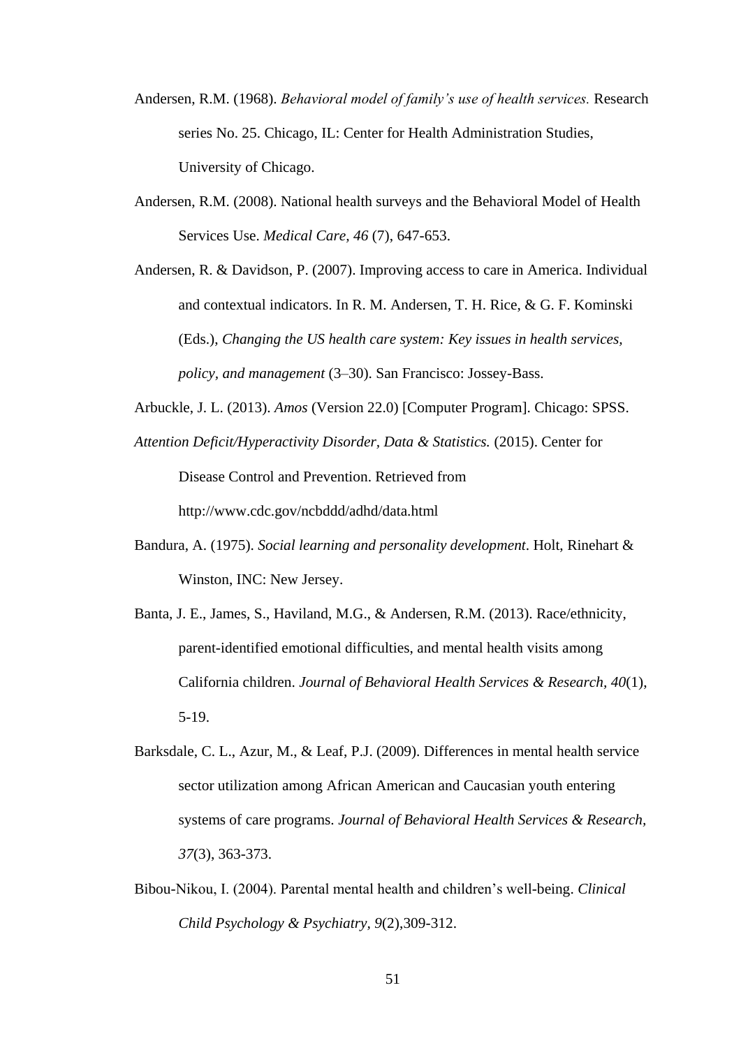Andersen, R.M. (1968). *Behavioral model of family's use of health services.* Research series No. 25. Chicago, IL: Center for Health Administration Studies, University of Chicago.

Andersen, R.M. (2008). National health surveys and the Behavioral Model of Health Services Use. *Medical Care, 46* (7), 647-653.

Andersen, R. & Davidson, P. (2007). Improving access to care in America. Individual and contextual indicators. In R. M. Andersen, T. H. Rice, & G. F. Kominski (Eds.), *Changing the US health care system: Key issues in health services, policy, and management* (3–30). San Francisco: Jossey-Bass.

Arbuckle, J. L. (2013). *Amos* (Version 22.0) [Computer Program]. Chicago: SPSS.

*Attention Deficit/Hyperactivity Disorder, Data & Statistics.* (2015). Center for Disease Control and Prevention. Retrieved from http://www.cdc.gov/ncbddd/adhd/data.html

Bandura, A. (1975). *Social learning and personality development*. Holt, Rinehart & Winston, INC: New Jersey.

Banta, J. E., James, S., Haviland, M.G., & Andersen, R.M. (2013). Race/ethnicity, parent-identified emotional difficulties, and mental health visits among California children. *Journal of Behavioral Health Services & Research, 40*(1), 5-19.

Barksdale, C. L., Azur, M., & Leaf, P.J. (2009). Differences in mental health service sector utilization among African American and Caucasian youth entering systems of care programs. *Journal of Behavioral Health Services & Research, 37*(3), 363-373.

Bibou-Nikou, I. (2004). Parental mental health and children's well-being. *Clinical Child Psychology & Psychiatry, 9*(2),309-312.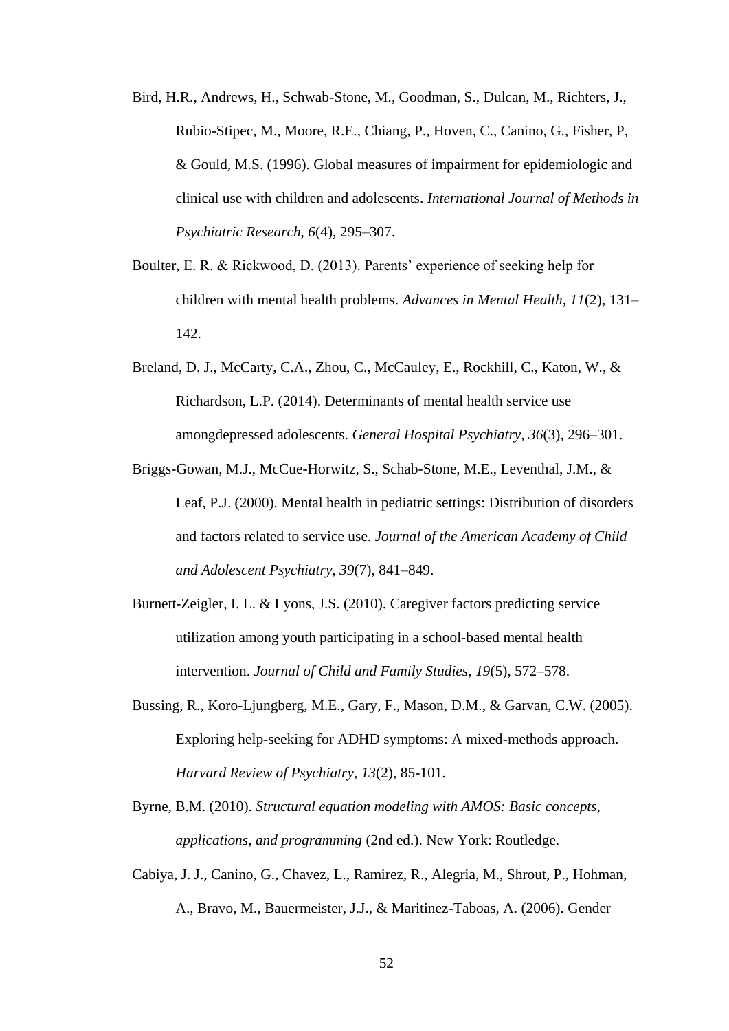Bird, H.R., Andrews, H., Schwab-Stone, M., Goodman, S., Dulcan, M., Richters, J., Rubio-Stipec, M., Moore, R.E., Chiang, P., Hoven, C., Canino, G., Fisher, P, & Gould, M.S. (1996). Global measures of impairment for epidemiologic and clinical use with children and adolescents. *International Journal of Methods in Psychiatric Research, 6*(4), 295–307.

Boulter, E. R. & Rickwood, D. (2013). Parents' experience of seeking help for children with mental health problems. *Advances in Mental Health, 11*(2), 131–142.

Breland, D. J., McCarty, C.A., Zhou, C., McCauley, E., Rockhill, C., Katon, W., & Richardson, L.P. (2014). Determinants of mental health service use amongdepressed adolescents. *General Hospital Psychiatry, 36*(3), 296–301.

Briggs-Gowan, M.J., McCue-Horwitz, S., Schab-Stone, M.E., Leventhal, J.M., & Leaf, P.J. (2000). Mental health in pediatric settings: Distribution of disorders and factors related to service use. *Journal of the American Academy of Child and Adolescent Psychiatry, 39*(7), 841–849.

Burnett-Zeigler, I. L. & Lyons, J.S. (2010). Caregiver factors predicting service utilization among youth participating in a school-based mental health intervention. *Journal of Child and Family Studies, 19*(5), 572–578.

Bussing, R., Koro-Ljungberg, M.E., Gary, F., Mason, D.M., & Garvan, C.W. (2005). Exploring help-seeking for ADHD symptoms: A mixed-methods approach. *Harvard Review of Psychiatry, 13*(2), 85-101.

Byrne, B.M. (2010). *Structural equation modeling with AMOS: Basic concepts, applications, and programming* (2nd ed.). New York: Routledge.

Cabiya, J. J., Canino, G., Chavez, L., Ramirez, R., Alegria, M., Shrout, P., Hohman, A., Bravo, M., Bauermeister, J.J., & Maritinez-Taboas, A. (2006). Gender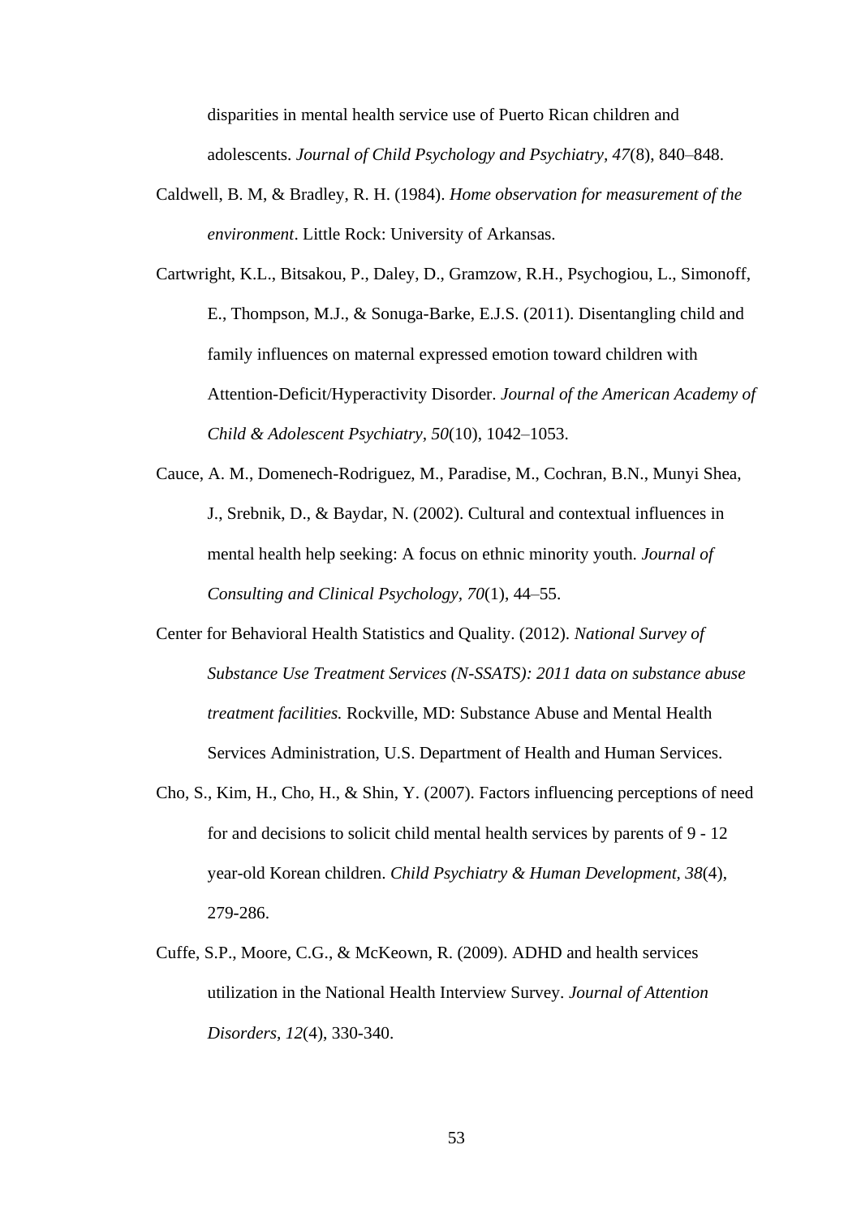disparities in mental health service use of Puerto Rican children and adolescents. *Journal of Child Psychology and Psychiatry, 47*(8), 840–848.

Caldwell, B. M, & Bradley, R. H. (1984). *Home observation for measurement of the environment*. Little Rock: University of Arkansas.

Cartwright, K.L., Bitsakou, P., Daley, D., Gramzow, R.H., Psychogiou, L., Simonoff, E., Thompson, M.J., & Sonuga-Barke, E.J.S. (2011). Disentangling child and family influences on maternal expressed emotion toward children with Attention-Deficit/Hyperactivity Disorder. *Journal of the American Academy of Child & Adolescent Psychiatry, 50*(10), 1042–1053.

Cauce, A. M., Domenech-Rodriguez, M., Paradise, M., Cochran, B.N., Munyi Shea, J., Srebnik, D., & Baydar, N. (2002). Cultural and contextual influences in mental health help seeking: A focus on ethnic minority youth. *Journal of Consulting and Clinical Psychology, 70*(1), 44–55.

Center for Behavioral Health Statistics and Quality. (2012). *National Survey of Substance Use Treatment Services (N-SSATS): 2011 data on substance abuse treatment facilities.* Rockville, MD: Substance Abuse and Mental Health Services Administration, U.S. Department of Health and Human Services.

Cho, S., Kim, H., Cho, H., & Shin, Y. (2007). Factors influencing perceptions of need for and decisions to solicit child mental health services by parents of 9 - 12 year-old Korean children. *Child Psychiatry & Human Development, 38*(4), 279-286.

Cuffe, S.P., Moore, C.G., & McKeown, R. (2009). ADHD and health services utilization in the National Health Interview Survey. *Journal of Attention Disorders, 12*(4), 330-340.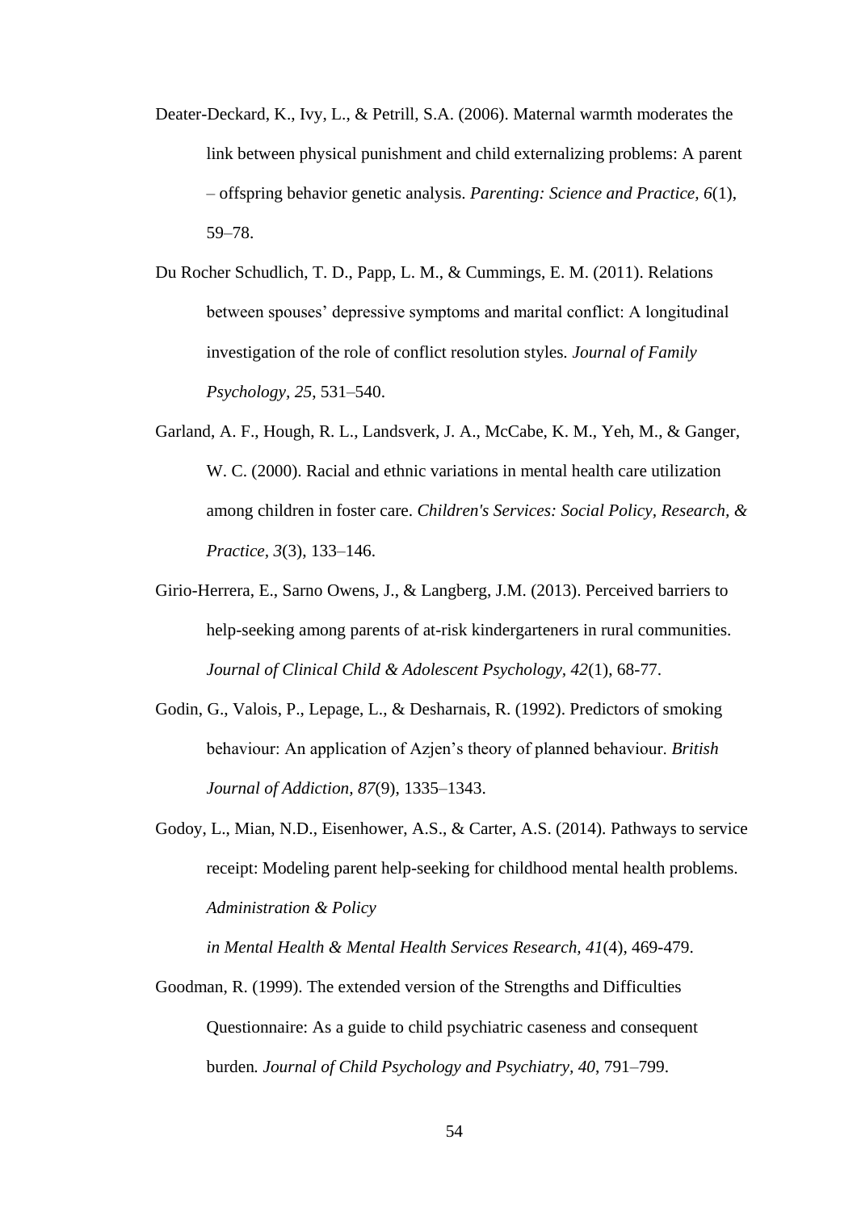Deater-Deckard, K., Ivy, L., & Petrill, S.A. (2006). Maternal warmth moderates the link between physical punishment and child externalizing problems: A parent – offspring behavior genetic analysis. *Parenting: Science and Practice, 6*(1), 59–78.

Du Rocher Schudlich, T. D., Papp, L. M., & Cummings, E. M. (2011). Relations between spouses' depressive symptoms and marital conflict: A longitudinal investigation of the role of conflict resolution styles. *Journal of Family Psychology, 25*, 531–540.

Garland, A. F., Hough, R. L., Landsverk, J. A., McCabe, K. M., Yeh, M., & Ganger, W. C. (2000). Racial and ethnic variations in mental health care utilization among children in foster care. *Children's Services: Social Policy, Research, & Practice, 3*(3), 133–146.

Girio-Herrera, E., Sarno Owens, J., & Langberg, J.M. (2013). Perceived barriers to help-seeking among parents of at-risk kindergarteners in rural communities. *Journal of Clinical Child & Adolescent Psychology, 42*(1), 68-77.

Godin, G., Valois, P., Lepage, L., & Desharnais, R. (1992). Predictors of smoking behaviour: An application of Azjen's theory of planned behaviour. *British Journal of Addiction, 87*(9), 1335–1343.

Godoy, L., Mian, N.D., Eisenhower, A.S., & Carter, A.S. (2014). Pathways to service receipt: Modeling parent help-seeking for childhood mental health problems. *Administration & Policy in Mental Health & Mental Health Services Research, 41*(4), 469-479.

Goodman, R. (1999). The extended version of the Strengths and Difficulties Questionnaire: As a guide to child psychiatric caseness and consequent burden. *Journal of Child Psychology and Psychiatry, 40*, 791–799.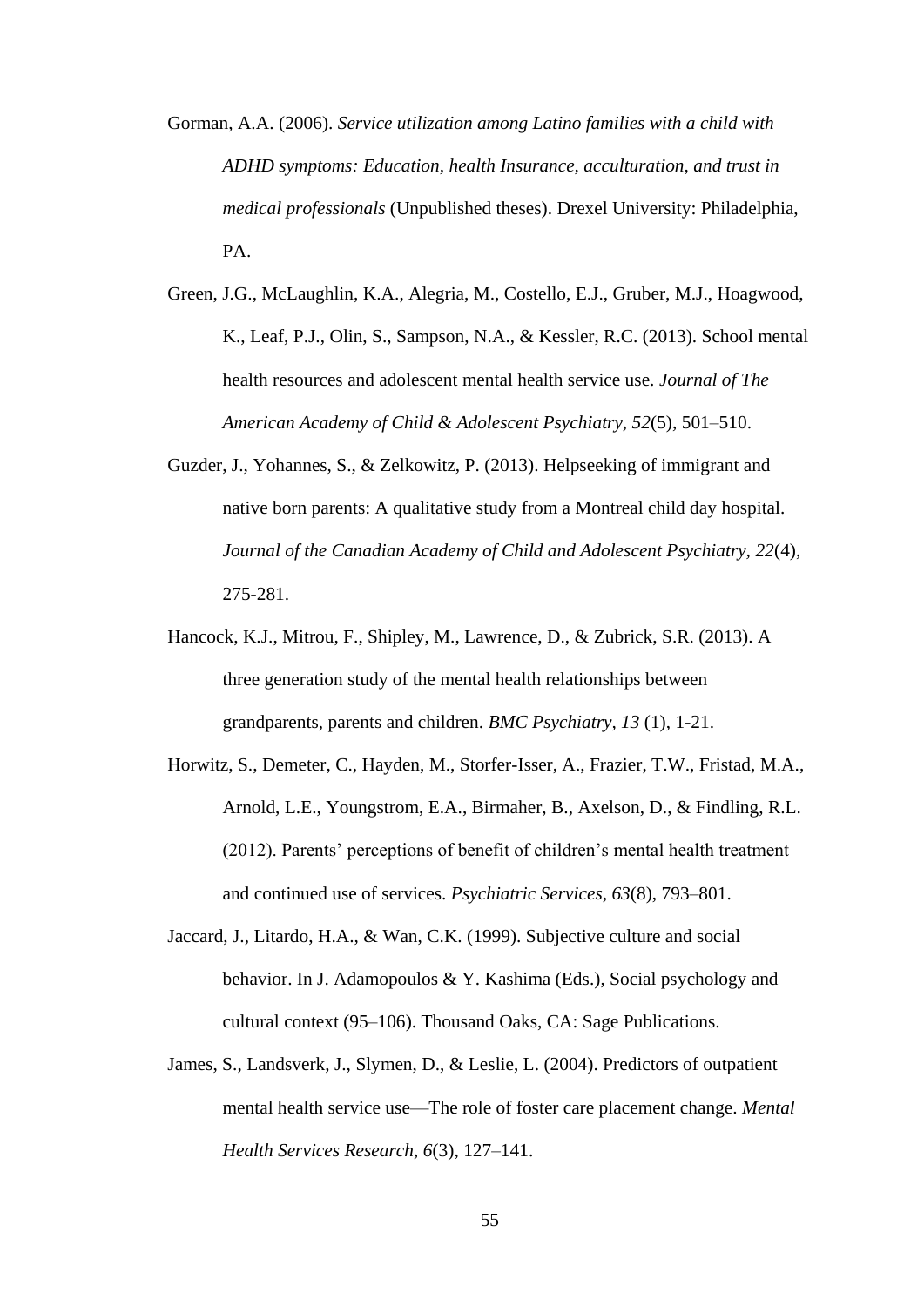Gorman, A.A. (2006). *Service utilization among Latino families with a child with ADHD symptoms: Education, health Insurance, acculturation, and trust in medical professionals* (Unpublished theses). Drexel University: Philadelphia, PA.

Green, J.G., McLaughlin, K.A., Alegria, M., Costello, E.J., Gruber, M.J., Hoagwood, K., Leaf, P.J., Olin, S., Sampson, N.A., & Kessler, R.C. (2013). School mental health resources and adolescent mental health service use. *Journal of The American Academy of Child & Adolescent Psychiatry, 52*(5), 501–510.

Guzder, J., Yohannes, S., & Zelkowitz, P. (2013). Helpseeking of immigrant and native born parents: A qualitative study from a Montreal child day hospital. *Journal of the Canadian Academy of Child and Adolescent Psychiatry, 22*(4), 275-281.

Hancock, K.J., Mitrou, F., Shipley, M., Lawrence, D., & Zubrick, S.R. (2013). A three generation study of the mental health relationships between grandparents, parents and children. *BMC Psychiatry, 13* (1), 1-21.

Horwitz, S., Demeter, C., Hayden, M., Storfer-Isser, A., Frazier, T.W., Fristad, M.A., Arnold, L.E., Youngstrom, E.A., Birmaher, B., Axelson, D., & Findling, R.L. (2012). Parents' perceptions of benefit of children's mental health treatment and continued use of services. *Psychiatric Services, 63*(8), 793–801.

Jaccard, J., Litardo, H.A., & Wan, C.K. (1999). Subjective culture and social behavior. In J. Adamopoulos & Y. Kashima (Eds.), Social psychology and cultural context (95–106). Thousand Oaks, CA: Sage Publications.

James, S., Landsverk, J., Slymen, D., & Leslie, L. (2004). Predictors of outpatient mental health service use—The role of foster care placement change. *Mental Health Services Research, 6*(3), 127–141.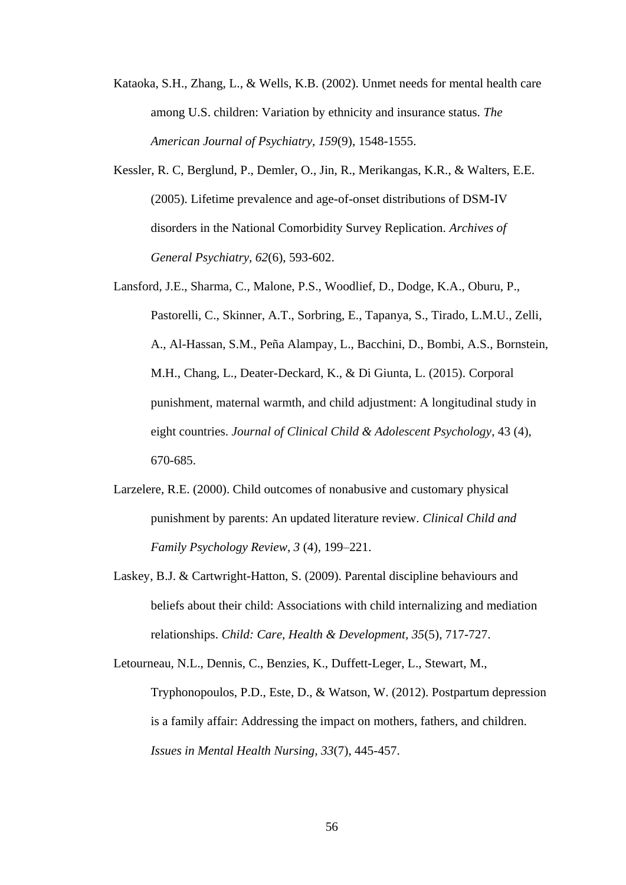Kataoka, S.H., Zhang, L., & Wells, K.B. (2002). Unmet needs for mental health care among U.S. children: Variation by ethnicity and insurance status. *The American Journal of Psychiatry, 159*(9), 1548-1555.

Kessler, R. C, Berglund, P., Demler, O., Jin, R., Merikangas, K.R., & Walters, E.E. (2005). Lifetime prevalence and age-of-onset distributions of DSM-IV disorders in the National Comorbidity Survey Replication. *Archives of General Psychiatry, 62*(6), 593-602.

Lansford, J.E., Sharma, C., Malone, P.S., Woodlief, D., Dodge, K.A., Oburu, P., Pastorelli, C., Skinner, A.T., Sorbring, E., Tapanya, S., Tirado, L.M.U., Zelli, A., Al-Hassan, S.M., Peña Alampay, L., Bacchini, D., Bombi, A.S., Bornstein, M.H., Chang, L., Deater-Deckard, K., & Di Giunta, L. (2015). Corporal punishment, maternal warmth, and child adjustment: A longitudinal study in eight countries. *Journal of Clinical Child & Adolescent Psychology*, 43 (4), 670-685.

Larzelere, R.E. (2000). Child outcomes of nonabusive and customary physical punishment by parents: An updated literature review. *Clinical Child and Family Psychology Review, 3* (4), 199–221.

Laskey, B.J. & Cartwright-Hatton, S. (2009). Parental discipline behaviours and beliefs about their child: Associations with child internalizing and mediation relationships. *Child: Care, Health & Development, 35*(5), 717-727.

Letourneau, N.L., Dennis, C., Benzies, K., Duffett-Leger, L., Stewart, M., Tryphonopoulos, P.D., Este, D., & Watson, W. (2012). Postpartum depression is a family affair: Addressing the impact on mothers, fathers, and children. *Issues in Mental Health Nursing, 33*(7), 445-457.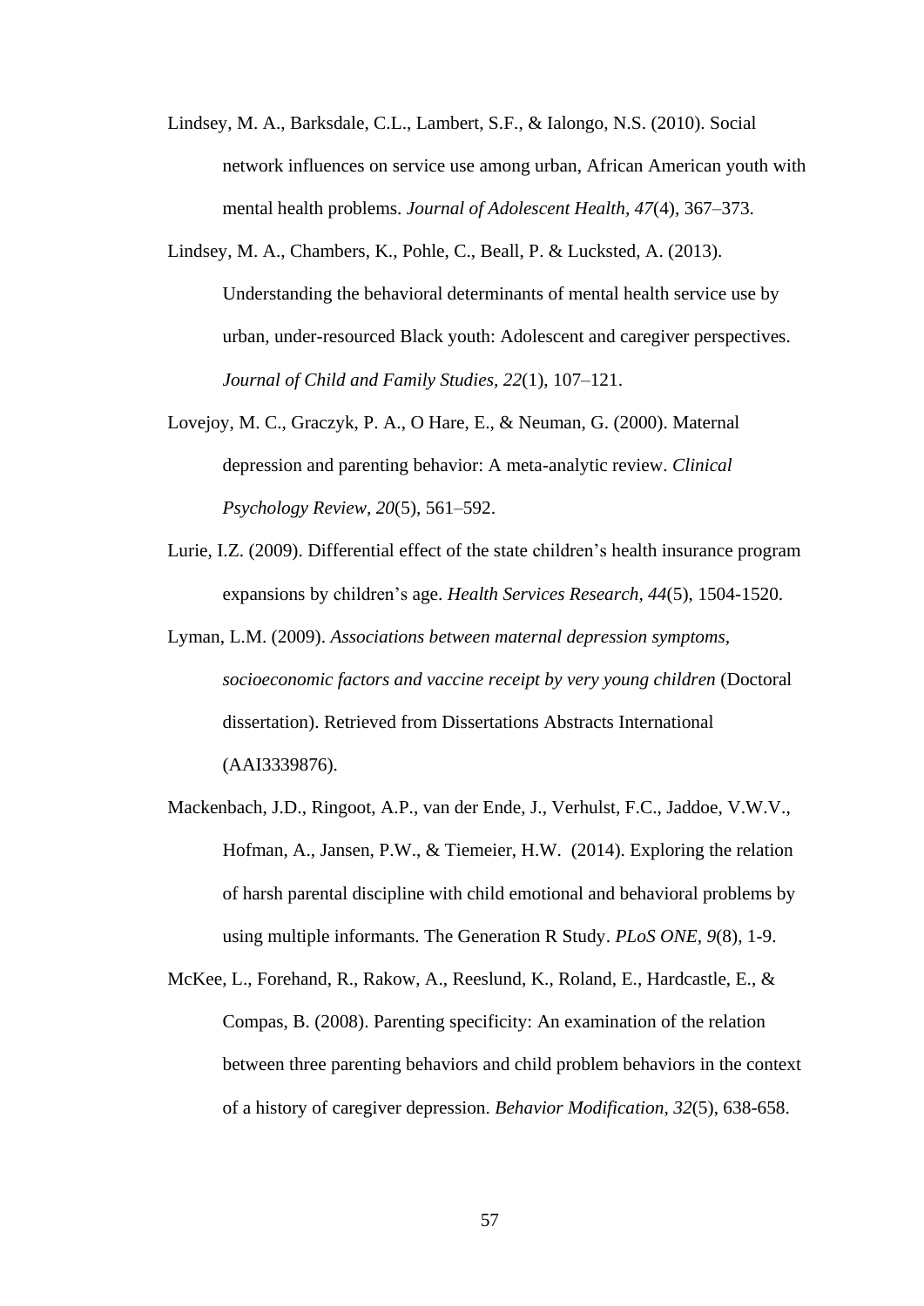Lindsey, M. A., Barksdale, C.L., Lambert, S.F., & Ialongo, N.S. (2010). Social network influences on service use among urban, African American youth with mental health problems. *Journal of Adolescent Health, 47*(4), 367–373.

Lindsey, M. A., Chambers, K., Pohle, C., Beall, P. & Lucksted, A. (2013). Understanding the behavioral determinants of mental health service use by urban, under-resourced Black youth: Adolescent and caregiver perspectives. *Journal of Child and Family Studies, 22*(1), 107–121.

Lovejoy, M. C., Graczyk, P. A., O Hare, E., & Neuman, G. (2000). Maternal depression and parenting behavior: A meta-analytic review. *Clinical Psychology Review, 20*(5), 561–592.

Lurie, I.Z. (2009). Differential effect of the state children's health insurance program expansions by children's age. *Health Services Research, 44*(5), 1504-1520.

Lyman, L.M. (2009). *Associations between maternal depression symptoms, socioeconomic factors and vaccine receipt by very young children* (Doctoral dissertation). Retrieved from Dissertations Abstracts International (AAI3339876).

Mackenbach, J.D., Ringoot, A.P., van der Ende, J., Verhulst, F.C., Jaddoe, V.W.V., Hofman, A., Jansen, P.W., & Tiemeier, H.W. (2014). Exploring the relation of harsh parental discipline with child emotional and behavioral problems by using multiple informants. The Generation R Study. *PLoS ONE, 9*(8), 1-9.

McKee, L., Forehand, R., Rakow, A., Reeslund, K., Roland, E., Hardcastle, E., & Compas, B. (2008). Parenting specificity: An examination of the relation between three parenting behaviors and child problem behaviors in the context of a history of caregiver depression. *Behavior Modification, 32*(5), 638-658.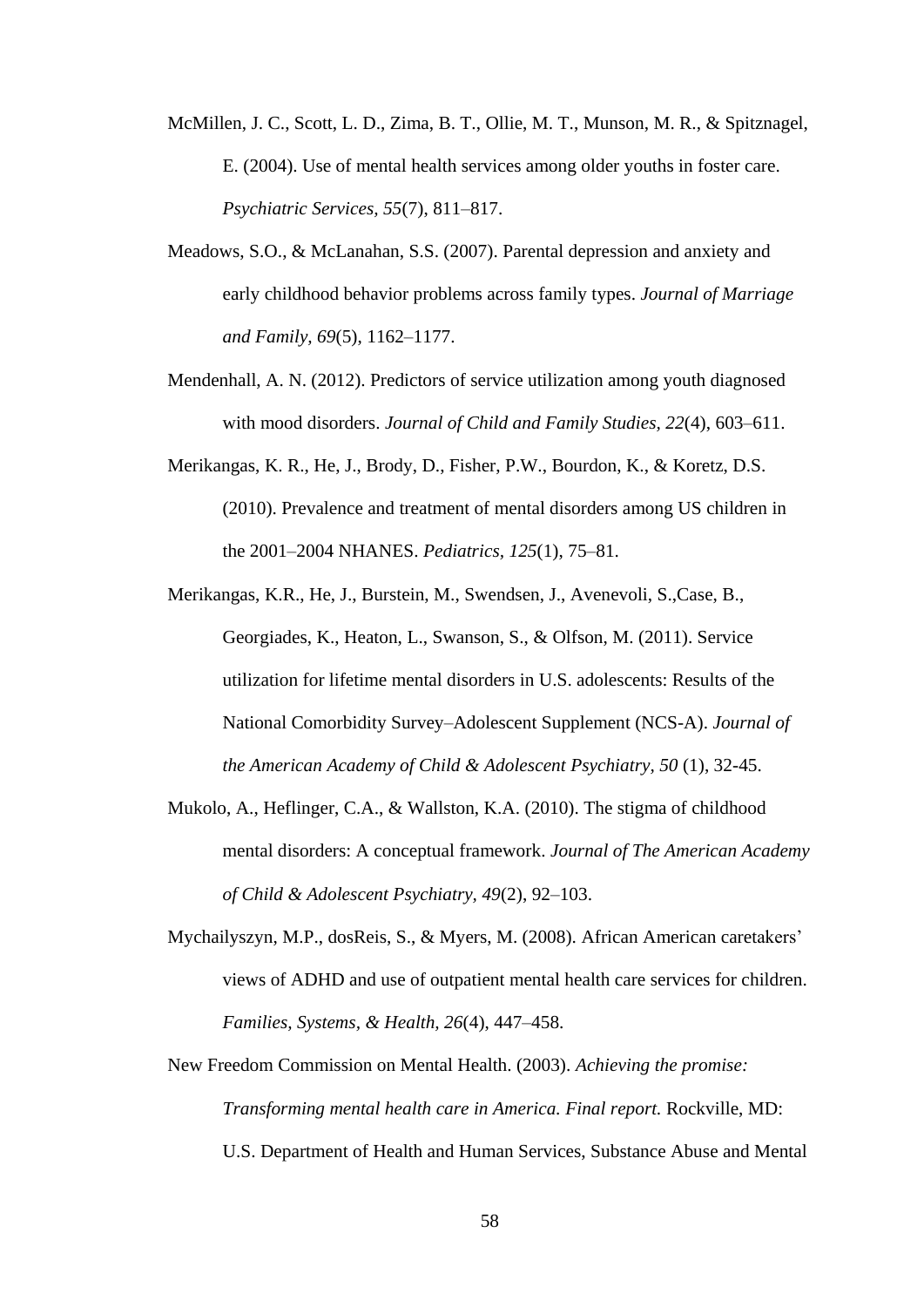McMillen, J. C., Scott, L. D., Zima, B. T., Ollie, M. T., Munson, M. R., & Spitznagel, E. (2004). Use of mental health services among older youths in foster care. *Psychiatric Services, 55*(7), 811–817.

Meadows, S.O., & McLanahan, S.S. (2007). Parental depression and anxiety and early childhood behavior problems across family types. *Journal of Marriage and Family, 69*(5), 1162–1177.

Mendenhall, A. N. (2012). Predictors of service utilization among youth diagnosed with mood disorders. *Journal of Child and Family Studies, 22*(4), 603–611.

Merikangas, K. R., He, J., Brody, D., Fisher, P.W., Bourdon, K., & Koretz, D.S. (2010). Prevalence and treatment of mental disorders among US children in the 2001–2004 NHANES. *Pediatrics, 125*(1), 75–81.

Merikangas, K.R., He, J., Burstein, M., Swendsen, J., Avenevoli, S.,Case, B., Georgiades, K., Heaton, L., Swanson, S., & Olfson, M. (2011). Service utilization for lifetime mental disorders in U.S. adolescents: Results of the National Comorbidity Survey–Adolescent Supplement (NCS-A). *Journal of the American Academy of Child & Adolescent Psychiatry, 50* (1), 32-45.

Mukolo, A., Heflinger, C.A., & Wallston, K.A. (2010). The stigma of childhood mental disorders: A conceptual framework. *Journal of The American Academy of Child & Adolescent Psychiatry, 49*(2), 92–103.

Mychailyszyn, M.P., dosReis, S., & Myers, M. (2008). African American caretakers' views of ADHD and use of outpatient mental health care services for children. *Families, Systems, & Health, 26*(4), 447–458.

New Freedom Commission on Mental Health. (2003). *Achieving the promise: Transforming mental health care in America. Final report.* Rockville, MD: U.S. Department of Health and Human Services, Substance Abuse and Mental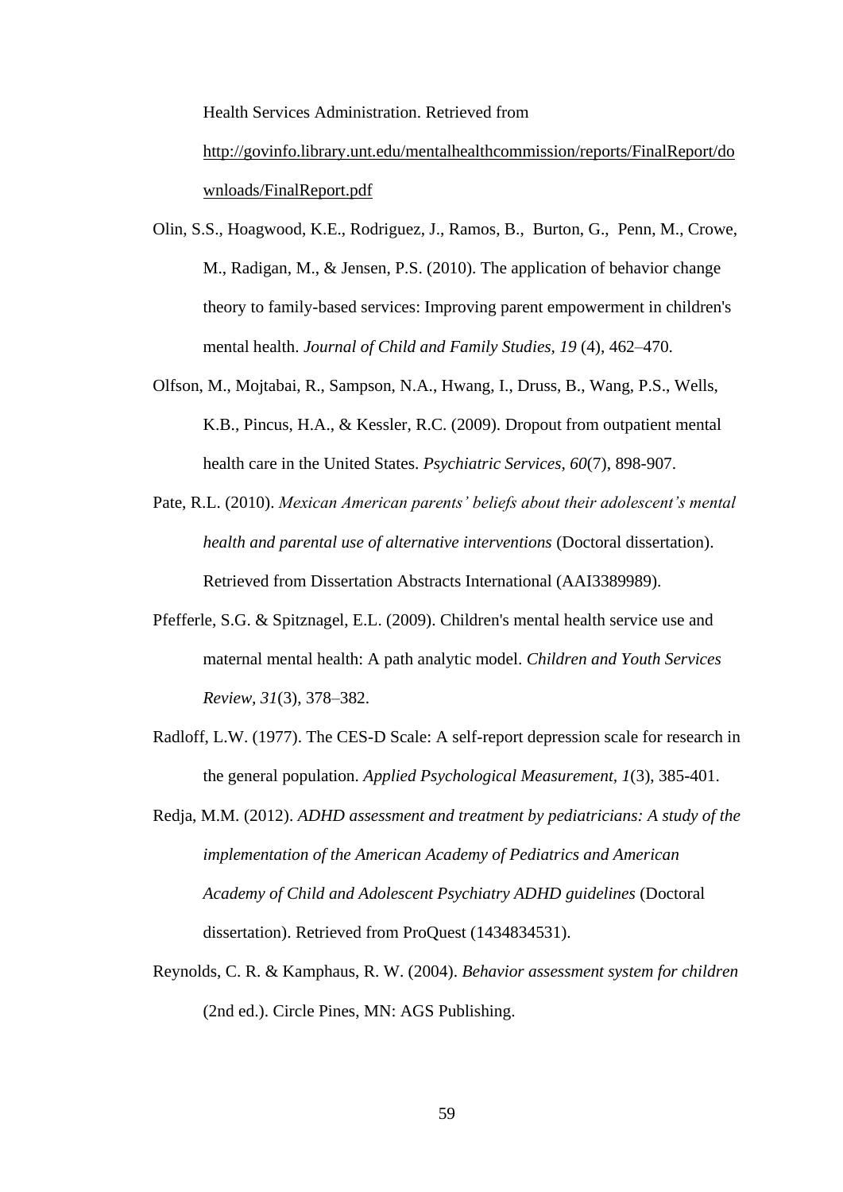Health Services Administration. Retrieved from http://govinfo.library.unt.edu/mentalhealthcommission/reports/FinalReport/downloads/FinalReport.pdf

Olin, S.S., Hoagwood, K.E., Rodriguez, J., Ramos, B., Burton, G., Penn, M., Crowe, M., Radigan, M., & Jensen, P.S. (2010). The application of behavior change theory to family-based services: Improving parent empowerment in children's mental health. *Journal of Child and Family Studies, 19* (4), 462–470.

Olfson, M., Mojtabai, R., Sampson, N.A., Hwang, I., Druss, B., Wang, P.S., Wells, K.B., Pincus, H.A., & Kessler, R.C. (2009). Dropout from outpatient mental health care in the United States. *Psychiatric Services, 60*(7), 898-907.

Pate, R.L. (2010). *Mexican American parents' beliefs about their adolescent's mental health and parental use of alternative interventions* (Doctoral dissertation). Retrieved from Dissertation Abstracts International (AAI3389989).

Pfefferle, S.G. & Spitznagel, E.L. (2009). Children's mental health service use and maternal mental health: A path analytic model. *Children and Youth Services Review*, *31*(3), 378–382.

Radloff, L.W. (1977). The CES-D Scale: A self-report depression scale for research in the general population. *Applied Psychological Measurement, 1*(3), 385-401.

Redja, M.M. (2012). *ADHD assessment and treatment by pediatricians: A study of the implementation of the American Academy of Pediatrics and American Academy of Child and Adolescent Psychiatry ADHD guidelines* (Doctoral dissertation). Retrieved from ProQuest (1434834531).

Reynolds, C. R. & Kamphaus, R. W. (2004). *Behavior assessment system for children* (2nd ed.). Circle Pines, MN: AGS Publishing.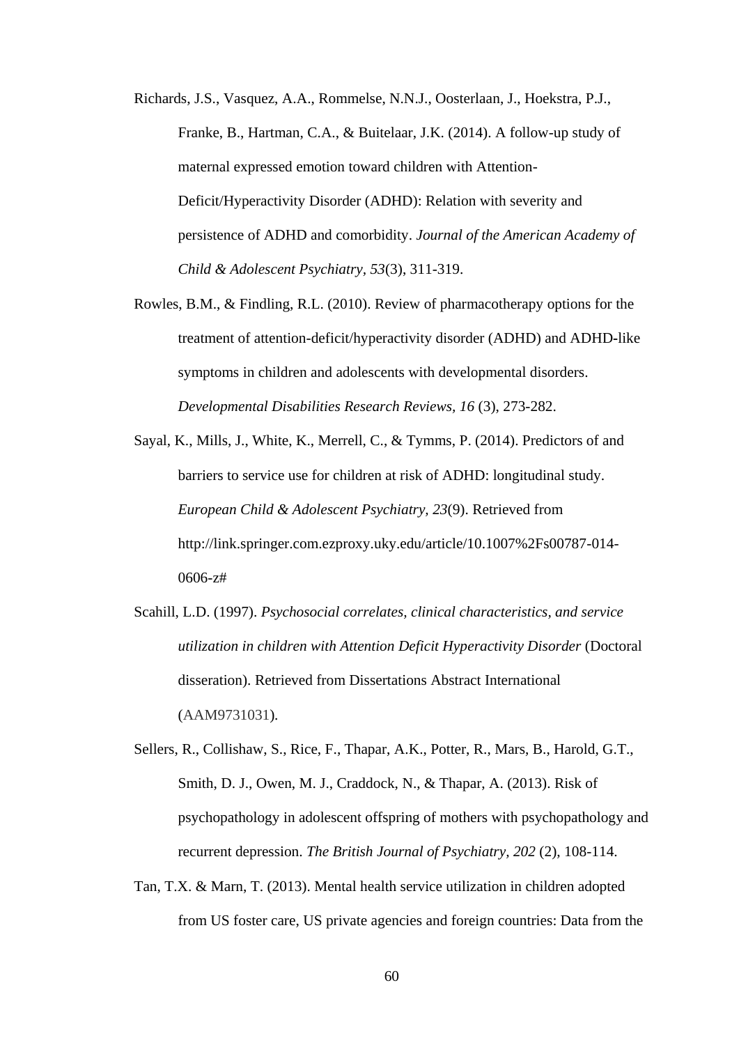Richards, J.S., Vasquez, A.A., Rommelse, N.N.J., Oosterlaan, J., Hoekstra, P.J., Franke, B., Hartman, C.A., & Buitelaar, J.K. (2014). A follow-up study of maternal expressed emotion toward children with Attention-Deficit/Hyperactivity Disorder (ADHD): Relation with severity and persistence of ADHD and comorbidity. *Journal of the American Academy of Child & Adolescent Psychiatry, 53*(3), 311-319.

Rowles, B.M., & Findling, R.L. (2010). Review of pharmacotherapy options for the treatment of attention-deficit/hyperactivity disorder (ADHD) and ADHD-like symptoms in children and adolescents with developmental disorders. *Developmental Disabilities Research Reviews, 16* (3), 273-282.

Sayal, K., Mills, J., White, K., Merrell, C., & Tymms, P. (2014). Predictors of and barriers to service use for children at risk of ADHD: longitudinal study. *European Child & Adolescent Psychiatry, 23*(9). Retrieved from http://link.springer.com.ezproxy.uky.edu/article/10.1007%2Fs00787-014-0606-z#

Scahill, L.D. (1997). *Psychosocial correlates, clinical characteristics, and service utilization in children with Attention Deficit Hyperactivity Disorder* (Doctoral disseration). Retrieved from Dissertations Abstract International (AAM9731031).

Sellers, R., Collishaw, S., Rice, F., Thapar, A.K., Potter, R., Mars, B., Harold, G.T., Smith, D. J., Owen, M. J., Craddock, N., & Thapar, A. (2013). Risk of psychopathology in adolescent offspring of mothers with psychopathology and recurrent depression. *The British Journal of Psychiatry, 202* (2), 108-114.

Tan, T.X. & Marn, T. (2013). Mental health service utilization in children adopted from US foster care, US private agencies and foreign countries: Data from the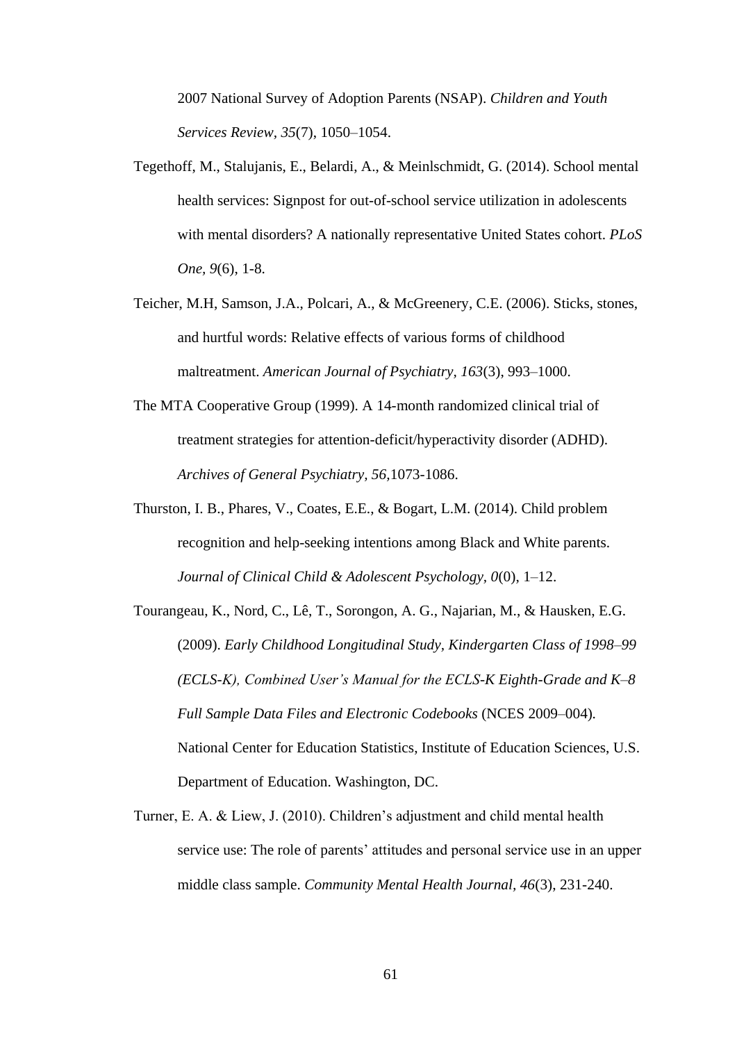2007 National Survey of Adoption Parents (NSAP). *Children and Youth Services Review, 35*(7), 1050–1054.

Tegethoff, M., Stalujanis, E., Belardi, A., & Meinlschmidt, G. (2014). School mental health services: Signpost for out-of-school service utilization in adolescents with mental disorders? A nationally representative United States cohort. *PLoS One, 9*(6), 1-8.

Teicher, M.H, Samson, J.A., Polcari, A., & McGreenery, C.E. (2006). Sticks, stones, and hurtful words: Relative effects of various forms of childhood maltreatment. *American Journal of Psychiatry, 163*(3), 993–1000.

The MTA Cooperative Group (1999). A 14-month randomized clinical trial of treatment strategies for attention-deficit/hyperactivity disorder (ADHD). *Archives of General Psychiatry, 56*,1073-1086.

Thurston, I. B., Phares, V., Coates, E.E., & Bogart, L.M. (2014). Child problem recognition and help-seeking intentions among Black and White parents. *Journal of Clinical Child & Adolescent Psychology, 0*(0), 1–12.

Tourangeau, K., Nord, C., Lê, T., Sorongon, A. G., Najarian, M., & Hausken, E.G. (2009). *Early Childhood Longitudinal Study, Kindergarten Class of 1998–99 (ECLS-K), Combined User's Manual for the ECLS-K Eighth-Grade and K–8 Full Sample Data Files and Electronic Codebooks* (NCES 2009–004). National Center for Education Statistics, Institute of Education Sciences, U.S. Department of Education. Washington, DC.

Turner, E. A. & Liew, J. (2010). Children's adjustment and child mental health service use: The role of parents' attitudes and personal service use in an upper middle class sample. *Community Mental Health Journal, 46*(3), 231-240.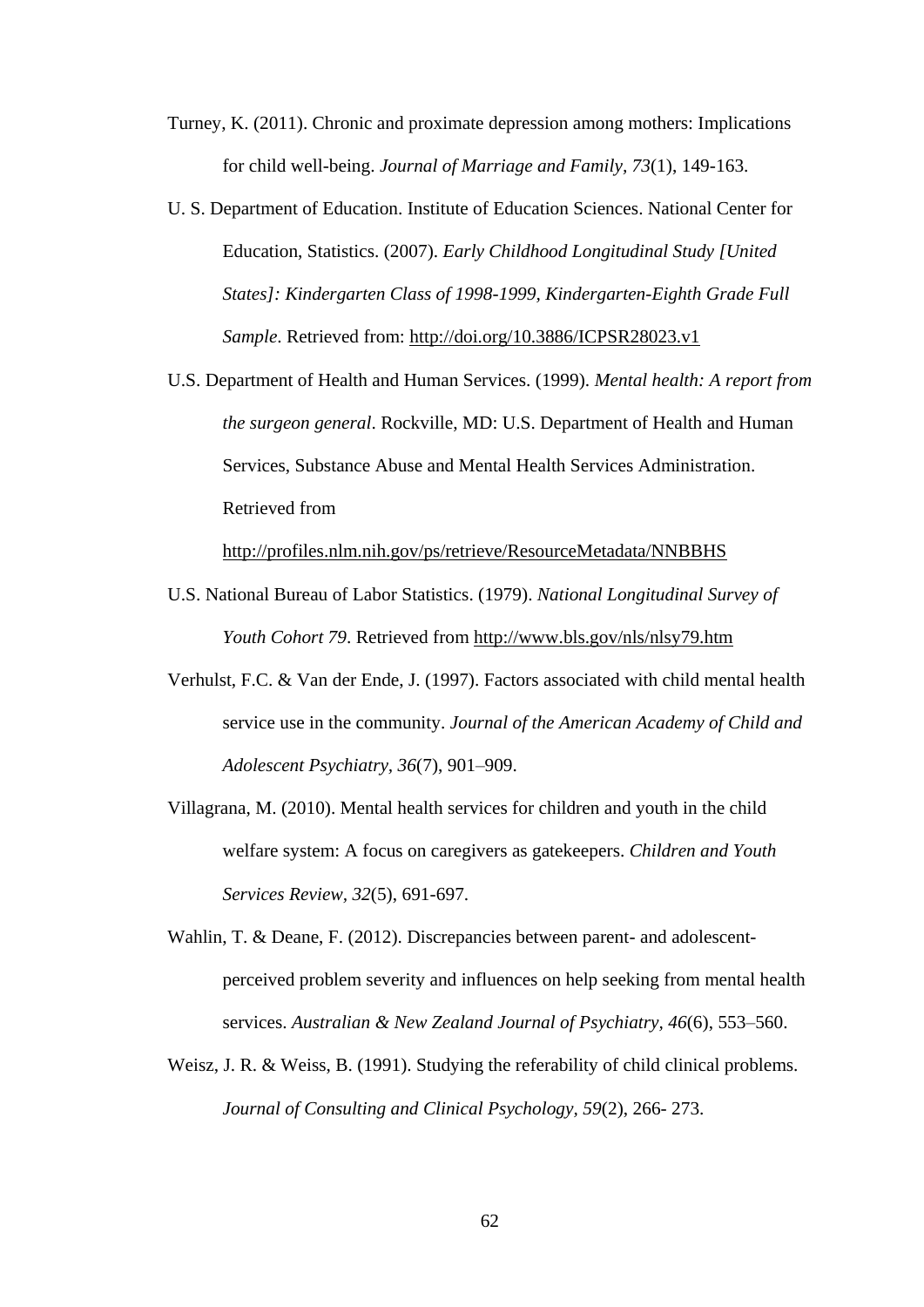Turney, K. (2011). Chronic and proximate depression among mothers: Implications for child well-being. *Journal of Marriage and Family*, *73*(1), 149-163.

U. S. Department of Education. Institute of Education Sciences. National Center for Education, Statistics. (2007). *Early Childhood Longitudinal Study [United States]: Kindergarten Class of 1998-1999, Kindergarten-Eighth Grade Full Sample*. Retrieved from: http://doi.org/10.3886/ICPSR28023.v1

U.S. Department of Health and Human Services. (1999). *Mental health: A report from the surgeon general*. Rockville, MD: U.S. Department of Health and Human Services, Substance Abuse and Mental Health Services Administration. Retrieved from http://profiles.nlm.nih.gov/ps/retrieve/ResourceMetadata/NNBBHS

U.S. National Bureau of Labor Statistics. (1979). *National Longitudinal Survey of Youth Cohort 79*. Retrieved from http://www.bls.gov/nls/nlsy79.htm

Verhulst, F.C. & Van der Ende, J. (1997). Factors associated with child mental health service use in the community. *Journal of the American Academy of Child and Adolescent Psychiatry*, *36*(7), 901–909.

Villagrana, M. (2010). Mental health services for children and youth in the child welfare system: A focus on caregivers as gatekeepers. *Children and Youth Services Review*, *32*(5), 691-697.

Wahlin, T. & Deane, F. (2012). Discrepancies between parent- and adolescent-perceived problem severity and influences on help seeking from mental health services. *Australian & New Zealand Journal of Psychiatry, 46*(6), 553–560.

Weisz, J. R. & Weiss, B. (1991). Studying the referability of child clinical problems. *Journal of Consulting and Clinical Psychology*, *59*(2), 266- 273.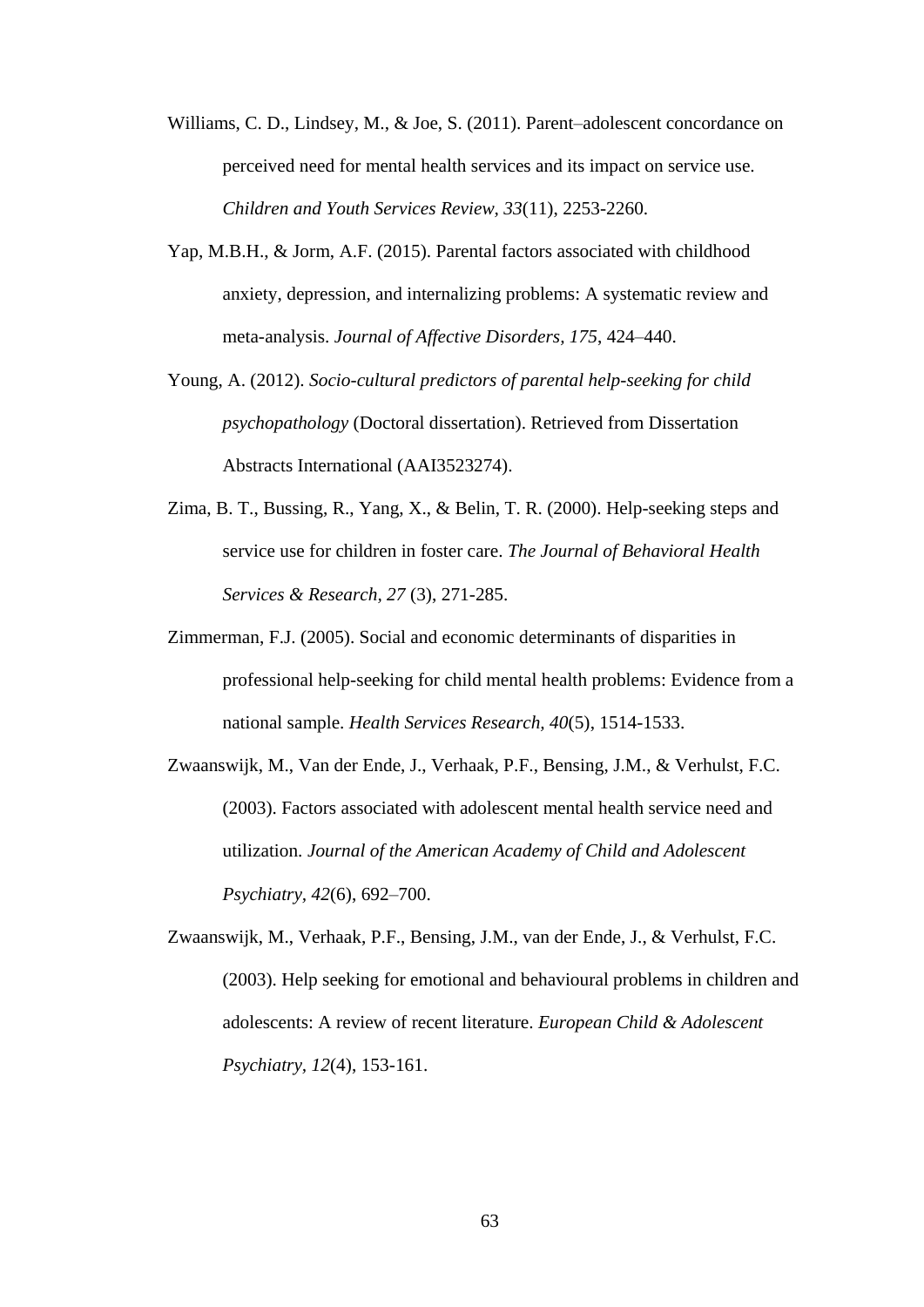Williams, C. D., Lindsey, M., & Joe, S. (2011). Parent–adolescent concordance on perceived need for mental health services and its impact on service use. *Children and Youth Services Review, 33*(11), 2253-2260.

Yap, M.B.H., & Jorm, A.F. (2015). Parental factors associated with childhood anxiety, depression, and internalizing problems: A systematic review and meta-analysis. *Journal of Affective Disorders, 175*, 424–440.

Young, A. (2012). *Socio-cultural predictors of parental help-seeking for child psychopathology* (Doctoral dissertation). Retrieved from Dissertation Abstracts International (AAI3523274).

Zima, B. T., Bussing, R., Yang, X., & Belin, T. R. (2000). Help-seeking steps and service use for children in foster care. *The Journal of Behavioral Health Services & Research, 27* (3), 271-285.

Zimmerman, F.J. (2005). Social and economic determinants of disparities in professional help-seeking for child mental health problems: Evidence from a national sample. *Health Services Research, 40*(5), 1514-1533.

Zwaanswijk, M., Van der Ende, J., Verhaak, P.F., Bensing, J.M., & Verhulst, F.C. (2003). Factors associated with adolescent mental health service need and utilization. *Journal of the American Academy of Child and Adolescent Psychiatry, 42*(6), 692–700.

Zwaanswijk, M., Verhaak, P.F., Bensing, J.M., van der Ende, J., & Verhulst, F.C. (2003). Help seeking for emotional and behavioural problems in children and adolescents: A review of recent literature. *European Child & Adolescent Psychiatry, 12*(4), 153-161.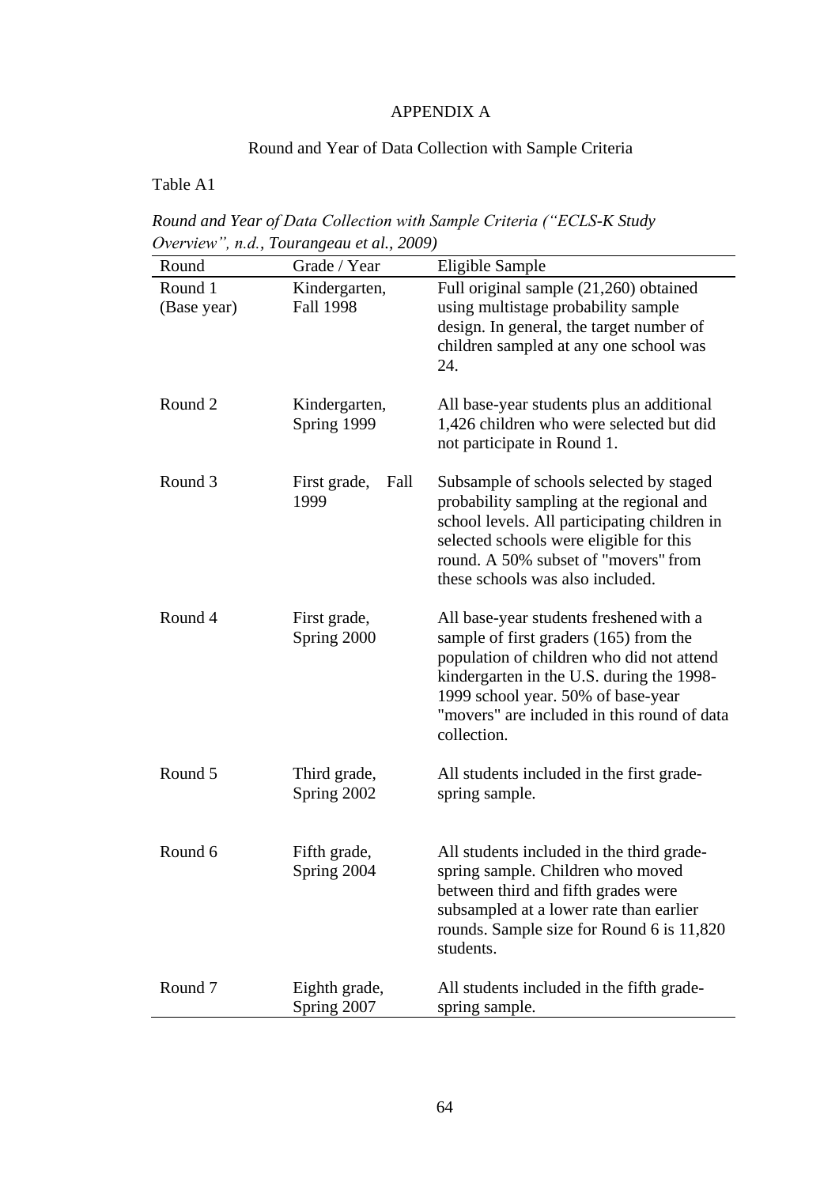# APPENDIX A

## Round and Year of Data Collection with Sample Criteria

Table A1

*Round and Year of Data Collection with Sample Criteria ("ECLS-K Study Overview", n.d., Tourangeau et al., 2009)*

| Round | Grade / Year | Eligible Sample |
|---|---|---|
| Round 1 (Base year) | Kindergarten, Fall 1998 | Full original sample (21,260) obtained using multistage probability sample design. In general, the target number of children sampled at any one school was 24. |
| Round 2 | Kindergarten, Spring 1999 | All base-year students plus an additional 1,426 children who were selected but did not participate in Round 1. |
| Round 3 | First grade, Fall 1999 | Subsample of schools selected by staged probability sampling at the regional and school levels. All participating children in selected schools were eligible for this round. A 50% subset of "movers" from these schools was also included. |
| Round 4 | First grade, Spring 2000 | All base-year students freshened with a sample of first graders (165) from the population of children who did not attend kindergarten in the U.S. during the 1998-1999 school year. 50% of base-year "movers" are included in this round of data collection. |
| Round 5 | Third grade, Spring 2002 | All students included in the first grade-spring sample. |
| Round 6 | Fifth grade, Spring 2004 | All students included in the third grade-spring sample. Children who moved between third and fifth grades were subsampled at a lower rate than earlier rounds. Sample size for Round 6 is 11,820 students. |
| Round 7 | Eighth grade, Spring 2007 | All students included in the fifth grade-spring sample. |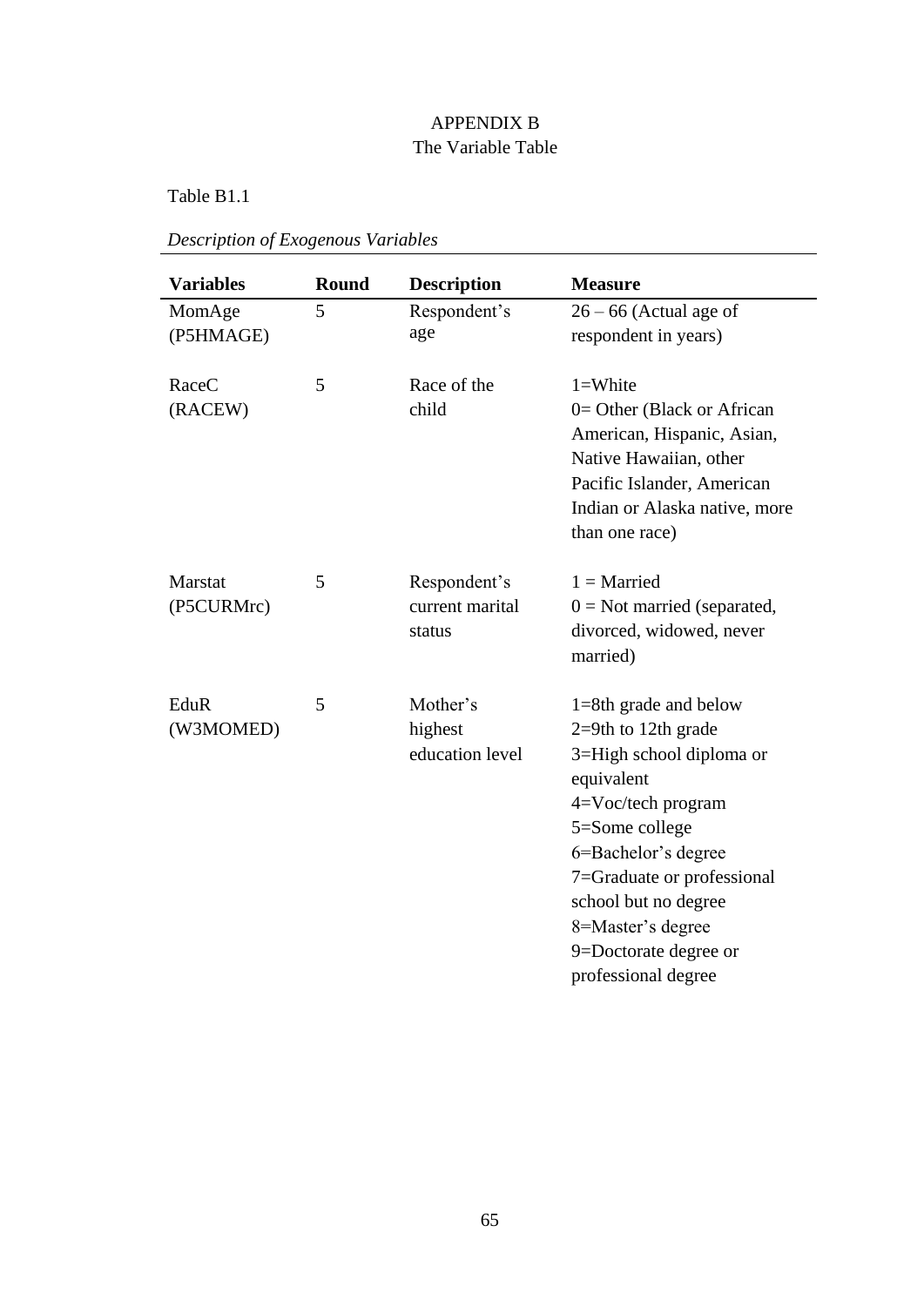# APPENDIX B
## The Variable Table

Table B1.1

*Description of Exogenous Variables*

| Variables | Round | Description | Measure |
|---|---|---|---|
| MomAge (P5HMAGE) | 5 | Respondent's age | 26 – 66 (Actual age of respondent in years) |
| RaceC (RACEW) | 5 | Race of the child | 1=White<br>0= Other (Black or African American, Hispanic, Asian, Native Hawaiian, other Pacific Islander, American Indian or Alaska native, more than one race) |
| Marstat (P5CURMrc) | 5 | Respondent's current marital status | 1 = Married<br>0 = Not married (separated, divorced, widowed, never married) |
| EduR (W3MOMED) | 5 | Mother's highest education level | 1=8th grade and below<br>2=9th to 12th grade<br>3=High school diploma or equivalent<br>4=Voc/tech program<br>5=Some college<br>6=Bachelor's degree<br>7=Graduate or professional school but no degree<br>8=Master's degree<br>9=Doctorate degree or professional degree |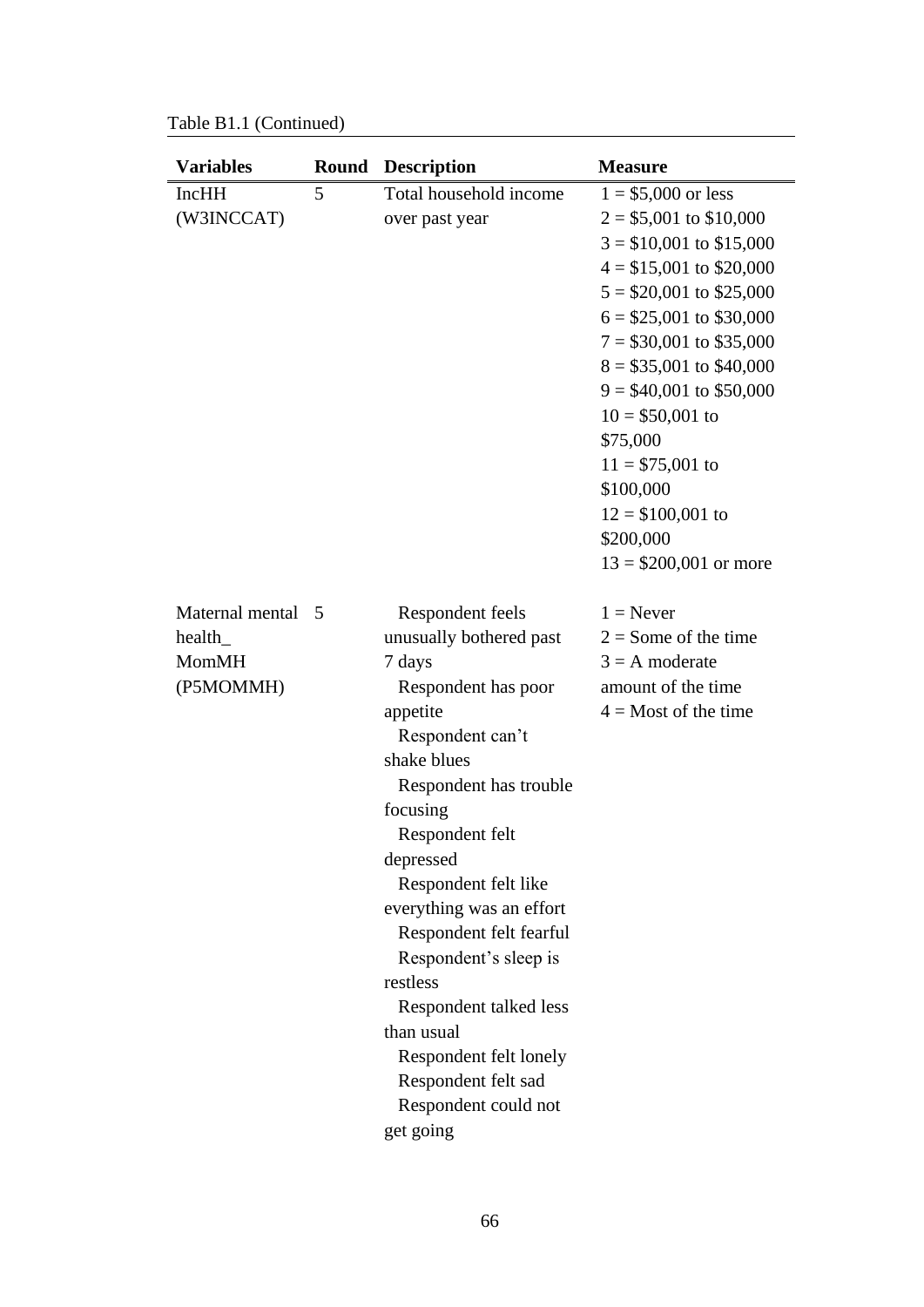Table B1.1 (Continued)

| Variables | Round | Description | Measure |
|---|---|---|---|
| IncHH (W3INCCAT) | 5 | Total household income over past year | 1 = $5,000 or less<br>2 = $5,001 to $10,000<br>3 = $10,001 to $15,000<br>4 = $15,001 to $20,000<br>5 = $20,001 to $25,000<br>6 = $25,001 to $30,000<br>7 = $30,001 to $35,000<br>8 = $35,001 to $40,000<br>9 = $40,001 to $50,000<br>10 = $50,001 to $75,000<br>11 = $75,001 to $100,000<br>12 = $100,001 to $200,000<br>13 = $200,001 or more |
| Maternal mental health_ MomMH (P5MOMMH) | 5 | Respondent feels unusually bothered past 7 days<br>Respondent has poor appetite<br>Respondent can't shake blues<br>Respondent has trouble focusing<br>Respondent felt depressed<br>Respondent felt like everything was an effort<br>Respondent felt fearful<br>Respondent's sleep is restless<br>Respondent talked less than usual<br>Respondent felt lonely<br>Respondent felt sad<br>Respondent could not get going | 1 = Never<br>2 = Some of the time<br>3 = A moderate amount of the time<br>4 = Most of the time |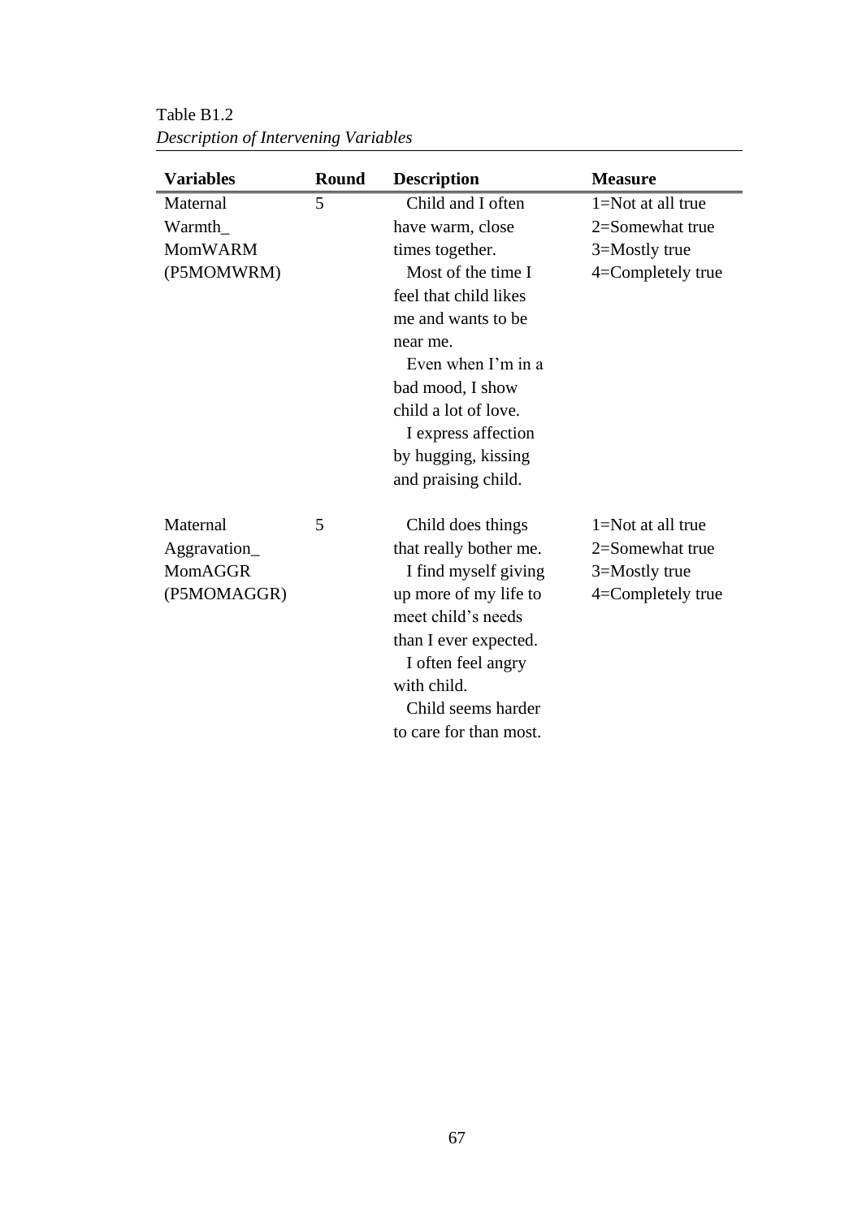Table B1.2

*Description of Intervening Variables*

| **Variables** | **Round** | **Description** | **Measure** |
|---|---|---|---|
| Maternal Warmth_ MomWARM (P5MOMWRM) | 5 | Child and I often have warm, close times together.<br>Most of the time I feel that child likes me and wants to be near me.<br>Even when I'm in a bad mood, I show child a lot of love.<br>I express affection by hugging, kissing and praising child. | 1=Not at all true<br>2=Somewhat true<br>3=Mostly true<br>4=Completely true |
| Maternal Aggravation_ MomAGGR (P5MOMAGGR) | 5 | Child does things that really bother me.<br>I find myself giving up more of my life to meet child's needs than I ever expected.<br>I often feel angry with child.<br>Child seems harder to care for than most. | 1=Not at all true<br>2=Somewhat true<br>3=Mostly true<br>4=Completely true |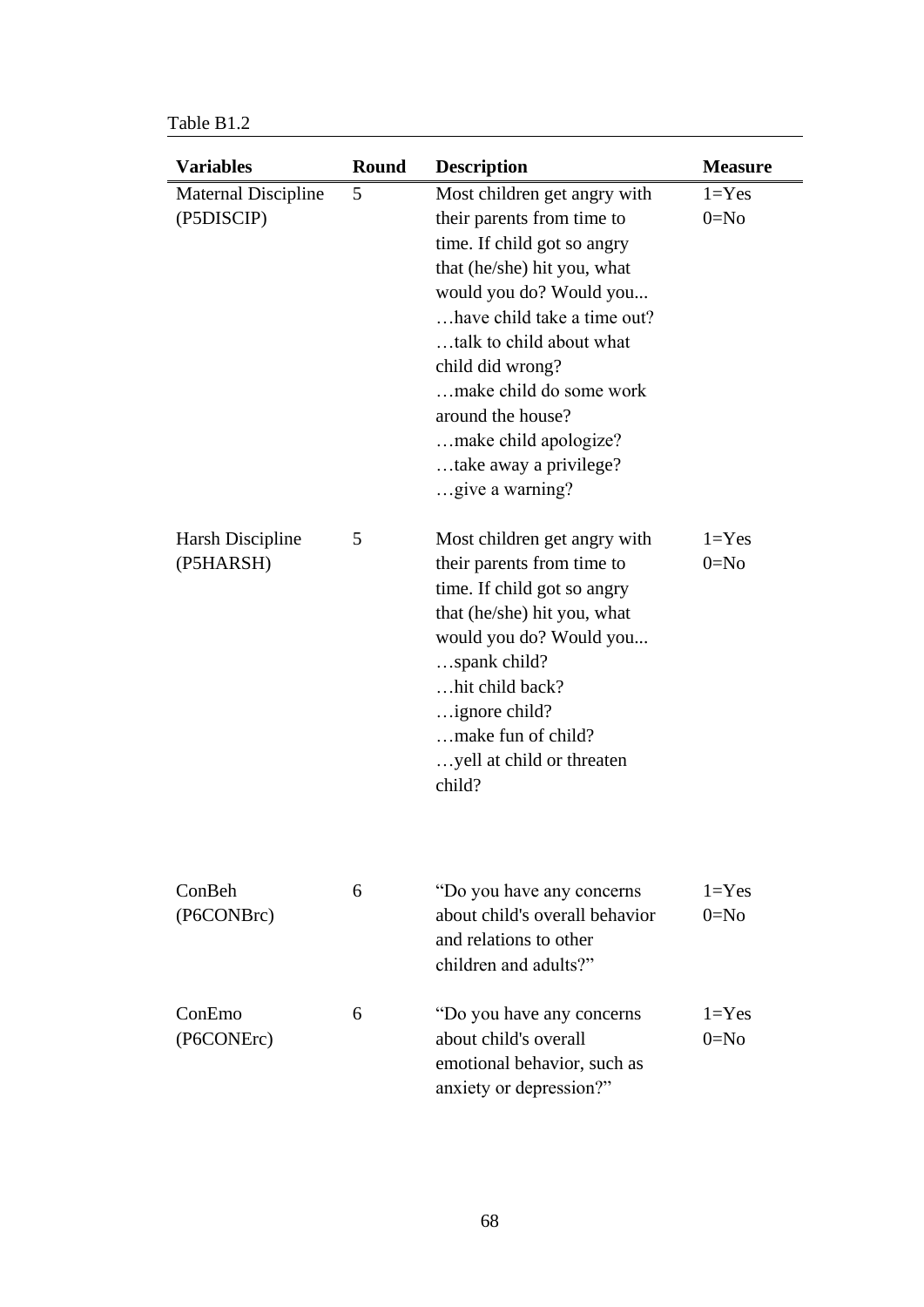Table B1.2

| Variables | Round | Description | Measure |
|---|---|---|---|
| Maternal Discipline (P5DISCIP) | 5 | Most children get angry with their parents from time to time. If child got so angry that (he/she) hit you, what would you do? Would you... …have child take a time out? …talk to child about what child did wrong? …make child do some work around the house? …make child apologize? …take away a privilege? …give a warning? | 1=Yes 0=No |
| Harsh Discipline (P5HARSH) | 5 | Most children get angry with their parents from time to time. If child got so angry that (he/she) hit you, what would you do? Would you... …spank child? …hit child back? …ignore child? …make fun of child? …yell at child or threaten child? | 1=Yes 0=No |
| ConBeh (P6CONBrc) | 6 | "Do you have any concerns about child's overall behavior and relations to other children and adults?" | 1=Yes 0=No |
| ConEmo (P6CONErc) | 6 | "Do you have any concerns about child's overall emotional behavior, such as anxiety or depression?" | 1=Yes 0=No |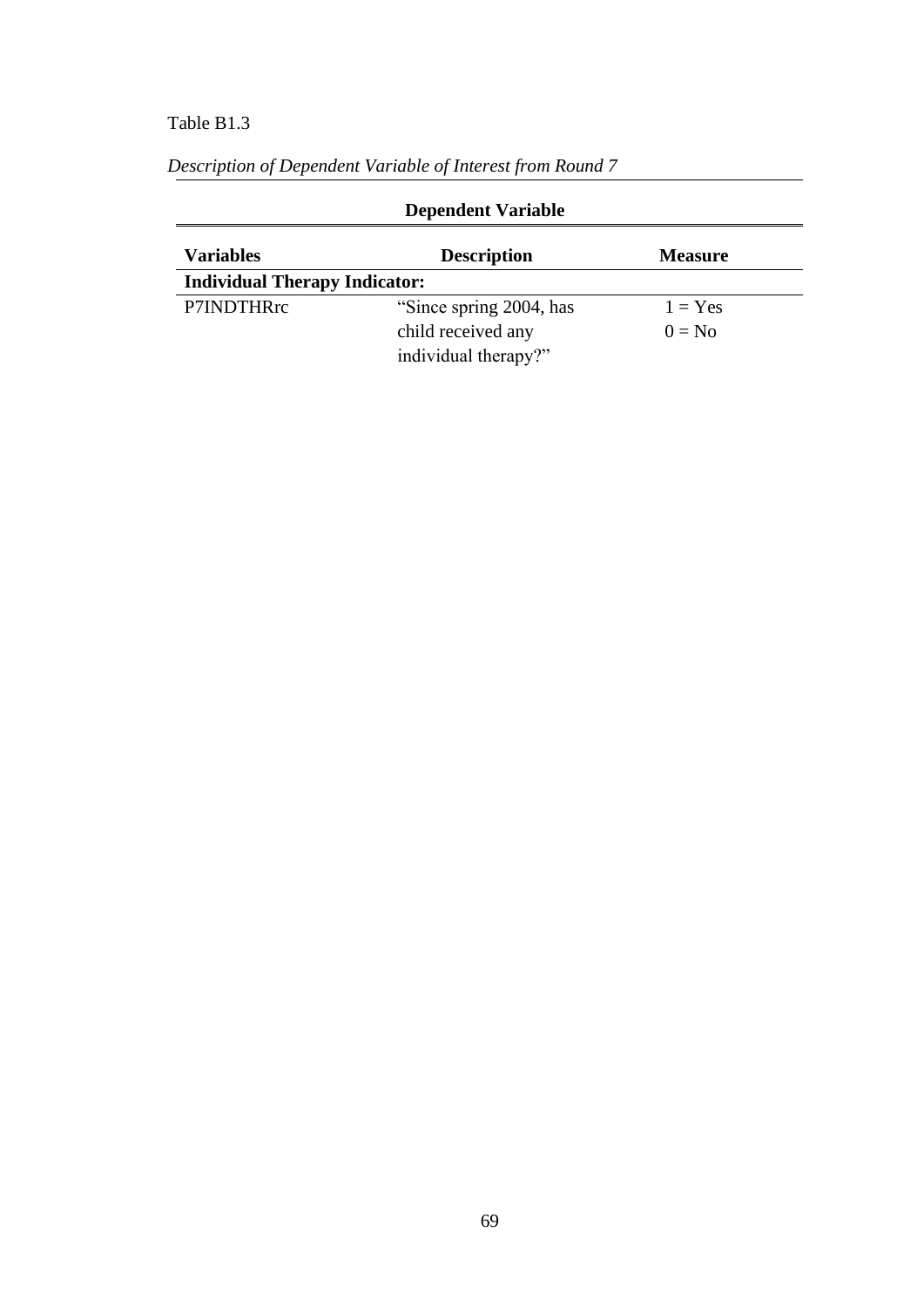Table B1.3

*Description of Dependent Variable of Interest from Round 7*

| Dependent Variable | | |
|---|---|---|
| **Variables** | **Description** | **Measure** |
| **Individual Therapy Indicator:** | | |
| P7INDTHRrc | "Since spring 2004, has child received any individual therapy?" | 1 = Yes<br>0 = No |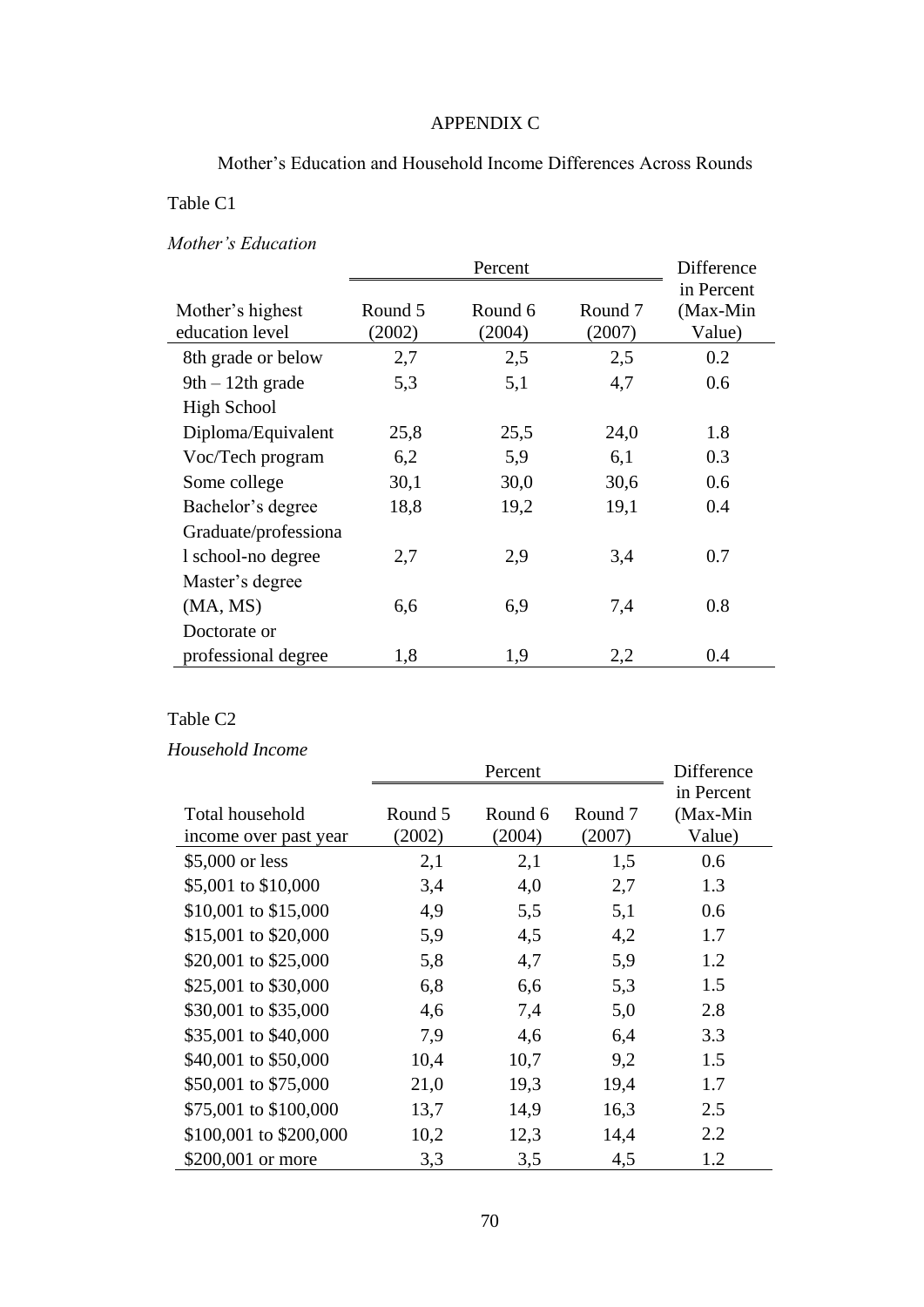# APPENDIX C

## Mother's Education and Household Income Differences Across Rounds

Table C1

*Mother's Education*

| Mother's highest education level | Percent | | | Difference in Percent (Max-Min Value) |
|---|---|---|---|---|
| | Round 5 (2002) | Round 6 (2004) | Round 7 (2007) | |
| 8th grade or below | 2,7 | 2,5 | 2,5 | 0.2 |
| 9th – 12th grade | 5,3 | 5,1 | 4,7 | 0.6 |
| High School Diploma/Equivalent | 25,8 | 25,5 | 24,0 | 1.8 |
| Voc/Tech program | 6,2 | 5,9 | 6,1 | 0.3 |
| Some college | 30,1 | 30,0 | 30,6 | 0.6 |
| Bachelor's degree | 18,8 | 19,2 | 19,1 | 0.4 |
| Graduate/professional school-no degree | 2,7 | 2,9 | 3,4 | 0.7 |
| Master's degree (MA, MS) | 6,6 | 6,9 | 7,4 | 0.8 |
| Doctorate or professional degree | 1,8 | 1,9 | 2,2 | 0.4 |

Table C2

*Household Income*

| Total household income over past year | Percent | | | Difference in Percent (Max-Min Value) |
|---|---|---|---|---|
| | Round 5 (2002) | Round 6 (2004) | Round 7 (2007) | |
| $5,000 or less | 2,1 | 2,1 | 1,5 | 0.6 |
| $5,001 to $10,000 | 3,4 | 4,0 | 2,7 | 1.3 |
| $10,001 to $15,000 | 4,9 | 5,5 | 5,1 | 0.6 |
| $15,001 to $20,000 | 5,9 | 4,5 | 4,2 | 1.7 |
| $20,001 to $25,000 | 5,8 | 4,7 | 5,9 | 1.2 |
| $25,001 to $30,000 | 6,8 | 6,6 | 5,3 | 1.5 |
| $30,001 to $35,000 | 4,6 | 7,4 | 5,0 | 2.8 |
| $35,001 to $40,000 | 7,9 | 4,6 | 6,4 | 3.3 |
| $40,001 to $50,000 | 10,4 | 10,7 | 9,2 | 1.5 |
| $50,001 to $75,000 | 21,0 | 19,3 | 19,4 | 1.7 |
| $75,001 to $100,000 | 13,7 | 14,9 | 16,3 | 2.5 |
| $100,001 to $200,000 | 10,2 | 12,3 | 14,4 | 2.2 |
| $200,001 or more | 3,3 | 3,5 | 4,5 | 1.2 |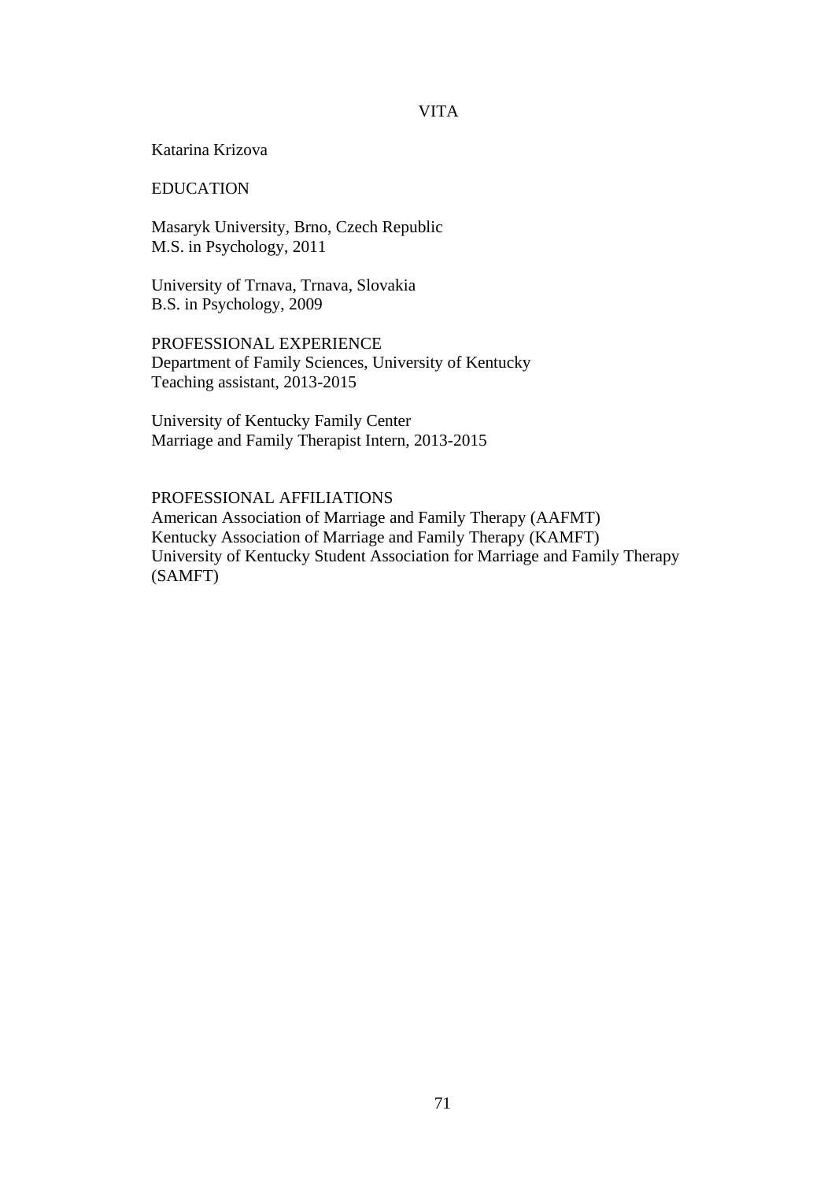# VITA

Katarina Krizova

## EDUCATION

Masaryk University, Brno, Czech Republic
M.S. in Psychology, 2011

University of Trnava, Trnava, Slovakia
B.S. in Psychology, 2009

## PROFESSIONAL EXPERIENCE

Department of Family Sciences, University of Kentucky
Teaching assistant, 2013-2015

University of Kentucky Family Center
Marriage and Family Therapist Intern, 2013-2015

## PROFESSIONAL AFFILIATIONS

American Association of Marriage and Family Therapy (AAFMT)
Kentucky Association of Marriage and Family Therapy (KAMFT)
University of Kentucky Student Association for Marriage and Family Therapy (SAMFT)